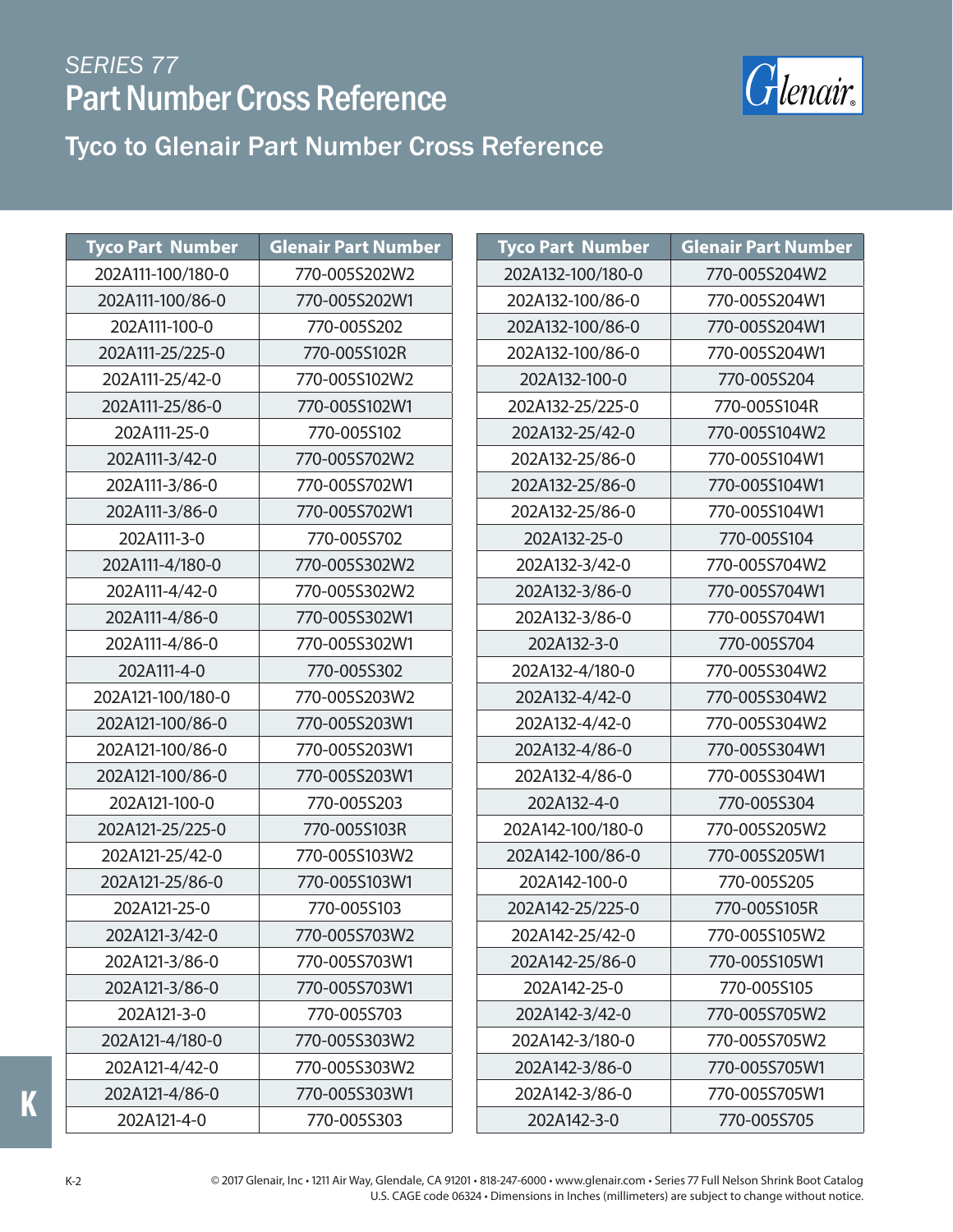SERIES 77

# Part Number Cross Reference

## Tyco to Glenair Part Number Cross Reference

| Tyco Part Number | Glenair Part Number |
|---|---|
| 202A111-100/180-0 | 770-005S202W2 |
| 202A111-100/86-0 | 770-005S202W1 |
| 202A111-100-0 | 770-005S202 |
| 202A111-25/225-0 | 770-005S102R |
| 202A111-25/42-0 | 770-005S102W2 |
| 202A111-25/86-0 | 770-005S102W1 |
| 202A111-25-0 | 770-005S102 |
| 202A111-3/42-0 | 770-005S702W2 |
| 202A111-3/86-0 | 770-005S702W1 |
| 202A111-3/86-0 | 770-005S702W1 |
| 202A111-3-0 | 770-005S702 |
| 202A111-4/180-0 | 770-005S302W2 |
| 202A111-4/42-0 | 770-005S302W2 |
| 202A111-4/86-0 | 770-005S302W1 |
| 202A111-4/86-0 | 770-005S302W1 |
| 202A111-4-0 | 770-005S302 |
| 202A121-100/180-0 | 770-005S203W2 |
| 202A121-100/86-0 | 770-005S203W1 |
| 202A121-100/86-0 | 770-005S203W1 |
| 202A121-100/86-0 | 770-005S203W1 |
| 202A121-100-0 | 770-005S203 |
| 202A121-25/225-0 | 770-005S103R |
| 202A121-25/42-0 | 770-005S103W2 |
| 202A121-25/86-0 | 770-005S103W1 |
| 202A121-25-0 | 770-005S103 |
| 202A121-3/42-0 | 770-005S703W2 |
| 202A121-3/86-0 | 770-005S703W1 |
| 202A121-3/86-0 | 770-005S703W1 |
| 202A121-3-0 | 770-005S703 |
| 202A121-4/180-0 | 770-005S303W2 |
| 202A121-4/42-0 | 770-005S303W2 |
| 202A121-4/86-0 | 770-005S303W1 |
| 202A121-4-0 | 770-005S303 |

| Tyco Part Number | Glenair Part Number |
|---|---|
| 202A132-100/180-0 | 770-005S204W2 |
| 202A132-100/86-0 | 770-005S204W1 |
| 202A132-100/86-0 | 770-005S204W1 |
| 202A132-100/86-0 | 770-005S204W1 |
| 202A132-100-0 | 770-005S204 |
| 202A132-25/225-0 | 770-005S104R |
| 202A132-25/42-0 | 770-005S104W2 |
| 202A132-25/86-0 | 770-005S104W1 |
| 202A132-25/86-0 | 770-005S104W1 |
| 202A132-25/86-0 | 770-005S104W1 |
| 202A132-25-0 | 770-005S104 |
| 202A132-3/42-0 | 770-005S704W2 |
| 202A132-3/86-0 | 770-005S704W1 |
| 202A132-3/86-0 | 770-005S704W1 |
| 202A132-3-0 | 770-005S704 |
| 202A132-4/180-0 | 770-005S304W2 |
| 202A132-4/42-0 | 770-005S304W2 |
| 202A132-4/42-0 | 770-005S304W2 |
| 202A132-4/86-0 | 770-005S304W1 |
| 202A132-4/86-0 | 770-005S304W1 |
| 202A132-4-0 | 770-005S304 |
| 202A142-100/180-0 | 770-005S205W2 |
| 202A142-100/86-0 | 770-005S205W1 |
| 202A142-100-0 | 770-005S205 |
| 202A142-25/225-0 | 770-005S105R |
| 202A142-25/42-0 | 770-005S105W2 |
| 202A142-25/86-0 | 770-005S105W1 |
| 202A142-25-0 | 770-005S105 |
| 202A142-3/42-0 | 770-005S705W2 |
| 202A142-3/180-0 | 770-005S705W2 |
| 202A142-3/86-0 | 770-005S705W1 |
| 202A142-3/86-0 | 770-005S705W1 |
| 202A142-3-0 | 770-005S705 |

© 2017 Glenair, Inc • 1211 Air Way, Glendale, CA 91201 • 818-247-6000 • www.glenair.com • Series 77 Full Nelson Shrink Boot Catalog
U.S. CAGE code 06324 • Dimensions in Inches (millimeters) are subject to change without notice.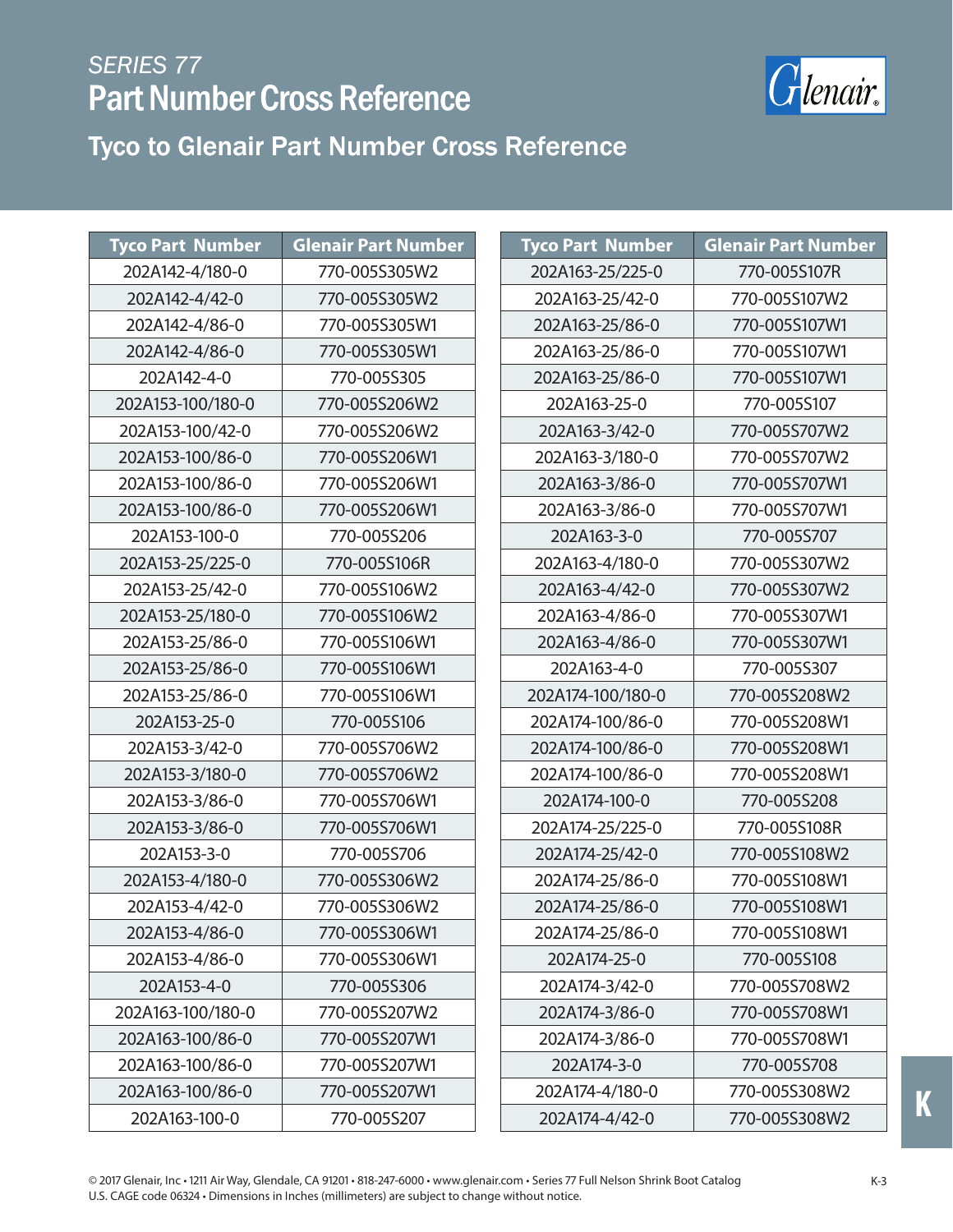# SERIES 77

# Part Number Cross Reference

## Tyco to Glenair Part Number Cross Reference

| Tyco Part Number | Glenair Part Number |
|---|---|
| 202A142-4/180-0 | 770-005S305W2 |
| 202A142-4/42-0 | 770-005S305W2 |
| 202A142-4/86-0 | 770-005S305W1 |
| 202A142-4/86-0 | 770-005S305W1 |
| 202A142-4-0 | 770-005S305 |
| 202A153-100/180-0 | 770-005S206W2 |
| 202A153-100/42-0 | 770-005S206W2 |
| 202A153-100/86-0 | 770-005S206W1 |
| 202A153-100/86-0 | 770-005S206W1 |
| 202A153-100/86-0 | 770-005S206W1 |
| 202A153-100-0 | 770-005S206 |
| 202A153-25/225-0 | 770-005S106R |
| 202A153-25/42-0 | 770-005S106W2 |
| 202A153-25/180-0 | 770-005S106W2 |
| 202A153-25/86-0 | 770-005S106W1 |
| 202A153-25/86-0 | 770-005S106W1 |
| 202A153-25/86-0 | 770-005S106W1 |
| 202A153-25-0 | 770-005S106 |
| 202A153-3/42-0 | 770-005S706W2 |
| 202A153-3/180-0 | 770-005S706W2 |
| 202A153-3/86-0 | 770-005S706W1 |
| 202A153-3/86-0 | 770-005S706W1 |
| 202A153-3-0 | 770-005S706 |
| 202A153-4/180-0 | 770-005S306W2 |
| 202A153-4/42-0 | 770-005S306W2 |
| 202A153-4/86-0 | 770-005S306W1 |
| 202A153-4/86-0 | 770-005S306W1 |
| 202A153-4-0 | 770-005S306 |
| 202A163-100/180-0 | 770-005S207W2 |
| 202A163-100/86-0 | 770-005S207W1 |
| 202A163-100/86-0 | 770-005S207W1 |
| 202A163-100/86-0 | 770-005S207W1 |
| 202A163-100-0 | 770-005S207 |
| 202A163-25/225-0 | 770-005S107R |
| 202A163-25/42-0 | 770-005S107W2 |
| 202A163-25/86-0 | 770-005S107W1 |
| 202A163-25/86-0 | 770-005S107W1 |
| 202A163-25/86-0 | 770-005S107W1 |
| 202A163-25-0 | 770-005S107 |
| 202A163-3/42-0 | 770-005S707W2 |
| 202A163-3/180-0 | 770-005S707W2 |
| 202A163-3/86-0 | 770-005S707W1 |
| 202A163-3/86-0 | 770-005S707W1 |
| 202A163-3-0 | 770-005S707 |
| 202A163-4/180-0 | 770-005S307W2 |
| 202A163-4/42-0 | 770-005S307W2 |
| 202A163-4/86-0 | 770-005S307W1 |
| 202A163-4/86-0 | 770-005S307W1 |
| 202A163-4-0 | 770-005S307 |
| 202A174-100/180-0 | 770-005S208W2 |
| 202A174-100/86-0 | 770-005S208W1 |
| 202A174-100/86-0 | 770-005S208W1 |
| 202A174-100/86-0 | 770-005S208W1 |
| 202A174-100-0 | 770-005S208 |
| 202A174-25/225-0 | 770-005S108R |
| 202A174-25/42-0 | 770-005S108W2 |
| 202A174-25/86-0 | 770-005S108W1 |
| 202A174-25/86-0 | 770-005S108W1 |
| 202A174-25/86-0 | 770-005S108W1 |
| 202A174-25-0 | 770-005S108 |
| 202A174-3/42-0 | 770-005S708W2 |
| 202A174-3/86-0 | 770-005S708W1 |
| 202A174-3/86-0 | 770-005S708W1 |
| 202A174-3-0 | 770-005S708 |
| 202A174-4/180-0 | 770-005S308W2 |
| 202A174-4/42-0 | 770-005S308W2 |

© 2017 Glenair, Inc • 1211 Air Way, Glendale, CA 91201 • 818-247-6000 • www.glenair.com • Series 77 Full Nelson Shrink Boot Catalog
U.S. CAGE code 06324 • Dimensions in Inches (millimeters) are subject to change without notice.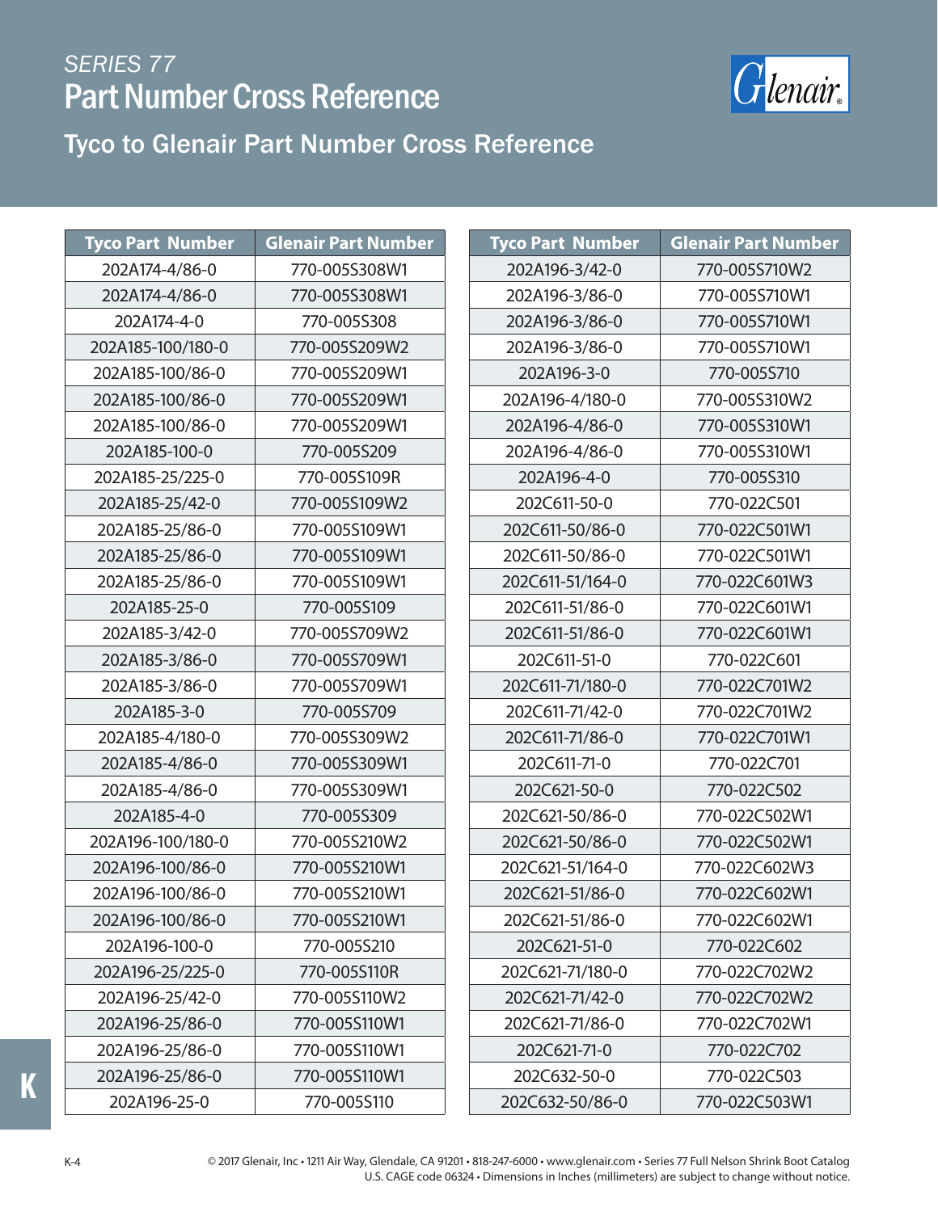# SERIES 77
# Part Number Cross Reference

## Tyco to Glenair Part Number Cross Reference

| Tyco Part Number | Glenair Part Number |
|---|---|
| 202A174-4/86-0 | 770-005S308W1 |
| 202A174-4/86-0 | 770-005S308W1 |
| 202A174-4-0 | 770-005S308 |
| 202A185-100/180-0 | 770-005S209W2 |
| 202A185-100/86-0 | 770-005S209W1 |
| 202A185-100/86-0 | 770-005S209W1 |
| 202A185-100/86-0 | 770-005S209W1 |
| 202A185-100-0 | 770-005S209 |
| 202A185-25/225-0 | 770-005S109R |
| 202A185-25/42-0 | 770-005S109W2 |
| 202A185-25/86-0 | 770-005S109W1 |
| 202A185-25/86-0 | 770-005S109W1 |
| 202A185-25/86-0 | 770-005S109W1 |
| 202A185-25-0 | 770-005S109 |
| 202A185-3/42-0 | 770-005S709W2 |
| 202A185-3/86-0 | 770-005S709W1 |
| 202A185-3/86-0 | 770-005S709W1 |
| 202A185-3-0 | 770-005S709 |
| 202A185-4/180-0 | 770-005S309W2 |
| 202A185-4/86-0 | 770-005S309W1 |
| 202A185-4/86-0 | 770-005S309W1 |
| 202A185-4-0 | 770-005S309 |
| 202A196-100/180-0 | 770-005S210W2 |
| 202A196-100/86-0 | 770-005S210W1 |
| 202A196-100/86-0 | 770-005S210W1 |
| 202A196-100/86-0 | 770-005S210W1 |
| 202A196-100-0 | 770-005S210 |
| 202A196-25/225-0 | 770-005S110R |
| 202A196-25/42-0 | 770-005S110W2 |
| 202A196-25/86-0 | 770-005S110W1 |
| 202A196-25/86-0 | 770-005S110W1 |
| 202A196-25/86-0 | 770-005S110W1 |
| 202A196-25-0 | 770-005S110 |
| 202A196-3/42-0 | 770-005S710W2 |
| 202A196-3/86-0 | 770-005S710W1 |
| 202A196-3/86-0 | 770-005S710W1 |
| 202A196-3/86-0 | 770-005S710W1 |
| 202A196-3-0 | 770-005S710 |
| 202A196-4/180-0 | 770-005S310W2 |
| 202A196-4/86-0 | 770-005S310W1 |
| 202A196-4/86-0 | 770-005S310W1 |
| 202A196-4-0 | 770-005S310 |
| 202C611-50-0 | 770-022C501 |
| 202C611-50/86-0 | 770-022C501W1 |
| 202C611-50/86-0 | 770-022C501W1 |
| 202C611-51/164-0 | 770-022C601W3 |
| 202C611-51/86-0 | 770-022C601W1 |
| 202C611-51/86-0 | 770-022C601W1 |
| 202C611-51-0 | 770-022C601 |
| 202C611-71/180-0 | 770-022C701W2 |
| 202C611-71/42-0 | 770-022C701W2 |
| 202C611-71/86-0 | 770-022C701W1 |
| 202C611-71-0 | 770-022C701 |
| 202C621-50-0 | 770-022C502 |
| 202C621-50/86-0 | 770-022C502W1 |
| 202C621-50/86-0 | 770-022C502W1 |
| 202C621-51/164-0 | 770-022C602W3 |
| 202C621-51/86-0 | 770-022C602W1 |
| 202C621-51/86-0 | 770-022C602W1 |
| 202C621-51-0 | 770-022C602 |
| 202C621-71/180-0 | 770-022C702W2 |
| 202C621-71/42-0 | 770-022C702W2 |
| 202C621-71/86-0 | 770-022C702W1 |
| 202C621-71-0 | 770-022C702 |
| 202C632-50-0 | 770-022C503 |
| 202C632-50/86-0 | 770-022C503W1 |

© 2017 Glenair, Inc • 1211 Air Way, Glendale, CA 91201 • 818-247-6000 • www.glenair.com • Series 77 Full Nelson Shrink Boot Catalog
U.S. CAGE code 06324 • Dimensions in Inches (millimeters) are subject to change without notice.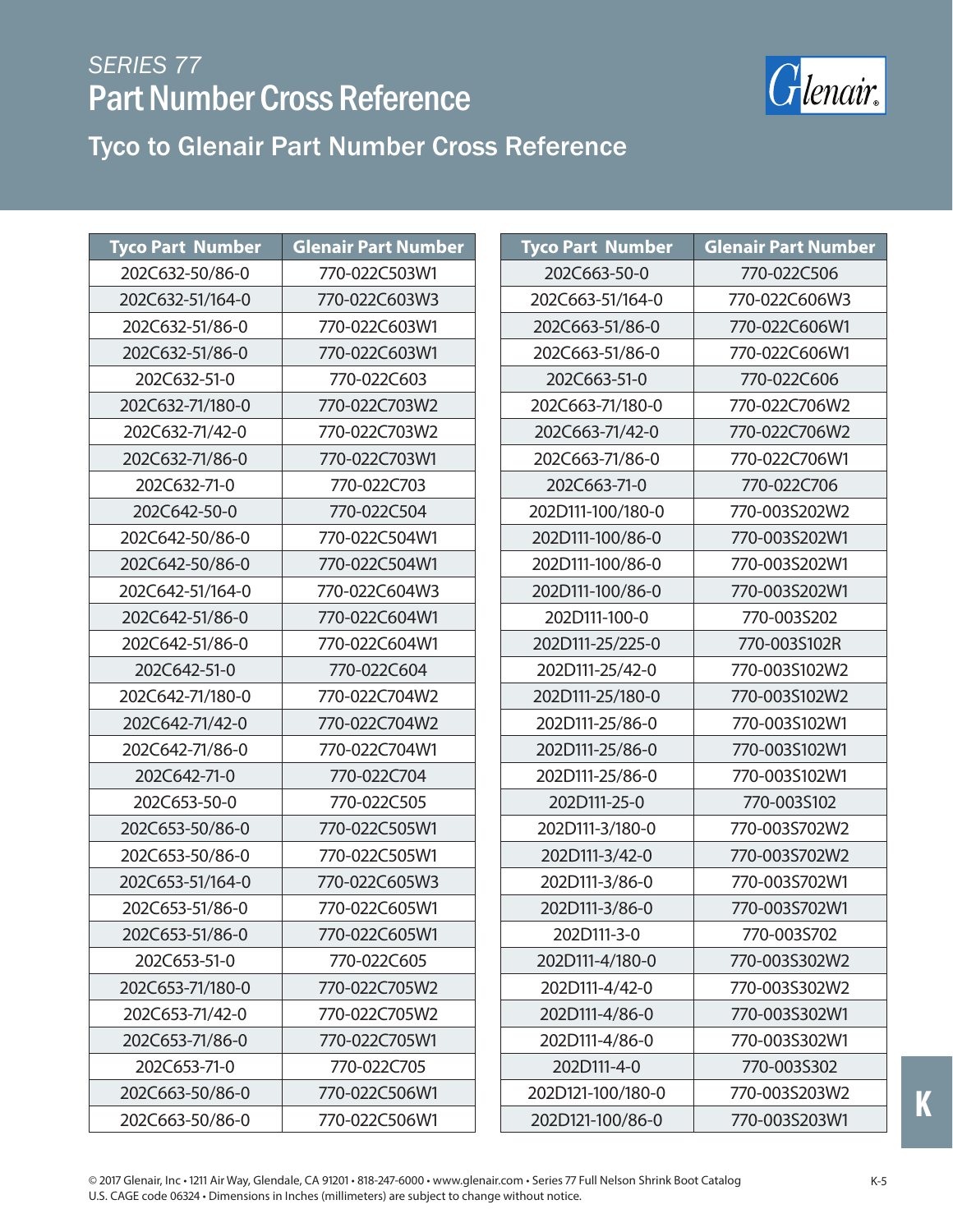SERIES 77

# Part Number Cross Reference

## Tyco to Glenair Part Number Cross Reference

| Tyco Part Number | Glenair Part Number |
|---|---|
| 202C632-50/86-0 | 770-022C503W1 |
| 202C632-51/164-0 | 770-022C603W3 |
| 202C632-51/86-0 | 770-022C603W1 |
| 202C632-51/86-0 | 770-022C603W1 |
| 202C632-51-0 | 770-022C603 |
| 202C632-71/180-0 | 770-022C703W2 |
| 202C632-71/42-0 | 770-022C703W2 |
| 202C632-71/86-0 | 770-022C703W1 |
| 202C632-71-0 | 770-022C703 |
| 202C642-50-0 | 770-022C504 |
| 202C642-50/86-0 | 770-022C504W1 |
| 202C642-50/86-0 | 770-022C504W1 |
| 202C642-51/164-0 | 770-022C604W3 |
| 202C642-51/86-0 | 770-022C604W1 |
| 202C642-51/86-0 | 770-022C604W1 |
| 202C642-51-0 | 770-022C604 |
| 202C642-71/180-0 | 770-022C704W2 |
| 202C642-71/42-0 | 770-022C704W2 |
| 202C642-71/86-0 | 770-022C704W1 |
| 202C642-71-0 | 770-022C704 |
| 202C653-50-0 | 770-022C505 |
| 202C653-50/86-0 | 770-022C505W1 |
| 202C653-50/86-0 | 770-022C505W1 |
| 202C653-51/164-0 | 770-022C605W3 |
| 202C653-51/86-0 | 770-022C605W1 |
| 202C653-51/86-0 | 770-022C605W1 |
| 202C653-51-0 | 770-022C605 |
| 202C653-71/180-0 | 770-022C705W2 |
| 202C653-71/42-0 | 770-022C705W2 |
| 202C653-71/86-0 | 770-022C705W1 |
| 202C653-71-0 | 770-022C705 |
| 202C663-50/86-0 | 770-022C506W1 |
| 202C663-50/86-0 | 770-022C506W1 |
| 202C663-50-0 | 770-022C506 |
| 202C663-51/164-0 | 770-022C606W3 |
| 202C663-51/86-0 | 770-022C606W1 |
| 202C663-51/86-0 | 770-022C606W1 |
| 202C663-51-0 | 770-022C606 |
| 202C663-71/180-0 | 770-022C706W2 |
| 202C663-71/42-0 | 770-022C706W2 |
| 202C663-71/86-0 | 770-022C706W1 |
| 202C663-71-0 | 770-022C706 |
| 202D111-100/180-0 | 770-003S202W2 |
| 202D111-100/86-0 | 770-003S202W1 |
| 202D111-100/86-0 | 770-003S202W1 |
| 202D111-100/86-0 | 770-003S202W1 |
| 202D111-100-0 | 770-003S202 |
| 202D111-25/225-0 | 770-003S102R |
| 202D111-25/42-0 | 770-003S102W2 |
| 202D111-25/180-0 | 770-003S102W2 |
| 202D111-25/86-0 | 770-003S102W1 |
| 202D111-25/86-0 | 770-003S102W1 |
| 202D111-25/86-0 | 770-003S102W1 |
| 202D111-25-0 | 770-003S102 |
| 202D111-3/180-0 | 770-003S702W2 |
| 202D111-3/42-0 | 770-003S702W2 |
| 202D111-3/86-0 | 770-003S702W1 |
| 202D111-3/86-0 | 770-003S702W1 |
| 202D111-3-0 | 770-003S702 |
| 202D111-4/180-0 | 770-003S302W2 |
| 202D111-4/42-0 | 770-003S302W2 |
| 202D111-4/86-0 | 770-003S302W1 |
| 202D111-4/86-0 | 770-003S302W1 |
| 202D111-4-0 | 770-003S302 |
| 202D121-100/180-0 | 770-003S203W2 |
| 202D121-100/86-0 | 770-003S203W1 |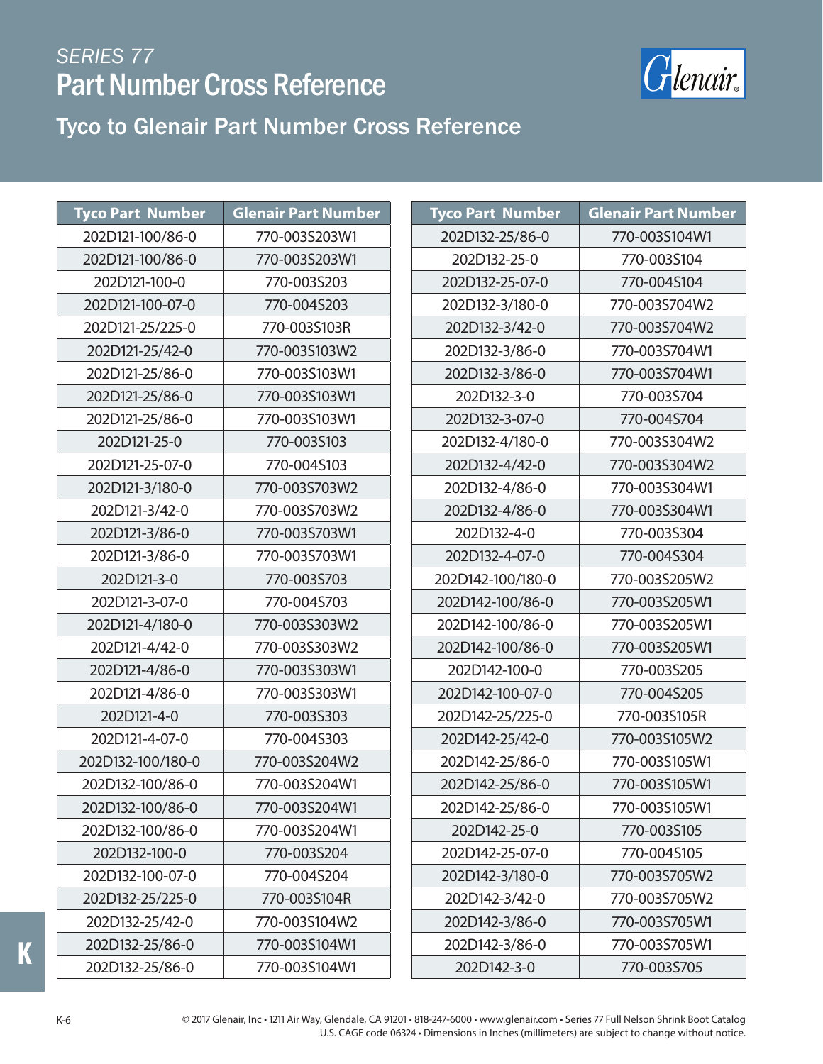*SERIES 77*

# Part Number Cross Reference

## Tyco to Glenair Part Number Cross Reference

| Tyco Part Number | Glenair Part Number |
|---|---|
| 202D121-100/86-0 | 770-003S203W1 |
| 202D121-100/86-0 | 770-003S203W1 |
| 202D121-100-0 | 770-003S203 |
| 202D121-100-07-0 | 770-004S203 |
| 202D121-25/225-0 | 770-003S103R |
| 202D121-25/42-0 | 770-003S103W2 |
| 202D121-25/86-0 | 770-003S103W1 |
| 202D121-25/86-0 | 770-003S103W1 |
| 202D121-25/86-0 | 770-003S103W1 |
| 202D121-25-0 | 770-003S103 |
| 202D121-25-07-0 | 770-004S103 |
| 202D121-3/180-0 | 770-003S703W2 |
| 202D121-3/42-0 | 770-003S703W2 |
| 202D121-3/86-0 | 770-003S703W1 |
| 202D121-3/86-0 | 770-003S703W1 |
| 202D121-3-0 | 770-003S703 |
| 202D121-3-07-0 | 770-004S703 |
| 202D121-4/180-0 | 770-003S303W2 |
| 202D121-4/42-0 | 770-003S303W2 |
| 202D121-4/86-0 | 770-003S303W1 |
| 202D121-4/86-0 | 770-003S303W1 |
| 202D121-4-0 | 770-003S303 |
| 202D121-4-07-0 | 770-004S303 |
| 202D132-100/180-0 | 770-003S204W2 |
| 202D132-100/86-0 | 770-003S204W1 |
| 202D132-100/86-0 | 770-003S204W1 |
| 202D132-100/86-0 | 770-003S204W1 |
| 202D132-100-0 | 770-003S204 |
| 202D132-100-07-0 | 770-004S204 |
| 202D132-25/225-0 | 770-003S104R |
| 202D132-25/42-0 | 770-003S104W2 |
| 202D132-25/86-0 | 770-003S104W1 |
| 202D132-25/86-0 | 770-003S104W1 |
| 202D132-25/86-0 | 770-003S104W1 |
| 202D132-25-0 | 770-003S104 |
| 202D132-25-07-0 | 770-004S104 |
| 202D132-3/180-0 | 770-003S704W2 |
| 202D132-3/42-0 | 770-003S704W2 |
| 202D132-3/86-0 | 770-003S704W1 |
| 202D132-3/86-0 | 770-003S704W1 |
| 202D132-3-0 | 770-003S704 |
| 202D132-3-07-0 | 770-004S704 |
| 202D132-4/180-0 | 770-003S304W2 |
| 202D132-4/42-0 | 770-003S304W2 |
| 202D132-4/86-0 | 770-003S304W1 |
| 202D132-4/86-0 | 770-003S304W1 |
| 202D132-4-0 | 770-003S304 |
| 202D132-4-07-0 | 770-004S304 |
| 202D142-100/180-0 | 770-003S205W2 |
| 202D142-100/86-0 | 770-003S205W1 |
| 202D142-100/86-0 | 770-003S205W1 |
| 202D142-100/86-0 | 770-003S205W1 |
| 202D142-100-0 | 770-003S205 |
| 202D142-100-07-0 | 770-004S205 |
| 202D142-25/225-0 | 770-003S105R |
| 202D142-25/42-0 | 770-003S105W2 |
| 202D142-25/86-0 | 770-003S105W1 |
| 202D142-25/86-0 | 770-003S105W1 |
| 202D142-25/86-0 | 770-003S105W1 |
| 202D142-25-0 | 770-003S105 |
| 202D142-25-07-0 | 770-004S105 |
| 202D142-3/180-0 | 770-003S705W2 |
| 202D142-3/42-0 | 770-003S705W2 |
| 202D142-3/86-0 | 770-003S705W1 |
| 202D142-3/86-0 | 770-003S705W1 |
| 202D142-3-0 | 770-003S705 |

© 2017 Glenair, Inc • 1211 Air Way, Glendale, CA 91201 • 818-247-6000 • www.glenair.com • Series 77 Full Nelson Shrink Boot Catalog
U.S. CAGE code 06324 • Dimensions in Inches (millimeters) are subject to change without notice.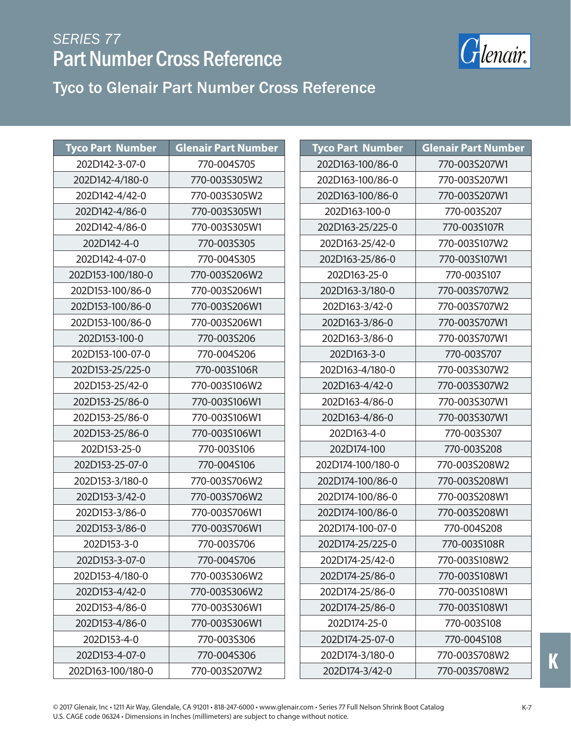# SERIES 77
## Part Number Cross Reference

### Tyco to Glenair Part Number Cross Reference

| Tyco Part Number | Glenair Part Number |
|---|---|
| 202D142-3-07-0 | 770-004S705 |
| 202D142-4/180-0 | 770-003S305W2 |
| 202D142-4/42-0 | 770-003S305W2 |
| 202D142-4/86-0 | 770-003S305W1 |
| 202D142-4/86-0 | 770-003S305W1 |
| 202D142-4-0 | 770-003S305 |
| 202D142-4-07-0 | 770-004S305 |
| 202D153-100/180-0 | 770-003S206W2 |
| 202D153-100/86-0 | 770-003S206W1 |
| 202D153-100/86-0 | 770-003S206W1 |
| 202D153-100/86-0 | 770-003S206W1 |
| 202D153-100-0 | 770-003S206 |
| 202D153-100-07-0 | 770-004S206 |
| 202D153-25/225-0 | 770-003S106R |
| 202D153-25/42-0 | 770-003S106W2 |
| 202D153-25/86-0 | 770-003S106W1 |
| 202D153-25/86-0 | 770-003S106W1 |
| 202D153-25/86-0 | 770-003S106W1 |
| 202D153-25-0 | 770-003S106 |
| 202D153-25-07-0 | 770-004S106 |
| 202D153-3/180-0 | 770-003S706W2 |
| 202D153-3/42-0 | 770-003S706W2 |
| 202D153-3/86-0 | 770-003S706W1 |
| 202D153-3/86-0 | 770-003S706W1 |
| 202D153-3-0 | 770-003S706 |
| 202D153-3-07-0 | 770-004S706 |
| 202D153-4/180-0 | 770-003S306W2 |
| 202D153-4/42-0 | 770-003S306W2 |
| 202D153-4/86-0 | 770-003S306W1 |
| 202D153-4/86-0 | 770-003S306W1 |
| 202D153-4-0 | 770-003S306 |
| 202D153-4-07-0 | 770-004S306 |
| 202D163-100/180-0 | 770-003S207W2 |
| 202D163-100/86-0 | 770-003S207W1 |
| 202D163-100/86-0 | 770-003S207W1 |
| 202D163-100/86-0 | 770-003S207W1 |
| 202D163-100-0 | 770-003S207 |
| 202D163-25/225-0 | 770-003S107R |
| 202D163-25/42-0 | 770-003S107W2 |
| 202D163-25/86-0 | 770-003S107W1 |
| 202D163-25-0 | 770-003S107 |
| 202D163-3/180-0 | 770-003S707W2 |
| 202D163-3/42-0 | 770-003S707W2 |
| 202D163-3/86-0 | 770-003S707W1 |
| 202D163-3/86-0 | 770-003S707W1 |
| 202D163-3-0 | 770-003S707 |
| 202D163-4/180-0 | 770-003S307W2 |
| 202D163-4/42-0 | 770-003S307W2 |
| 202D163-4/86-0 | 770-003S307W1 |
| 202D163-4/86-0 | 770-003S307W1 |
| 202D163-4-0 | 770-003S307 |
| 202D174-100 | 770-003S208 |
| 202D174-100/180-0 | 770-003S208W2 |
| 202D174-100/86-0 | 770-003S208W1 |
| 202D174-100/86-0 | 770-003S208W1 |
| 202D174-100/86-0 | 770-003S208W1 |
| 202D174-100-07-0 | 770-004S208 |
| 202D174-25/225-0 | 770-003S108R |
| 202D174-25/42-0 | 770-003S108W2 |
| 202D174-25/86-0 | 770-003S108W1 |
| 202D174-25/86-0 | 770-003S108W1 |
| 202D174-25/86-0 | 770-003S108W1 |
| 202D174-25-0 | 770-003S108 |
| 202D174-25-07-0 | 770-004S108 |
| 202D174-3/180-0 | 770-003S708W2 |
| 202D174-3/42-0 | 770-003S708W2 |

© 2017 Glenair, Inc • 1211 Air Way, Glendale, CA 91201 • 818-247-6000 • www.glenair.com • Series 77 Full Nelson Shrink Boot Catalog
U.S. CAGE code 06324 • Dimensions in Inches (millimeters) are subject to change without notice.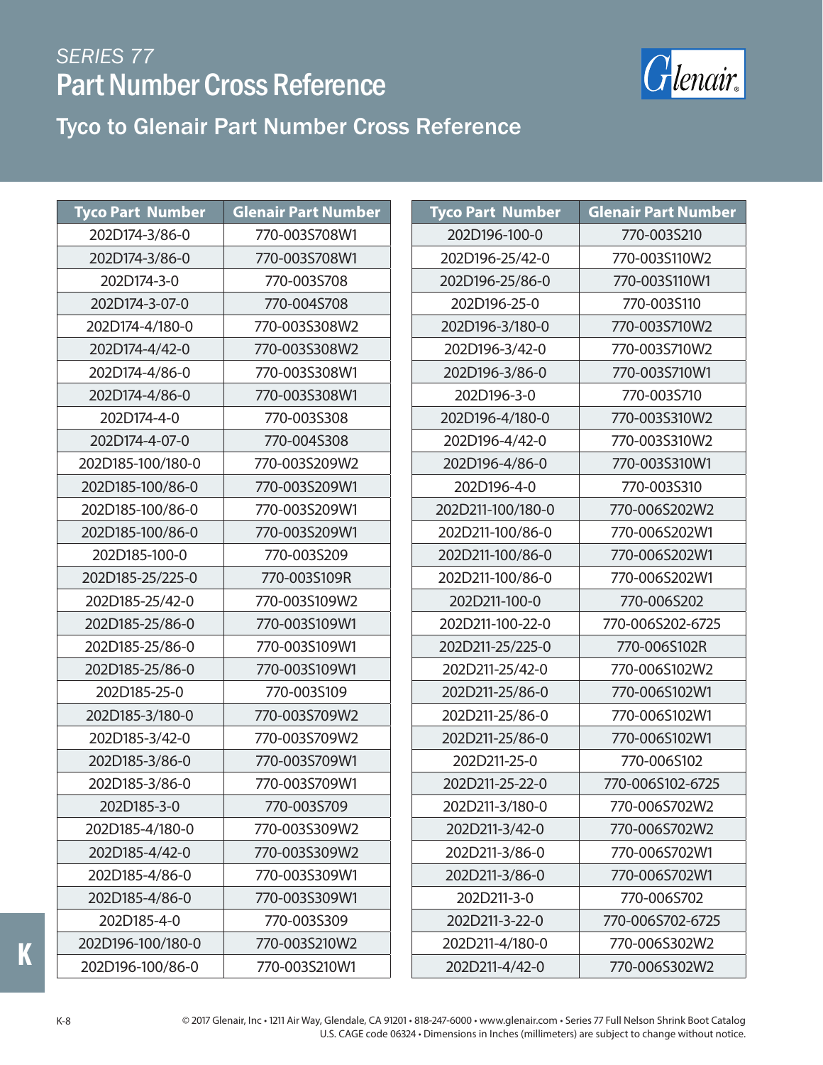# SERIES 77
# Part Number Cross Reference

## Tyco to Glenair Part Number Cross Reference

| Tyco Part Number | Glenair Part Number |
|---|---|
| 202D174-3/86-0 | 770-003S708W1 |
| 202D174-3/86-0 | 770-003S708W1 |
| 202D174-3-0 | 770-003S708 |
| 202D174-3-07-0 | 770-004S708 |
| 202D174-4/180-0 | 770-003S308W2 |
| 202D174-4/42-0 | 770-003S308W2 |
| 202D174-4/86-0 | 770-003S308W1 |
| 202D174-4/86-0 | 770-003S308W1 |
| 202D174-4-0 | 770-003S308 |
| 202D174-4-07-0 | 770-004S308 |
| 202D185-100/180-0 | 770-003S209W2 |
| 202D185-100/86-0 | 770-003S209W1 |
| 202D185-100/86-0 | 770-003S209W1 |
| 202D185-100/86-0 | 770-003S209W1 |
| 202D185-100-0 | 770-003S209 |
| 202D185-25/225-0 | 770-003S109R |
| 202D185-25/42-0 | 770-003S109W2 |
| 202D185-25/86-0 | 770-003S109W1 |
| 202D185-25/86-0 | 770-003S109W1 |
| 202D185-25/86-0 | 770-003S109W1 |
| 202D185-25-0 | 770-003S109 |
| 202D185-3/180-0 | 770-003S709W2 |
| 202D185-3/42-0 | 770-003S709W2 |
| 202D185-3/86-0 | 770-003S709W1 |
| 202D185-3/86-0 | 770-003S709W1 |
| 202D185-3-0 | 770-003S709 |
| 202D185-4/180-0 | 770-003S309W2 |
| 202D185-4/42-0 | 770-003S309W2 |
| 202D185-4/86-0 | 770-003S309W1 |
| 202D185-4/86-0 | 770-003S309W1 |
| 202D185-4-0 | 770-003S309 |
| 202D196-100/180-0 | 770-003S210W2 |
| 202D196-100/86-0 | 770-003S210W1 |

| Tyco Part Number | Glenair Part Number |
|---|---|
| 202D196-100-0 | 770-003S210 |
| 202D196-25/42-0 | 770-003S110W2 |
| 202D196-25/86-0 | 770-003S110W1 |
| 202D196-25-0 | 770-003S110 |
| 202D196-3/180-0 | 770-003S710W2 |
| 202D196-3/42-0 | 770-003S710W2 |
| 202D196-3/86-0 | 770-003S710W1 |
| 202D196-3-0 | 770-003S710 |
| 202D196-4/180-0 | 770-003S310W2 |
| 202D196-4/42-0 | 770-003S310W2 |
| 202D196-4/86-0 | 770-003S310W1 |
| 202D196-4-0 | 770-003S310 |
| 202D211-100/180-0 | 770-006S202W2 |
| 202D211-100/86-0 | 770-006S202W1 |
| 202D211-100/86-0 | 770-006S202W1 |
| 202D211-100/86-0 | 770-006S202W1 |
| 202D211-100-0 | 770-006S202 |
| 202D211-100-22-0 | 770-006S202-6725 |
| 202D211-25/225-0 | 770-006S102R |
| 202D211-25/42-0 | 770-006S102W2 |
| 202D211-25/86-0 | 770-006S102W1 |
| 202D211-25/86-0 | 770-006S102W1 |
| 202D211-25/86-0 | 770-006S102W1 |
| 202D211-25-0 | 770-006S102 |
| 202D211-25-22-0 | 770-006S102-6725 |
| 202D211-3/180-0 | 770-006S702W2 |
| 202D211-3/42-0 | 770-006S702W2 |
| 202D211-3/86-0 | 770-006S702W1 |
| 202D211-3/86-0 | 770-006S702W1 |
| 202D211-3-0 | 770-006S702 |
| 202D211-3-22-0 | 770-006S702-6725 |
| 202D211-4/180-0 | 770-006S302W2 |
| 202D211-4/42-0 | 770-006S302W2 |

© 2017 Glenair, Inc • 1211 Air Way, Glendale, CA 91201 • 818-247-6000 • www.glenair.com • Series 77 Full Nelson Shrink Boot Catalog
U.S. CAGE code 06324 • Dimensions in Inches (millimeters) are subject to change without notice.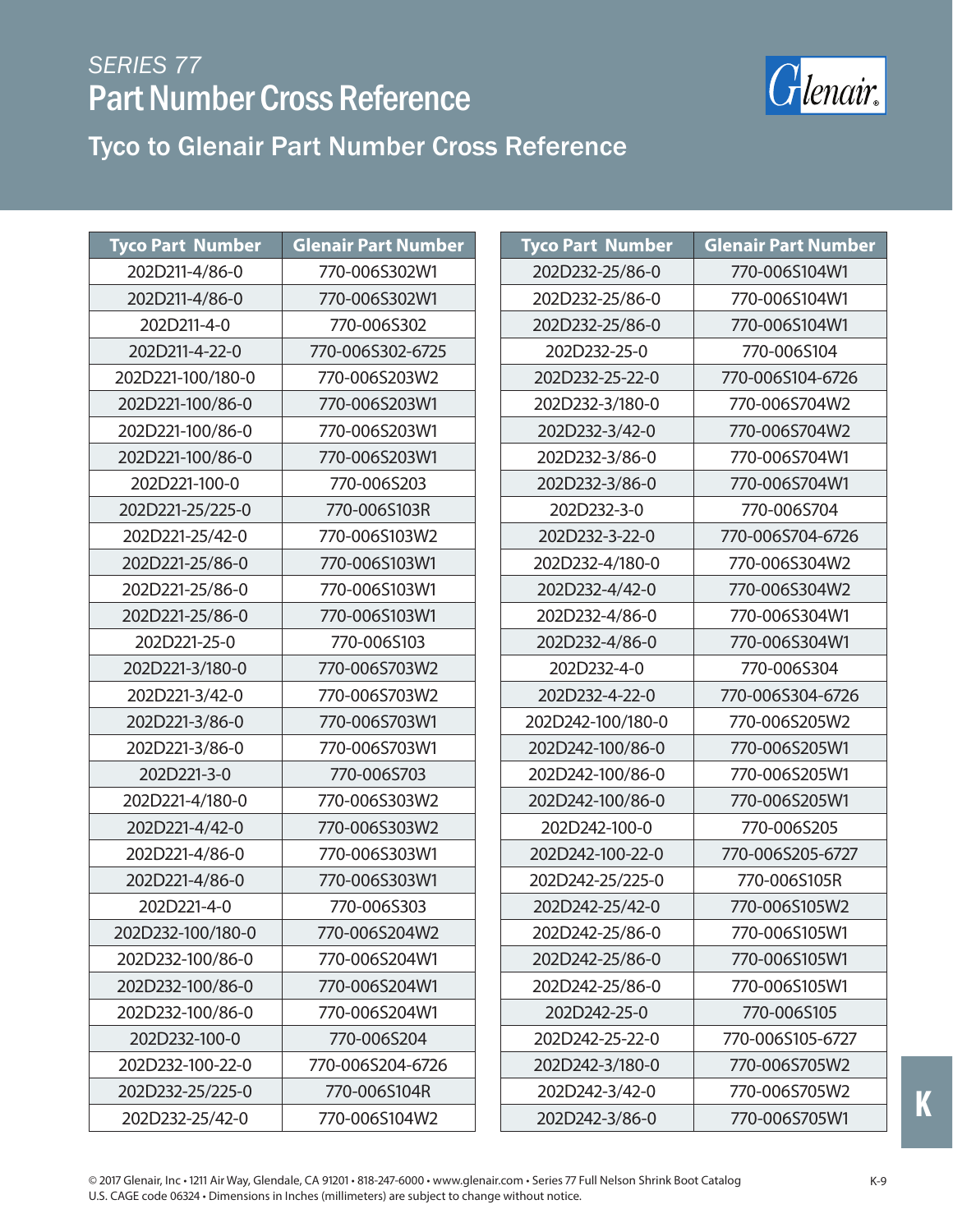# SERIES 77
# Part Number Cross Reference

## Tyco to Glenair Part Number Cross Reference

| Tyco Part Number | Glenair Part Number |
|---|---|
| 202D211-4/86-0 | 770-006S302W1 |
| 202D211-4/86-0 | 770-006S302W1 |
| 202D211-4-0 | 770-006S302 |
| 202D211-4-22-0 | 770-006S302-6725 |
| 202D221-100/180-0 | 770-006S203W2 |
| 202D221-100/86-0 | 770-006S203W1 |
| 202D221-100/86-0 | 770-006S203W1 |
| 202D221-100/86-0 | 770-006S203W1 |
| 202D221-100-0 | 770-006S203 |
| 202D221-25/225-0 | 770-006S103R |
| 202D221-25/42-0 | 770-006S103W2 |
| 202D221-25/86-0 | 770-006S103W1 |
| 202D221-25/86-0 | 770-006S103W1 |
| 202D221-25/86-0 | 770-006S103W1 |
| 202D221-25-0 | 770-006S103 |
| 202D221-3/180-0 | 770-006S703W2 |
| 202D221-3/42-0 | 770-006S703W2 |
| 202D221-3/86-0 | 770-006S703W1 |
| 202D221-3/86-0 | 770-006S703W1 |
| 202D221-3-0 | 770-006S703 |
| 202D221-4/180-0 | 770-006S303W2 |
| 202D221-4/42-0 | 770-006S303W2 |
| 202D221-4/86-0 | 770-006S303W1 |
| 202D221-4/86-0 | 770-006S303W1 |
| 202D221-4-0 | 770-006S303 |
| 202D232-100/180-0 | 770-006S204W2 |
| 202D232-100/86-0 | 770-006S204W1 |
| 202D232-100/86-0 | 770-006S204W1 |
| 202D232-100/86-0 | 770-006S204W1 |
| 202D232-100-0 | 770-006S204 |
| 202D232-100-22-0 | 770-006S204-6726 |
| 202D232-25/225-0 | 770-006S104R |
| 202D232-25/42-0 | 770-006S104W2 |

| Tyco Part Number | Glenair Part Number |
|---|---|
| 202D232-25/86-0 | 770-006S104W1 |
| 202D232-25/86-0 | 770-006S104W1 |
| 202D232-25/86-0 | 770-006S104W1 |
| 202D232-25-0 | 770-006S104 |
| 202D232-25-22-0 | 770-006S104-6726 |
| 202D232-3/180-0 | 770-006S704W2 |
| 202D232-3/42-0 | 770-006S704W2 |
| 202D232-3/86-0 | 770-006S704W1 |
| 202D232-3/86-0 | 770-006S704W1 |
| 202D232-3-0 | 770-006S704 |
| 202D232-3-22-0 | 770-006S704-6726 |
| 202D232-4/180-0 | 770-006S304W2 |
| 202D232-4/42-0 | 770-006S304W2 |
| 202D232-4/86-0 | 770-006S304W1 |
| 202D232-4/86-0 | 770-006S304W1 |
| 202D232-4-0 | 770-006S304 |
| 202D232-4-22-0 | 770-006S304-6726 |
| 202D242-100/180-0 | 770-006S205W2 |
| 202D242-100/86-0 | 770-006S205W1 |
| 202D242-100/86-0 | 770-006S205W1 |
| 202D242-100/86-0 | 770-006S205W1 |
| 202D242-100-0 | 770-006S205 |
| 202D242-100-22-0 | 770-006S205-6727 |
| 202D242-25/225-0 | 770-006S105R |
| 202D242-25/42-0 | 770-006S105W2 |
| 202D242-25/86-0 | 770-006S105W1 |
| 202D242-25/86-0 | 770-006S105W1 |
| 202D242-25/86-0 | 770-006S105W1 |
| 202D242-25-0 | 770-006S105 |
| 202D242-25-22-0 | 770-006S105-6727 |
| 202D242-3/180-0 | 770-006S705W2 |
| 202D242-3/42-0 | 770-006S705W2 |
| 202D242-3/86-0 | 770-006S705W1 |

© 2017 Glenair, Inc • 1211 Air Way, Glendale, CA 91201 • 818-247-6000 • www.glenair.com • Series 77 Full Nelson Shrink Boot Catalog
U.S. CAGE code 06324 • Dimensions in Inches (millimeters) are subject to change without notice.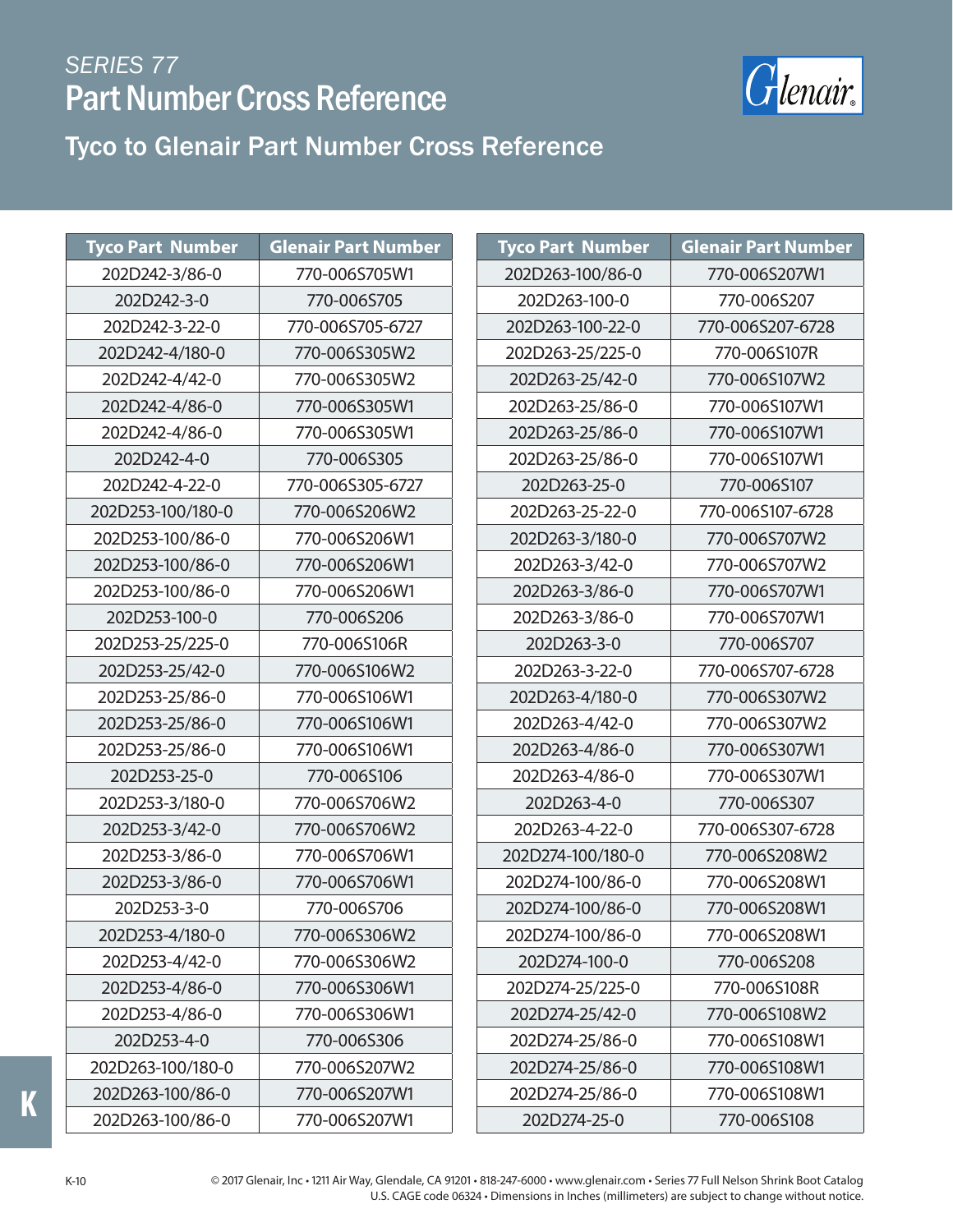# SERIES 77

# Part Number Cross Reference

## Tyco to Glenair Part Number Cross Reference

| Tyco Part Number | Glenair Part Number |
|---|---|
| 202D242-3/86-0 | 770-006S705W1 |
| 202D242-3-0 | 770-006S705 |
| 202D242-3-22-0 | 770-006S705-6727 |
| 202D242-4/180-0 | 770-006S305W2 |
| 202D242-4/42-0 | 770-006S305W2 |
| 202D242-4/86-0 | 770-006S305W1 |
| 202D242-4/86-0 | 770-006S305W1 |
| 202D242-4-0 | 770-006S305 |
| 202D242-4-22-0 | 770-006S305-6727 |
| 202D253-100/180-0 | 770-006S206W2 |
| 202D253-100/86-0 | 770-006S206W1 |
| 202D253-100/86-0 | 770-006S206W1 |
| 202D253-100/86-0 | 770-006S206W1 |
| 202D253-100-0 | 770-006S206 |
| 202D253-25/225-0 | 770-006S106R |
| 202D253-25/42-0 | 770-006S106W2 |
| 202D253-25/86-0 | 770-006S106W1 |
| 202D253-25/86-0 | 770-006S106W1 |
| 202D253-25/86-0 | 770-006S106W1 |
| 202D253-25-0 | 770-006S106 |
| 202D253-3/180-0 | 770-006S706W2 |
| 202D253-3/42-0 | 770-006S706W2 |
| 202D253-3/86-0 | 770-006S706W1 |
| 202D253-3/86-0 | 770-006S706W1 |
| 202D253-3-0 | 770-006S706 |
| 202D253-4/180-0 | 770-006S306W2 |
| 202D253-4/42-0 | 770-006S306W2 |
| 202D253-4/86-0 | 770-006S306W1 |
| 202D253-4/86-0 | 770-006S306W1 |
| 202D253-4-0 | 770-006S306 |
| 202D263-100/180-0 | 770-006S207W2 |
| 202D263-100/86-0 | 770-006S207W1 |
| 202D263-100/86-0 | 770-006S207W1 |
| 202D263-100/86-0 | 770-006S207W1 |
| 202D263-100-0 | 770-006S207 |
| 202D263-100-22-0 | 770-006S207-6728 |
| 202D263-25/225-0 | 770-006S107R |
| 202D263-25/42-0 | 770-006S107W2 |
| 202D263-25/86-0 | 770-006S107W1 |
| 202D263-25/86-0 | 770-006S107W1 |
| 202D263-25/86-0 | 770-006S107W1 |
| 202D263-25-0 | 770-006S107 |
| 202D263-25-22-0 | 770-006S107-6728 |
| 202D263-3/180-0 | 770-006S707W2 |
| 202D263-3/42-0 | 770-006S707W2 |
| 202D263-3/86-0 | 770-006S707W1 |
| 202D263-3/86-0 | 770-006S707W1 |
| 202D263-3-0 | 770-006S707 |
| 202D263-3-22-0 | 770-006S707-6728 |
| 202D263-4/180-0 | 770-006S307W2 |
| 202D263-4/42-0 | 770-006S307W2 |
| 202D263-4/86-0 | 770-006S307W1 |
| 202D263-4/86-0 | 770-006S307W1 |
| 202D263-4-0 | 770-006S307 |
| 202D263-4-22-0 | 770-006S307-6728 |
| 202D274-100/180-0 | 770-006S208W2 |
| 202D274-100/86-0 | 770-006S208W1 |
| 202D274-100/86-0 | 770-006S208W1 |
| 202D274-100/86-0 | 770-006S208W1 |
| 202D274-100-0 | 770-006S208 |
| 202D274-25/225-0 | 770-006S108R |
| 202D274-25/42-0 | 770-006S108W2 |
| 202D274-25/86-0 | 770-006S108W1 |
| 202D274-25/86-0 | 770-006S108W1 |
| 202D274-25/86-0 | 770-006S108W1 |
| 202D274-25-0 | 770-006S108 |

© 2017 Glenair, Inc • 1211 Air Way, Glendale, CA 91201 • 818-247-6000 • www.glenair.com • Series 77 Full Nelson Shrink Boot Catalog
U.S. CAGE code 06324 • Dimensions in Inches (millimeters) are subject to change without notice.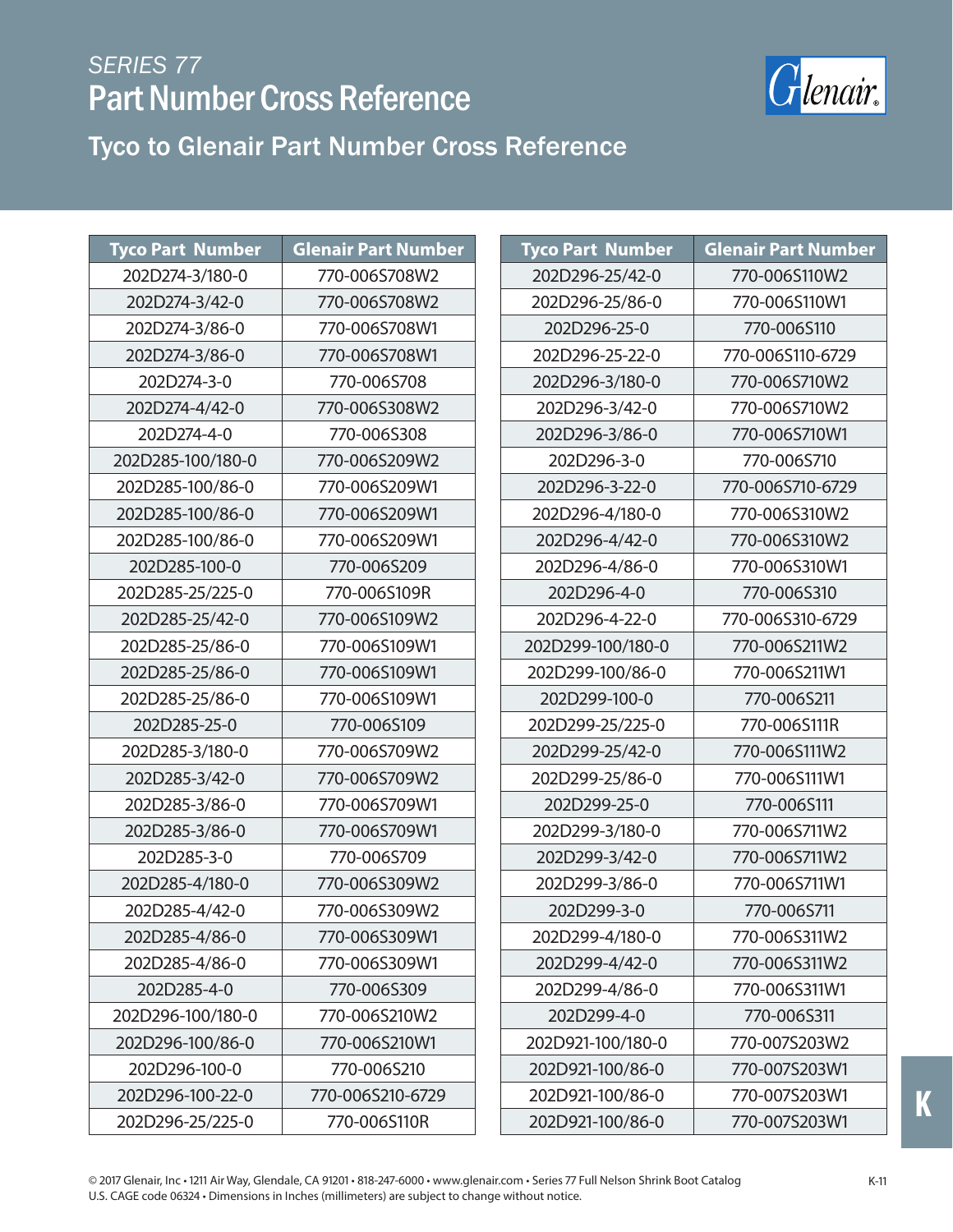# SERIES 77

## Part Number Cross Reference

### Tyco to Glenair Part Number Cross Reference

| Tyco Part Number | Glenair Part Number |
|---|---|
| 202D274-3/180-0 | 770-006S708W2 |
| 202D274-3/42-0 | 770-006S708W2 |
| 202D274-3/86-0 | 770-006S708W1 |
| 202D274-3/86-0 | 770-006S708W1 |
| 202D274-3-0 | 770-006S708 |
| 202D274-4/42-0 | 770-006S308W2 |
| 202D274-4-0 | 770-006S308 |
| 202D285-100/180-0 | 770-006S209W2 |
| 202D285-100/86-0 | 770-006S209W1 |
| 202D285-100/86-0 | 770-006S209W1 |
| 202D285-100/86-0 | 770-006S209W1 |
| 202D285-100-0 | 770-006S209 |
| 202D285-25/225-0 | 770-006S109R |
| 202D285-25/42-0 | 770-006S109W2 |
| 202D285-25/86-0 | 770-006S109W1 |
| 202D285-25/86-0 | 770-006S109W1 |
| 202D285-25/86-0 | 770-006S109W1 |
| 202D285-25-0 | 770-006S109 |
| 202D285-3/180-0 | 770-006S709W2 |
| 202D285-3/42-0 | 770-006S709W2 |
| 202D285-3/86-0 | 770-006S709W1 |
| 202D285-3/86-0 | 770-006S709W1 |
| 202D285-3-0 | 770-006S709 |
| 202D285-4/180-0 | 770-006S309W2 |
| 202D285-4/42-0 | 770-006S309W2 |
| 202D285-4/86-0 | 770-006S309W1 |
| 202D285-4/86-0 | 770-006S309W1 |
| 202D285-4-0 | 770-006S309 |
| 202D296-100/180-0 | 770-006S210W2 |
| 202D296-100/86-0 | 770-006S210W1 |
| 202D296-100-0 | 770-006S210 |
| 202D296-100-22-0 | 770-006S210-6729 |
| 202D296-25/225-0 | 770-006S110R |
| 202D296-25/42-0 | 770-006S110W2 |
| 202D296-25/86-0 | 770-006S110W1 |
| 202D296-25-0 | 770-006S110 |
| 202D296-25-22-0 | 770-006S110-6729 |
| 202D296-3/180-0 | 770-006S710W2 |
| 202D296-3/42-0 | 770-006S710W2 |
| 202D296-3/86-0 | 770-006S710W1 |
| 202D296-3-0 | 770-006S710 |
| 202D296-3-22-0 | 770-006S710-6729 |
| 202D296-4/180-0 | 770-006S310W2 |
| 202D296-4/42-0 | 770-006S310W2 |
| 202D296-4/86-0 | 770-006S310W1 |
| 202D296-4-0 | 770-006S310 |
| 202D296-4-22-0 | 770-006S310-6729 |
| 202D299-100/180-0 | 770-006S211W2 |
| 202D299-100/86-0 | 770-006S211W1 |
| 202D299-100-0 | 770-006S211 |
| 202D299-25/225-0 | 770-006S111R |
| 202D299-25/42-0 | 770-006S111W2 |
| 202D299-25/86-0 | 770-006S111W1 |
| 202D299-25-0 | 770-006S111 |
| 202D299-3/180-0 | 770-006S711W2 |
| 202D299-3/42-0 | 770-006S711W2 |
| 202D299-3/86-0 | 770-006S711W1 |
| 202D299-3-0 | 770-006S711 |
| 202D299-4/180-0 | 770-006S311W2 |
| 202D299-4/42-0 | 770-006S311W2 |
| 202D299-4/86-0 | 770-006S311W1 |
| 202D299-4-0 | 770-006S311 |
| 202D921-100/180-0 | 770-007S203W2 |
| 202D921-100/86-0 | 770-007S203W1 |
| 202D921-100/86-0 | 770-007S203W1 |
| 202D921-100/86-0 | 770-007S203W1 |

© 2017 Glenair, Inc • 1211 Air Way, Glendale, CA 91201 • 818-247-6000 • www.glenair.com • Series 77 Full Nelson Shrink Boot Catalog
U.S. CAGE code 06324 • Dimensions in Inches (millimeters) are subject to change without notice.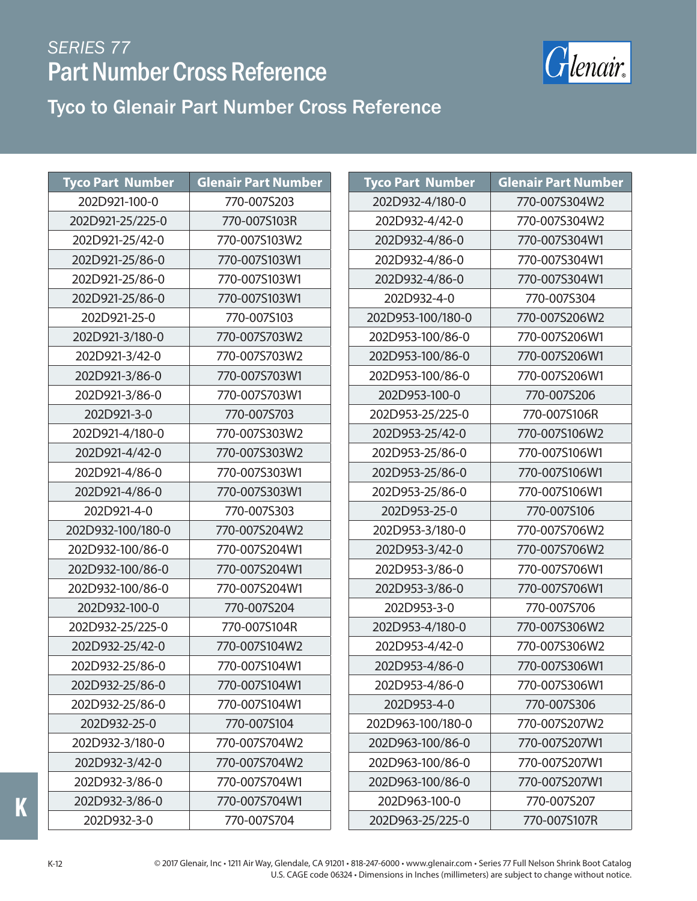# SERIES 77

# Part Number Cross Reference

## Tyco to Glenair Part Number Cross Reference

| Tyco Part Number | Glenair Part Number |
|---|---|
| 202D921-100-0 | 770-007S203 |
| 202D921-25/225-0 | 770-007S103R |
| 202D921-25/42-0 | 770-007S103W2 |
| 202D921-25/86-0 | 770-007S103W1 |
| 202D921-25/86-0 | 770-007S103W1 |
| 202D921-25/86-0 | 770-007S103W1 |
| 202D921-25-0 | 770-007S103 |
| 202D921-3/180-0 | 770-007S703W2 |
| 202D921-3/42-0 | 770-007S703W2 |
| 202D921-3/86-0 | 770-007S703W1 |
| 202D921-3/86-0 | 770-007S703W1 |
| 202D921-3-0 | 770-007S703 |
| 202D921-4/180-0 | 770-007S303W2 |
| 202D921-4/42-0 | 770-007S303W2 |
| 202D921-4/86-0 | 770-007S303W1 |
| 202D921-4/86-0 | 770-007S303W1 |
| 202D921-4-0 | 770-007S303 |
| 202D932-100/180-0 | 770-007S204W2 |
| 202D932-100/86-0 | 770-007S204W1 |
| 202D932-100/86-0 | 770-007S204W1 |
| 202D932-100/86-0 | 770-007S204W1 |
| 202D932-100-0 | 770-007S204 |
| 202D932-25/225-0 | 770-007S104R |
| 202D932-25/42-0 | 770-007S104W2 |
| 202D932-25/86-0 | 770-007S104W1 |
| 202D932-25/86-0 | 770-007S104W1 |
| 202D932-25/86-0 | 770-007S104W1 |
| 202D932-25-0 | 770-007S104 |
| 202D932-3/180-0 | 770-007S704W2 |
| 202D932-3/42-0 | 770-007S704W2 |
| 202D932-3/86-0 | 770-007S704W1 |
| 202D932-3/86-0 | 770-007S704W1 |
| 202D932-3-0 | 770-007S704 |
| 202D932-4/180-0 | 770-007S304W2 |
| 202D932-4/42-0 | 770-007S304W2 |
| 202D932-4/86-0 | 770-007S304W1 |
| 202D932-4/86-0 | 770-007S304W1 |
| 202D932-4/86-0 | 770-007S304W1 |
| 202D932-4-0 | 770-007S304 |
| 202D953-100/180-0 | 770-007S206W2 |
| 202D953-100/86-0 | 770-007S206W1 |
| 202D953-100/86-0 | 770-007S206W1 |
| 202D953-100/86-0 | 770-007S206W1 |
| 202D953-100-0 | 770-007S206 |
| 202D953-25/225-0 | 770-007S106R |
| 202D953-25/42-0 | 770-007S106W2 |
| 202D953-25/86-0 | 770-007S106W1 |
| 202D953-25/86-0 | 770-007S106W1 |
| 202D953-25/86-0 | 770-007S106W1 |
| 202D953-25-0 | 770-007S106 |
| 202D953-3/180-0 | 770-007S706W2 |
| 202D953-3/42-0 | 770-007S706W2 |
| 202D953-3/86-0 | 770-007S706W1 |
| 202D953-3/86-0 | 770-007S706W1 |
| 202D953-3-0 | 770-007S706 |
| 202D953-4/180-0 | 770-007S306W2 |
| 202D953-4/42-0 | 770-007S306W2 |
| 202D953-4/86-0 | 770-007S306W1 |
| 202D953-4/86-0 | 770-007S306W1 |
| 202D953-4-0 | 770-007S306 |
| 202D963-100/180-0 | 770-007S207W2 |
| 202D963-100/86-0 | 770-007S207W1 |
| 202D963-100/86-0 | 770-007S207W1 |
| 202D963-100/86-0 | 770-007S207W1 |
| 202D963-100-0 | 770-007S207 |
| 202D963-25/225-0 | 770-007S107R |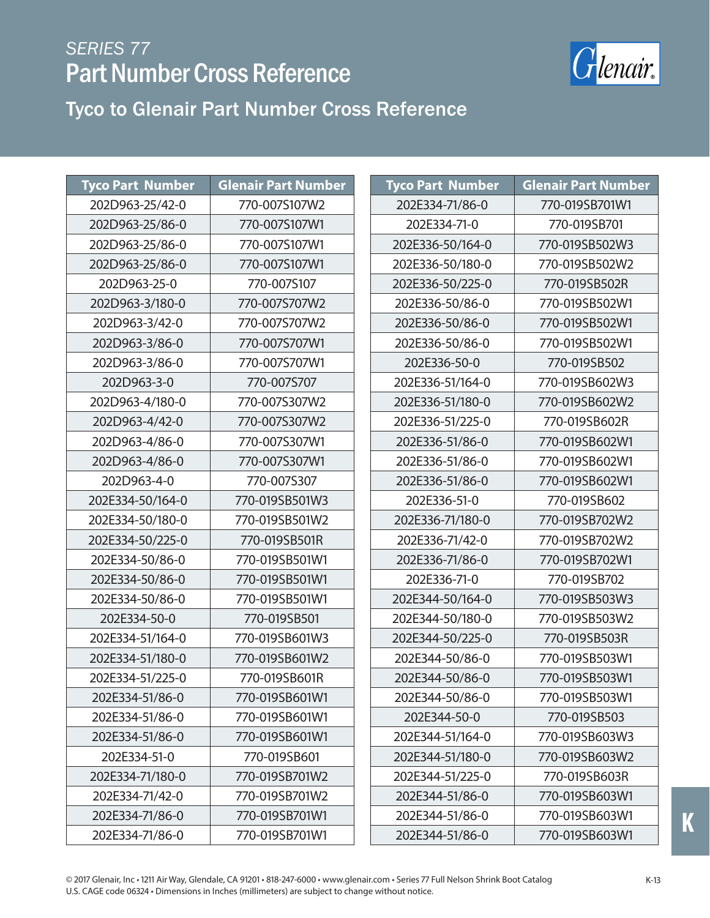# SERIES 77
# Part Number Cross Reference

## Tyco to Glenair Part Number Cross Reference

| Tyco Part Number | Glenair Part Number |
|---|---|
| 202D963-25/42-0 | 770-007S107W2 |
| 202D963-25/86-0 | 770-007S107W1 |
| 202D963-25/86-0 | 770-007S107W1 |
| 202D963-25/86-0 | 770-007S107W1 |
| 202D963-25-0 | 770-007S107 |
| 202D963-3/180-0 | 770-007S707W2 |
| 202D963-3/42-0 | 770-007S707W2 |
| 202D963-3/86-0 | 770-007S707W1 |
| 202D963-3/86-0 | 770-007S707W1 |
| 202D963-3-0 | 770-007S707 |
| 202D963-4/180-0 | 770-007S307W2 |
| 202D963-4/42-0 | 770-007S307W2 |
| 202D963-4/86-0 | 770-007S307W1 |
| 202D963-4/86-0 | 770-007S307W1 |
| 202D963-4-0 | 770-007S307 |
| 202E334-50/164-0 | 770-019SB501W3 |
| 202E334-50/180-0 | 770-019SB501W2 |
| 202E334-50/225-0 | 770-019SB501R |
| 202E334-50/86-0 | 770-019SB501W1 |
| 202E334-50/86-0 | 770-019SB501W1 |
| 202E334-50/86-0 | 770-019SB501W1 |
| 202E334-50-0 | 770-019SB501 |
| 202E334-51/164-0 | 770-019SB601W3 |
| 202E334-51/180-0 | 770-019SB601W2 |
| 202E334-51/225-0 | 770-019SB601R |
| 202E334-51/86-0 | 770-019SB601W1 |
| 202E334-51/86-0 | 770-019SB601W1 |
| 202E334-51/86-0 | 770-019SB601W1 |
| 202E334-51-0 | 770-019SB601 |
| 202E334-71/180-0 | 770-019SB701W2 |
| 202E334-71/42-0 | 770-019SB701W2 |
| 202E334-71/86-0 | 770-019SB701W1 |
| 202E334-71/86-0 | 770-019SB701W1 |
| 202E334-71/86-0 | 770-019SB701W1 |
| 202E334-71-0 | 770-019SB701 |
| 202E336-50/164-0 | 770-019SB502W3 |
| 202E336-50/180-0 | 770-019SB502W2 |
| 202E336-50/225-0 | 770-019SB502R |
| 202E336-50/86-0 | 770-019SB502W1 |
| 202E336-50/86-0 | 770-019SB502W1 |
| 202E336-50/86-0 | 770-019SB502W1 |
| 202E336-50-0 | 770-019SB502 |
| 202E336-51/164-0 | 770-019SB602W3 |
| 202E336-51/180-0 | 770-019SB602W2 |
| 202E336-51/225-0 | 770-019SB602R |
| 202E336-51/86-0 | 770-019SB602W1 |
| 202E336-51/86-0 | 770-019SB602W1 |
| 202E336-51/86-0 | 770-019SB602W1 |
| 202E336-51-0 | 770-019SB602 |
| 202E336-71/180-0 | 770-019SB702W2 |
| 202E336-71/42-0 | 770-019SB702W2 |
| 202E336-71/86-0 | 770-019SB702W1 |
| 202E336-71-0 | 770-019SB702 |
| 202E344-50/164-0 | 770-019SB503W3 |
| 202E344-50/180-0 | 770-019SB503W2 |
| 202E344-50/225-0 | 770-019SB503R |
| 202E344-50/86-0 | 770-019SB503W1 |
| 202E344-50/86-0 | 770-019SB503W1 |
| 202E344-50/86-0 | 770-019SB503W1 |
| 202E344-50-0 | 770-019SB503 |
| 202E344-51/164-0 | 770-019SB603W3 |
| 202E344-51/180-0 | 770-019SB603W2 |
| 202E344-51/225-0 | 770-019SB603R |
| 202E344-51/86-0 | 770-019SB603W1 |
| 202E344-51/86-0 | 770-019SB603W1 |
| 202E344-51/86-0 | 770-019SB603W1 |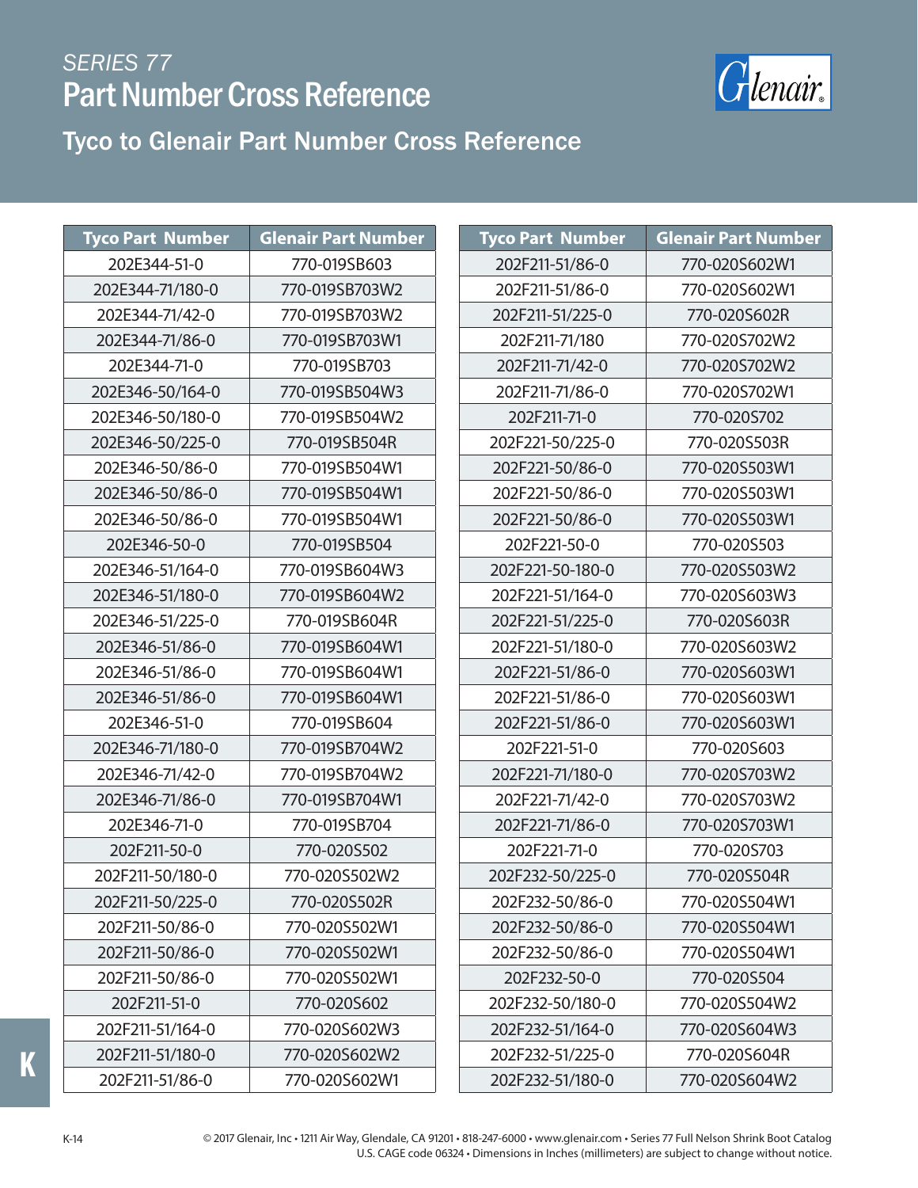*SERIES 77*

# Part Number Cross Reference

## Tyco to Glenair Part Number Cross Reference

| Tyco Part Number | Glenair Part Number |
|---|---|
| 202E344-51-0 | 770-019SB603 |
| 202E344-71/180-0 | 770-019SB703W2 |
| 202E344-71/42-0 | 770-019SB703W2 |
| 202E344-71/86-0 | 770-019SB703W1 |
| 202E344-71-0 | 770-019SB703 |
| 202E346-50/164-0 | 770-019SB504W3 |
| 202E346-50/180-0 | 770-019SB504W2 |
| 202E346-50/225-0 | 770-019SB504R |
| 202E346-50/86-0 | 770-019SB504W1 |
| 202E346-50/86-0 | 770-019SB504W1 |
| 202E346-50/86-0 | 770-019SB504W1 |
| 202E346-50-0 | 770-019SB504 |
| 202E346-51/164-0 | 770-019SB604W3 |
| 202E346-51/180-0 | 770-019SB604W2 |
| 202E346-51/225-0 | 770-019SB604R |
| 202E346-51/86-0 | 770-019SB604W1 |
| 202E346-51/86-0 | 770-019SB604W1 |
| 202E346-51/86-0 | 770-019SB604W1 |
| 202E346-51-0 | 770-019SB604 |
| 202E346-71/180-0 | 770-019SB704W2 |
| 202E346-71/42-0 | 770-019SB704W2 |
| 202E346-71/86-0 | 770-019SB704W1 |
| 202E346-71-0 | 770-019SB704 |
| 202F211-50-0 | 770-020S502 |
| 202F211-50/180-0 | 770-020S502W2 |
| 202F211-50/225-0 | 770-020S502R |
| 202F211-50/86-0 | 770-020S502W1 |
| 202F211-50/86-0 | 770-020S502W1 |
| 202F211-50/86-0 | 770-020S502W1 |
| 202F211-51-0 | 770-020S602 |
| 202F211-51/164-0 | 770-020S602W3 |
| 202F211-51/180-0 | 770-020S602W2 |
| 202F211-51/86-0 | 770-020S602W1 |
| 202F211-51/86-0 | 770-020S602W1 |
| 202F211-51/86-0 | 770-020S602W1 |
| 202F211-51/225-0 | 770-020S602R |
| 202F211-71/180 | 770-020S702W2 |
| 202F211-71/42-0 | 770-020S702W2 |
| 202F211-71/86-0 | 770-020S702W1 |
| 202F211-71-0 | 770-020S702 |
| 202F221-50/225-0 | 770-020S503R |
| 202F221-50/86-0 | 770-020S503W1 |
| 202F221-50/86-0 | 770-020S503W1 |
| 202F221-50/86-0 | 770-020S503W1 |
| 202F221-50-0 | 770-020S503 |
| 202F221-50-180-0 | 770-020S503W2 |
| 202F221-51/164-0 | 770-020S603W3 |
| 202F221-51/225-0 | 770-020S603R |
| 202F221-51/180-0 | 770-020S603W2 |
| 202F221-51/86-0 | 770-020S603W1 |
| 202F221-51/86-0 | 770-020S603W1 |
| 202F221-51/86-0 | 770-020S603W1 |
| 202F221-51-0 | 770-020S603 |
| 202F221-71/180-0 | 770-020S703W2 |
| 202F221-71/42-0 | 770-020S703W2 |
| 202F221-71/86-0 | 770-020S703W1 |
| 202F221-71-0 | 770-020S703 |
| 202F232-50/225-0 | 770-020S504R |
| 202F232-50/86-0 | 770-020S504W1 |
| 202F232-50/86-0 | 770-020S504W1 |
| 202F232-50/86-0 | 770-020S504W1 |
| 202F232-50-0 | 770-020S504 |
| 202F232-50/180-0 | 770-020S504W2 |
| 202F232-51/164-0 | 770-020S604W3 |
| 202F232-51/225-0 | 770-020S604R |
| 202F232-51/180-0 | 770-020S604W2 |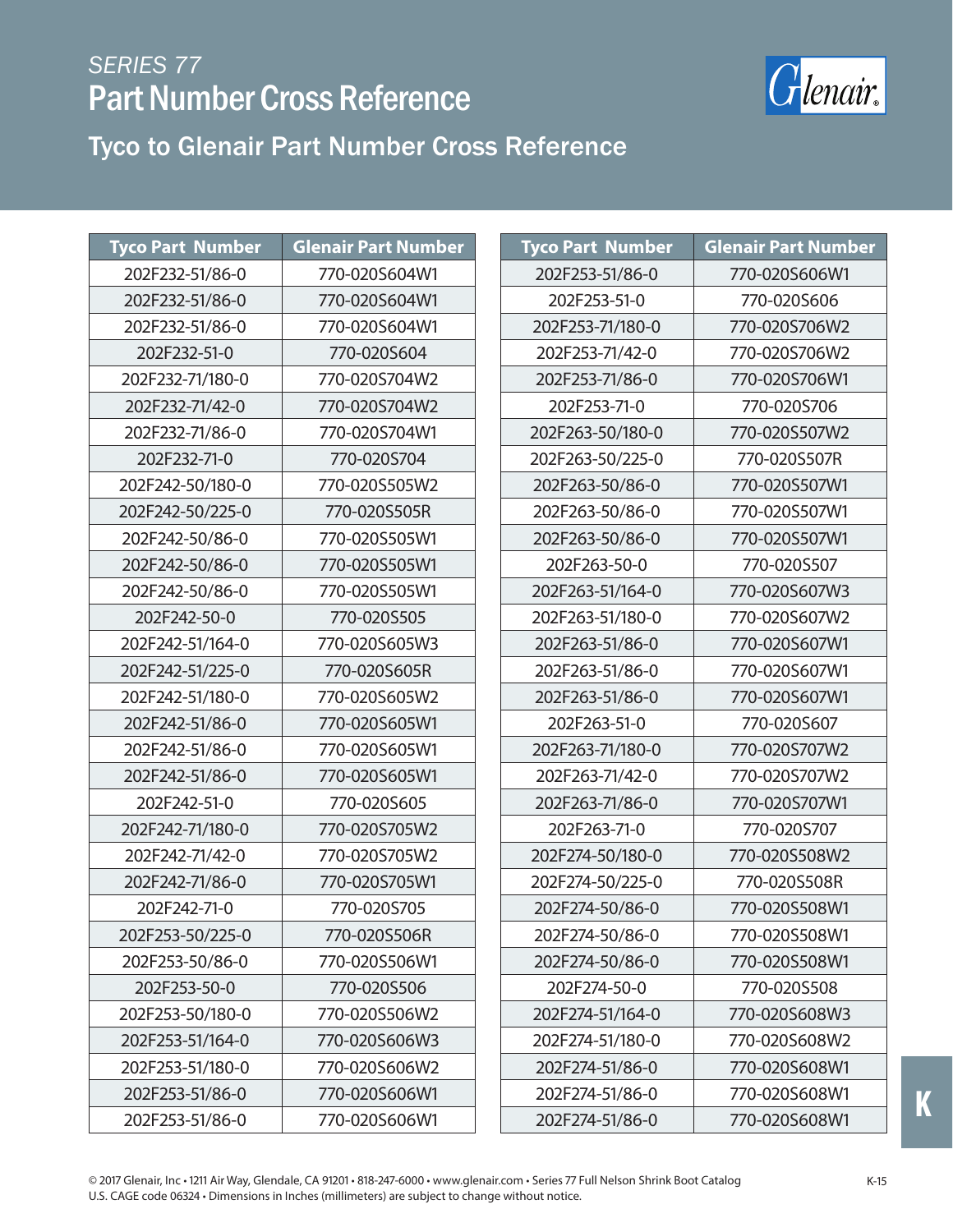# SERIES 77
# Part Number Cross Reference

## Tyco to Glenair Part Number Cross Reference

| Tyco Part Number | Glenair Part Number |
|---|---|
| 202F232-51/86-0 | 770-020S604W1 |
| 202F232-51/86-0 | 770-020S604W1 |
| 202F232-51/86-0 | 770-020S604W1 |
| 202F232-51-0 | 770-020S604 |
| 202F232-71/180-0 | 770-020S704W2 |
| 202F232-71/42-0 | 770-020S704W2 |
| 202F232-71/86-0 | 770-020S704W1 |
| 202F232-71-0 | 770-020S704 |
| 202F242-50/180-0 | 770-020S505W2 |
| 202F242-50/225-0 | 770-020S505R |
| 202F242-50/86-0 | 770-020S505W1 |
| 202F242-50/86-0 | 770-020S505W1 |
| 202F242-50/86-0 | 770-020S505W1 |
| 202F242-50-0 | 770-020S505 |
| 202F242-51/164-0 | 770-020S605W3 |
| 202F242-51/225-0 | 770-020S605R |
| 202F242-51/180-0 | 770-020S605W2 |
| 202F242-51/86-0 | 770-020S605W1 |
| 202F242-51/86-0 | 770-020S605W1 |
| 202F242-51/86-0 | 770-020S605W1 |
| 202F242-51-0 | 770-020S605 |
| 202F242-71/180-0 | 770-020S705W2 |
| 202F242-71/42-0 | 770-020S705W2 |
| 202F242-71/86-0 | 770-020S705W1 |
| 202F242-71-0 | 770-020S705 |
| 202F253-50/225-0 | 770-020S506R |
| 202F253-50/86-0 | 770-020S506W1 |
| 202F253-50-0 | 770-020S506 |
| 202F253-50/180-0 | 770-020S506W2 |
| 202F253-51/164-0 | 770-020S606W3 |
| 202F253-51/180-0 | 770-020S606W2 |
| 202F253-51/86-0 | 770-020S606W1 |
| 202F253-51/86-0 | 770-020S606W1 |
| 202F253-51/86-0 | 770-020S606W1 |
| 202F253-51-0 | 770-020S606 |
| 202F253-71/180-0 | 770-020S706W2 |
| 202F253-71/42-0 | 770-020S706W2 |
| 202F253-71/86-0 | 770-020S706W1 |
| 202F253-71-0 | 770-020S706 |
| 202F263-50/180-0 | 770-020S507W2 |
| 202F263-50/225-0 | 770-020S507R |
| 202F263-50/86-0 | 770-020S507W1 |
| 202F263-50/86-0 | 770-020S507W1 |
| 202F263-50/86-0 | 770-020S507W1 |
| 202F263-50-0 | 770-020S507 |
| 202F263-51/164-0 | 770-020S607W3 |
| 202F263-51/180-0 | 770-020S607W2 |
| 202F263-51/86-0 | 770-020S607W1 |
| 202F263-51/86-0 | 770-020S607W1 |
| 202F263-51/86-0 | 770-020S607W1 |
| 202F263-51-0 | 770-020S607 |
| 202F263-71/180-0 | 770-020S707W2 |
| 202F263-71/42-0 | 770-020S707W2 |
| 202F263-71/86-0 | 770-020S707W1 |
| 202F263-71-0 | 770-020S707 |
| 202F274-50/180-0 | 770-020S508W2 |
| 202F274-50/225-0 | 770-020S508R |
| 202F274-50/86-0 | 770-020S508W1 |
| 202F274-50/86-0 | 770-020S508W1 |
| 202F274-50/86-0 | 770-020S508W1 |
| 202F274-50-0 | 770-020S508 |
| 202F274-51/164-0 | 770-020S608W3 |
| 202F274-51/180-0 | 770-020S608W2 |
| 202F274-51/86-0 | 770-020S608W1 |
| 202F274-51/86-0 | 770-020S608W1 |
| 202F274-51/86-0 | 770-020S608W1 |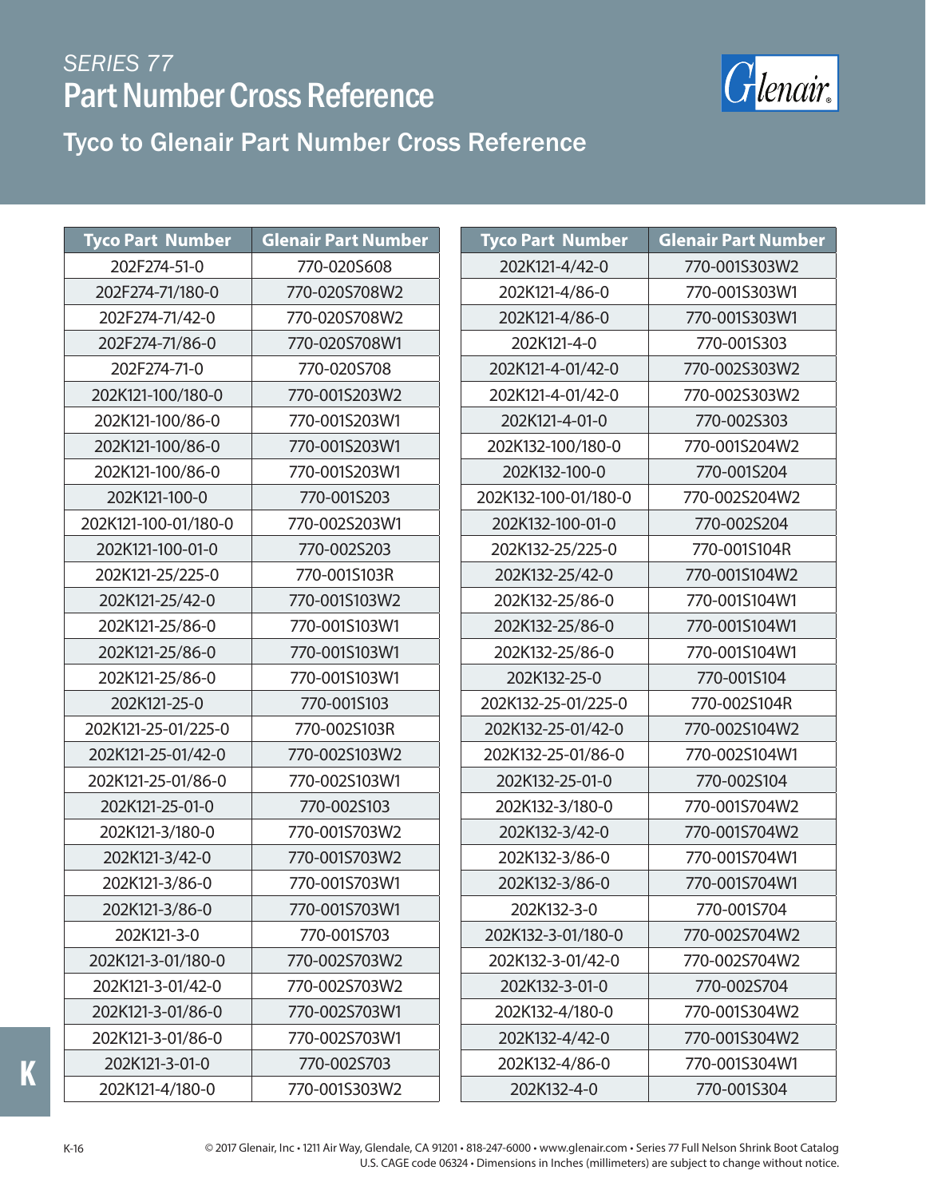# SERIES 77

# Part Number Cross Reference

## Tyco to Glenair Part Number Cross Reference

| Tyco Part Number | Glenair Part Number |
|---|---|
| 202F274-51-0 | 770-020S608 |
| 202F274-71/180-0 | 770-020S708W2 |
| 202F274-71/42-0 | 770-020S708W2 |
| 202F274-71/86-0 | 770-020S708W1 |
| 202F274-71-0 | 770-020S708 |
| 202K121-100/180-0 | 770-001S203W2 |
| 202K121-100/86-0 | 770-001S203W1 |
| 202K121-100/86-0 | 770-001S203W1 |
| 202K121-100/86-0 | 770-001S203W1 |
| 202K121-100-0 | 770-001S203 |
| 202K121-100-01/180-0 | 770-002S203W1 |
| 202K121-100-01-0 | 770-002S203 |
| 202K121-25/225-0 | 770-001S103R |
| 202K121-25/42-0 | 770-001S103W2 |
| 202K121-25/86-0 | 770-001S103W1 |
| 202K121-25/86-0 | 770-001S103W1 |
| 202K121-25/86-0 | 770-001S103W1 |
| 202K121-25-0 | 770-001S103 |
| 202K121-25-01/225-0 | 770-002S103R |
| 202K121-25-01/42-0 | 770-002S103W2 |
| 202K121-25-01/86-0 | 770-002S103W1 |
| 202K121-25-01-0 | 770-002S103 |
| 202K121-3/180-0 | 770-001S703W2 |
| 202K121-3/42-0 | 770-001S703W2 |
| 202K121-3/86-0 | 770-001S703W1 |
| 202K121-3/86-0 | 770-001S703W1 |
| 202K121-3-0 | 770-001S703 |
| 202K121-3-01/180-0 | 770-002S703W2 |
| 202K121-3-01/42-0 | 770-002S703W2 |
| 202K121-3-01/86-0 | 770-002S703W1 |
| 202K121-3-01/86-0 | 770-002S703W1 |
| 202K121-3-01-0 | 770-002S703 |
| 202K121-4/180-0 | 770-001S303W2 |
| 202K121-4/42-0 | 770-001S303W2 |
| 202K121-4/86-0 | 770-001S303W1 |
| 202K121-4/86-0 | 770-001S303W1 |
| 202K121-4-0 | 770-001S303 |
| 202K121-4-01/42-0 | 770-002S303W2 |
| 202K121-4-01/42-0 | 770-002S303W2 |
| 202K121-4-01-0 | 770-002S303 |
| 202K132-100/180-0 | 770-001S204W2 |
| 202K132-100-0 | 770-001S204 |
| 202K132-100-01/180-0 | 770-002S204W2 |
| 202K132-100-01-0 | 770-002S204 |
| 202K132-25/225-0 | 770-001S104R |
| 202K132-25/42-0 | 770-001S104W2 |
| 202K132-25/86-0 | 770-001S104W1 |
| 202K132-25/86-0 | 770-001S104W1 |
| 202K132-25/86-0 | 770-001S104W1 |
| 202K132-25-0 | 770-001S104 |
| 202K132-25-01/225-0 | 770-002S104R |
| 202K132-25-01/42-0 | 770-002S104W2 |
| 202K132-25-01/86-0 | 770-002S104W1 |
| 202K132-25-01-0 | 770-002S104 |
| 202K132-3/180-0 | 770-001S704W2 |
| 202K132-3/42-0 | 770-001S704W2 |
| 202K132-3/86-0 | 770-001S704W1 |
| 202K132-3/86-0 | 770-001S704W1 |
| 202K132-3-0 | 770-001S704 |
| 202K132-3-01/180-0 | 770-002S704W2 |
| 202K132-3-01/42-0 | 770-002S704W2 |
| 202K132-3-01-0 | 770-002S704 |
| 202K132-4/180-0 | 770-001S304W2 |
| 202K132-4/42-0 | 770-001S304W2 |
| 202K132-4/86-0 | 770-001S304W1 |
| 202K132-4-0 | 770-001S304 |

© 2017 Glenair, Inc • 1211 Air Way, Glendale, CA 91201 • 818-247-6000 • www.glenair.com • Series 77 Full Nelson Shrink Boot Catalog
U.S. CAGE code 06324 • Dimensions in Inches (millimeters) are subject to change without notice.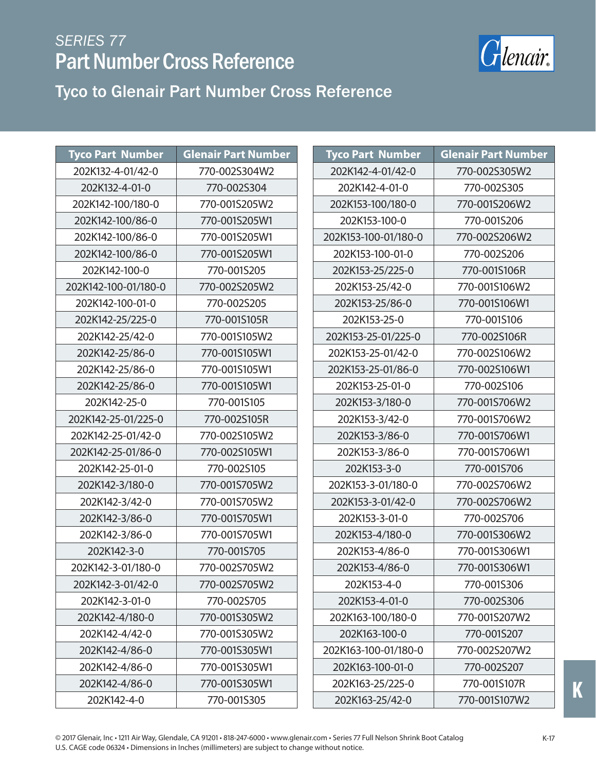SERIES 77

# Part Number Cross Reference

## Tyco to Glenair Part Number Cross Reference

| Tyco Part Number | Glenair Part Number |
|---|---|
| 202K132-4-01/42-0 | 770-002S304W2 |
| 202K132-4-01-0 | 770-002S304 |
| 202K142-100/180-0 | 770-001S205W2 |
| 202K142-100/86-0 | 770-001S205W1 |
| 202K142-100/86-0 | 770-001S205W1 |
| 202K142-100/86-0 | 770-001S205W1 |
| 202K142-100-0 | 770-001S205 |
| 202K142-100-01/180-0 | 770-002S205W2 |
| 202K142-100-01-0 | 770-002S205 |
| 202K142-25/225-0 | 770-001S105R |
| 202K142-25/42-0 | 770-001S105W2 |
| 202K142-25/86-0 | 770-001S105W1 |
| 202K142-25/86-0 | 770-001S105W1 |
| 202K142-25/86-0 | 770-001S105W1 |
| 202K142-25-0 | 770-001S105 |
| 202K142-25-01/225-0 | 770-002S105R |
| 202K142-25-01/42-0 | 770-002S105W2 |
| 202K142-25-01/86-0 | 770-002S105W1 |
| 202K142-25-01-0 | 770-002S105 |
| 202K142-3/180-0 | 770-001S705W2 |
| 202K142-3/42-0 | 770-001S705W2 |
| 202K142-3/86-0 | 770-001S705W1 |
| 202K142-3/86-0 | 770-001S705W1 |
| 202K142-3-0 | 770-001S705 |
| 202K142-3-01/180-0 | 770-002S705W2 |
| 202K142-3-01/42-0 | 770-002S705W2 |
| 202K142-3-01-0 | 770-002S705 |
| 202K142-4/180-0 | 770-001S305W2 |
| 202K142-4/42-0 | 770-001S305W2 |
| 202K142-4/86-0 | 770-001S305W1 |
| 202K142-4/86-0 | 770-001S305W1 |
| 202K142-4/86-0 | 770-001S305W1 |
| 202K142-4-0 | 770-001S305 |
| 202K142-4-01/42-0 | 770-002S305W2 |
| 202K142-4-01-0 | 770-002S305 |
| 202K153-100/180-0 | 770-001S206W2 |
| 202K153-100-0 | 770-001S206 |
| 202K153-100-01/180-0 | 770-002S206W2 |
| 202K153-100-01-0 | 770-002S206 |
| 202K153-25/225-0 | 770-001S106R |
| 202K153-25/42-0 | 770-001S106W2 |
| 202K153-25/86-0 | 770-001S106W1 |
| 202K153-25-0 | 770-001S106 |
| 202K153-25-01/225-0 | 770-002S106R |
| 202K153-25-01/42-0 | 770-002S106W2 |
| 202K153-25-01/86-0 | 770-002S106W1 |
| 202K153-25-01-0 | 770-002S106 |
| 202K153-3/180-0 | 770-001S706W2 |
| 202K153-3/42-0 | 770-001S706W2 |
| 202K153-3/86-0 | 770-001S706W1 |
| 202K153-3/86-0 | 770-001S706W1 |
| 202K153-3-0 | 770-001S706 |
| 202K153-3-01/180-0 | 770-002S706W2 |
| 202K153-3-01/42-0 | 770-002S706W2 |
| 202K153-3-01-0 | 770-002S706 |
| 202K153-4/180-0 | 770-001S306W2 |
| 202K153-4/86-0 | 770-001S306W1 |
| 202K153-4/86-0 | 770-001S306W1 |
| 202K153-4-0 | 770-001S306 |
| 202K153-4-01-0 | 770-002S306 |
| 202K163-100/180-0 | 770-001S207W2 |
| 202K163-100-0 | 770-001S207 |
| 202K163-100-01/180-0 | 770-002S207W2 |
| 202K163-100-01-0 | 770-002S207 |
| 202K163-25/225-0 | 770-001S107R |
| 202K163-25/42-0 | 770-001S107W2 |

© 2017 Glenair, Inc • 1211 Air Way, Glendale, CA 91201 • 818-247-6000 • www.glenair.com • Series 77 Full Nelson Shrink Boot Catalog
U.S. CAGE code 06324 • Dimensions in Inches (millimeters) are subject to change without notice.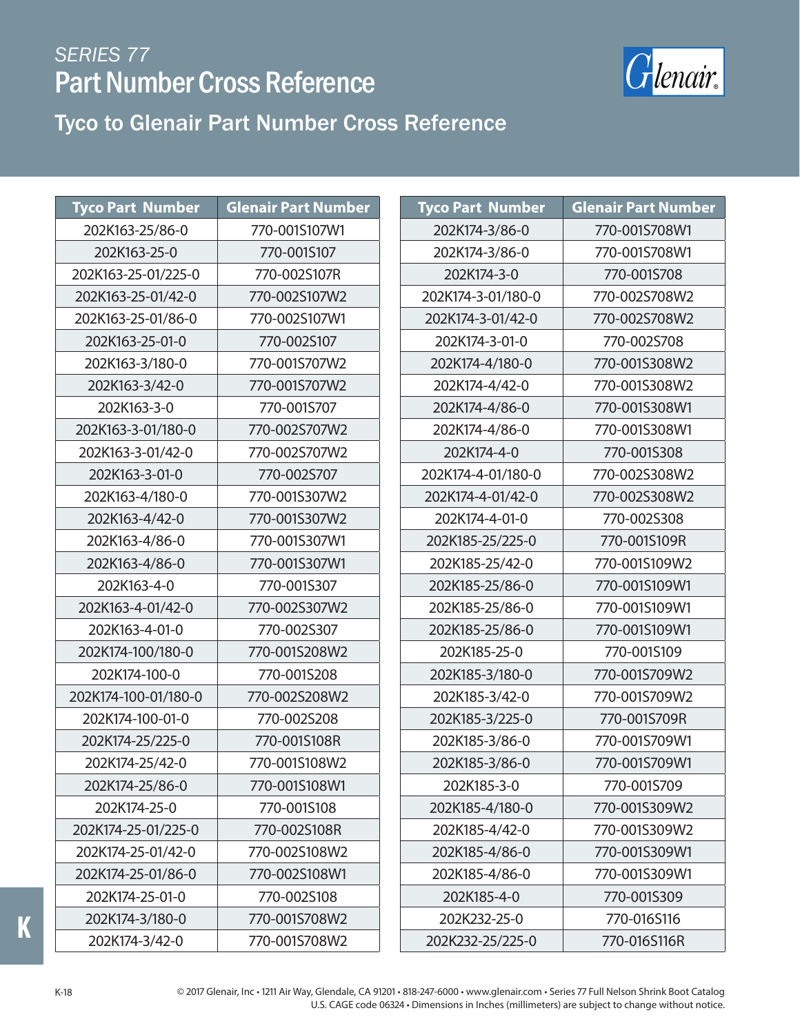*SERIES 77*

# Part Number Cross Reference

## Tyco to Glenair Part Number Cross Reference

| Tyco Part Number | Glenair Part Number |
|---|---|
| 202K163-25/86-0 | 770-001S107W1 |
| 202K163-25-0 | 770-001S107 |
| 202K163-25-01/225-0 | 770-002S107R |
| 202K163-25-01/42-0 | 770-002S107W2 |
| 202K163-25-01/86-0 | 770-002S107W1 |
| 202K163-25-01-0 | 770-002S107 |
| 202K163-3/180-0 | 770-001S707W2 |
| 202K163-3/42-0 | 770-001S707W2 |
| 202K163-3-0 | 770-001S707 |
| 202K163-3-01/180-0 | 770-002S707W2 |
| 202K163-3-01/42-0 | 770-002S707W2 |
| 202K163-3-01-0 | 770-002S707 |
| 202K163-4/180-0 | 770-001S307W2 |
| 202K163-4/42-0 | 770-001S307W2 |
| 202K163-4/86-0 | 770-001S307W1 |
| 202K163-4/86-0 | 770-001S307W1 |
| 202K163-4-0 | 770-001S307 |
| 202K163-4-01/42-0 | 770-002S307W2 |
| 202K163-4-01-0 | 770-002S307 |
| 202K174-100/180-0 | 770-001S208W2 |
| 202K174-100-0 | 770-001S208 |
| 202K174-100-01/180-0 | 770-002S208W2 |
| 202K174-100-01-0 | 770-002S208 |
| 202K174-25/225-0 | 770-001S108R |
| 202K174-25/42-0 | 770-001S108W2 |
| 202K174-25/86-0 | 770-001S108W1 |
| 202K174-25-0 | 770-001S108 |
| 202K174-25-01/225-0 | 770-002S108R |
| 202K174-25-01/42-0 | 770-002S108W2 |
| 202K174-25-01/86-0 | 770-002S108W1 |
| 202K174-25-01-0 | 770-002S108 |
| 202K174-3/180-0 | 770-001S708W2 |
| 202K174-3/42-0 | 770-001S708W2 |
| 202K174-3/86-0 | 770-001S708W1 |
| 202K174-3/86-0 | 770-001S708W1 |
| 202K174-3-0 | 770-001S708 |
| 202K174-3-01/180-0 | 770-002S708W2 |
| 202K174-3-01/42-0 | 770-002S708W2 |
| 202K174-3-01-0 | 770-002S708 |
| 202K174-4/180-0 | 770-001S308W2 |
| 202K174-4/42-0 | 770-001S308W2 |
| 202K174-4/86-0 | 770-001S308W1 |
| 202K174-4/86-0 | 770-001S308W1 |
| 202K174-4-0 | 770-001S308 |
| 202K174-4-01/180-0 | 770-002S308W2 |
| 202K174-4-01/42-0 | 770-002S308W2 |
| 202K174-4-01-0 | 770-002S308 |
| 202K185-25/225-0 | 770-001S109R |
| 202K185-25/42-0 | 770-001S109W2 |
| 202K185-25/86-0 | 770-001S109W1 |
| 202K185-25/86-0 | 770-001S109W1 |
| 202K185-25/86-0 | 770-001S109W1 |
| 202K185-25-0 | 770-001S109 |
| 202K185-3/180-0 | 770-001S709W2 |
| 202K185-3/42-0 | 770-001S709W2 |
| 202K185-3/225-0 | 770-001S709R |
| 202K185-3/86-0 | 770-001S709W1 |
| 202K185-3/86-0 | 770-001S709W1 |
| 202K185-3-0 | 770-001S709 |
| 202K185-4/180-0 | 770-001S309W2 |
| 202K185-4/42-0 | 770-001S309W2 |
| 202K185-4/86-0 | 770-001S309W1 |
| 202K185-4/86-0 | 770-001S309W1 |
| 202K185-4-0 | 770-001S309 |
| 202K232-25-0 | 770-016S116 |
| 202K232-25/225-0 | 770-016S116R |

© 2017 Glenair, Inc • 1211 Air Way, Glendale, CA 91201 • 818-247-6000 • www.glenair.com • Series 77 Full Nelson Shrink Boot Catalog
U.S. CAGE code 06324 • Dimensions in Inches (millimeters) are subject to change without notice.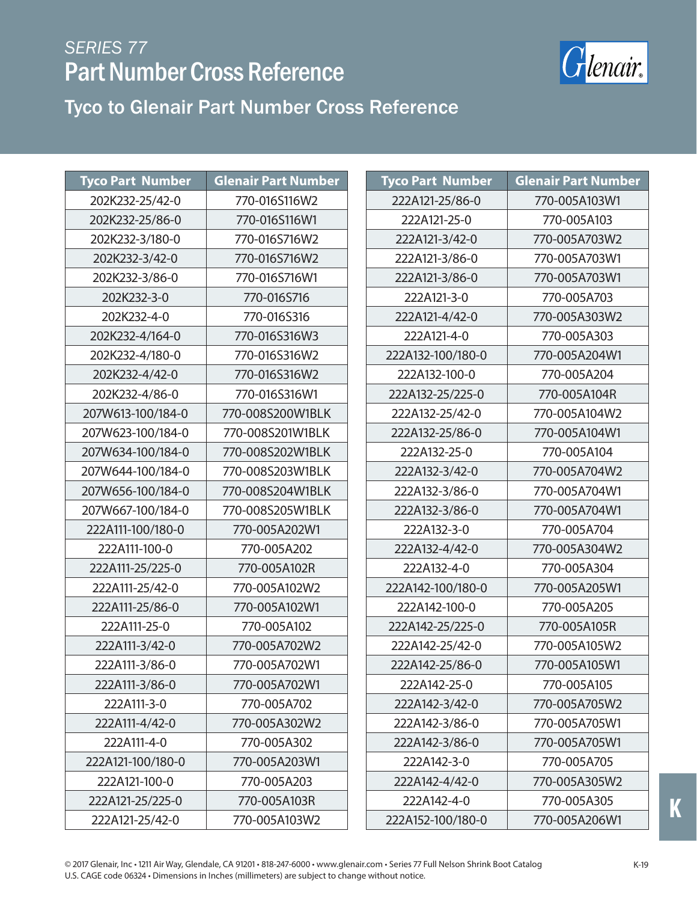SERIES 77

# Part Number Cross Reference

## Tyco to Glenair Part Number Cross Reference

| Tyco Part Number | Glenair Part Number |
|---|---|
| 202K232-25/42-0 | 770-016S116W2 |
| 202K232-25/86-0 | 770-016S116W1 |
| 202K232-3/180-0 | 770-016S716W2 |
| 202K232-3/42-0 | 770-016S716W2 |
| 202K232-3/86-0 | 770-016S716W1 |
| 202K232-3-0 | 770-016S716 |
| 202K232-4-0 | 770-016S316 |
| 202K232-4/164-0 | 770-016S316W3 |
| 202K232-4/180-0 | 770-016S316W2 |
| 202K232-4/42-0 | 770-016S316W2 |
| 202K232-4/86-0 | 770-016S316W1 |
| 207W613-100/184-0 | 770-008S200W1BLK |
| 207W623-100/184-0 | 770-008S201W1BLK |
| 207W634-100/184-0 | 770-008S202W1BLK |
| 207W644-100/184-0 | 770-008S203W1BLK |
| 207W656-100/184-0 | 770-008S204W1BLK |
| 207W667-100/184-0 | 770-008S205W1BLK |
| 222A111-100/180-0 | 770-005A202W1 |
| 222A111-100-0 | 770-005A202 |
| 222A111-25/225-0 | 770-005A102R |
| 222A111-25/42-0 | 770-005A102W2 |
| 222A111-25/86-0 | 770-005A102W1 |
| 222A111-25-0 | 770-005A102 |
| 222A111-3/42-0 | 770-005A702W2 |
| 222A111-3/86-0 | 770-005A702W1 |
| 222A111-3/86-0 | 770-005A702W1 |
| 222A111-3-0 | 770-005A702 |
| 222A111-4/42-0 | 770-005A302W2 |
| 222A111-4-0 | 770-005A302 |
| 222A121-100/180-0 | 770-005A203W1 |
| 222A121-100-0 | 770-005A203 |
| 222A121-25/225-0 | 770-005A103R |
| 222A121-25/42-0 | 770-005A103W2 |
| 222A121-25/86-0 | 770-005A103W1 |
| 222A121-25-0 | 770-005A103 |
| 222A121-3/42-0 | 770-005A703W2 |
| 222A121-3/86-0 | 770-005A703W1 |
| 222A121-3/86-0 | 770-005A703W1 |
| 222A121-3-0 | 770-005A703 |
| 222A121-4/42-0 | 770-005A303W2 |
| 222A121-4-0 | 770-005A303 |
| 222A132-100/180-0 | 770-005A204W1 |
| 222A132-100-0 | 770-005A204 |
| 222A132-25/225-0 | 770-005A104R |
| 222A132-25/42-0 | 770-005A104W2 |
| 222A132-25/86-0 | 770-005A104W1 |
| 222A132-25-0 | 770-005A104 |
| 222A132-3/42-0 | 770-005A704W2 |
| 222A132-3/86-0 | 770-005A704W1 |
| 222A132-3/86-0 | 770-005A704W1 |
| 222A132-3-0 | 770-005A704 |
| 222A132-4/42-0 | 770-005A304W2 |
| 222A132-4-0 | 770-005A304 |
| 222A142-100/180-0 | 770-005A205W1 |
| 222A142-100-0 | 770-005A205 |
| 222A142-25/225-0 | 770-005A105R |
| 222A142-25/42-0 | 770-005A105W2 |
| 222A142-25/86-0 | 770-005A105W1 |
| 222A142-25-0 | 770-005A105 |
| 222A142-3/42-0 | 770-005A705W2 |
| 222A142-3/86-0 | 770-005A705W1 |
| 222A142-3/86-0 | 770-005A705W1 |
| 222A142-3-0 | 770-005A705 |
| 222A142-4/42-0 | 770-005A305W2 |
| 222A142-4-0 | 770-005A305 |
| 222A152-100/180-0 | 770-005A206W1 |

© 2017 Glenair, Inc • 1211 Air Way, Glendale, CA 91201 • 818-247-6000 • www.glenair.com • Series 77 Full Nelson Shrink Boot Catalog
U.S. CAGE code 06324 • Dimensions in Inches (millimeters) are subject to change without notice.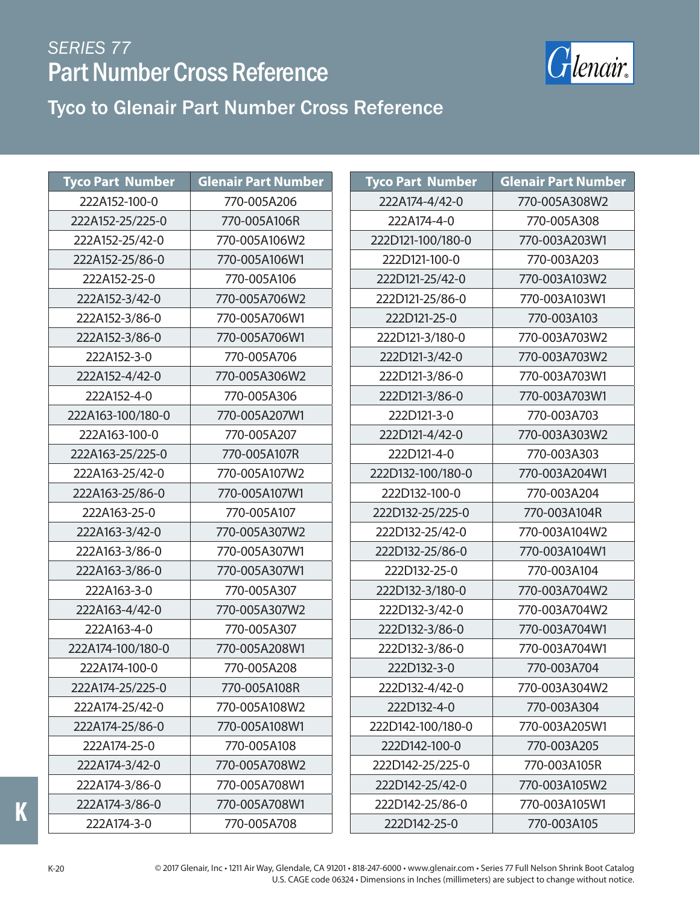*SERIES 77*

# Part Number Cross Reference

## Tyco to Glenair Part Number Cross Reference

| Tyco Part Number | Glenair Part Number |
|---|---|
| 222A152-100-0 | 770-005A206 |
| 222A152-25/225-0 | 770-005A106R |
| 222A152-25/42-0 | 770-005A106W2 |
| 222A152-25/86-0 | 770-005A106W1 |
| 222A152-25-0 | 770-005A106 |
| 222A152-3/42-0 | 770-005A706W2 |
| 222A152-3/86-0 | 770-005A706W1 |
| 222A152-3/86-0 | 770-005A706W1 |
| 222A152-3-0 | 770-005A706 |
| 222A152-4/42-0 | 770-005A306W2 |
| 222A152-4-0 | 770-005A306 |
| 222A163-100/180-0 | 770-005A207W1 |
| 222A163-100-0 | 770-005A207 |
| 222A163-25/225-0 | 770-005A107R |
| 222A163-25/42-0 | 770-005A107W2 |
| 222A163-25/86-0 | 770-005A107W1 |
| 222A163-25-0 | 770-005A107 |
| 222A163-3/42-0 | 770-005A307W2 |
| 222A163-3/86-0 | 770-005A307W1 |
| 222A163-3/86-0 | 770-005A307W1 |
| 222A163-3-0 | 770-005A307 |
| 222A163-4/42-0 | 770-005A307W2 |
| 222A163-4-0 | 770-005A307 |
| 222A174-100/180-0 | 770-005A208W1 |
| 222A174-100-0 | 770-005A208 |
| 222A174-25/225-0 | 770-005A108R |
| 222A174-25/42-0 | 770-005A108W2 |
| 222A174-25/86-0 | 770-005A108W1 |
| 222A174-25-0 | 770-005A108 |
| 222A174-3/42-0 | 770-005A708W2 |
| 222A174-3/86-0 | 770-005A708W1 |
| 222A174-3/86-0 | 770-005A708W1 |
| 222A174-3-0 | 770-005A708 |
| 222A174-4/42-0 | 770-005A308W2 |
| 222A174-4-0 | 770-005A308 |
| 222D121-100/180-0 | 770-003A203W1 |
| 222D121-100-0 | 770-003A203 |
| 222D121-25/42-0 | 770-003A103W2 |
| 222D121-25/86-0 | 770-003A103W1 |
| 222D121-25-0 | 770-003A103 |
| 222D121-3/180-0 | 770-003A703W2 |
| 222D121-3/42-0 | 770-003A703W2 |
| 222D121-3/86-0 | 770-003A703W1 |
| 222D121-3/86-0 | 770-003A703W1 |
| 222D121-3-0 | 770-003A703 |
| 222D121-4/42-0 | 770-003A303W2 |
| 222D121-4-0 | 770-003A303 |
| 222D132-100/180-0 | 770-003A204W1 |
| 222D132-100-0 | 770-003A204 |
| 222D132-25/225-0 | 770-003A104R |
| 222D132-25/42-0 | 770-003A104W2 |
| 222D132-25/86-0 | 770-003A104W1 |
| 222D132-25-0 | 770-003A104 |
| 222D132-3/180-0 | 770-003A704W2 |
| 222D132-3/42-0 | 770-003A704W2 |
| 222D132-3/86-0 | 770-003A704W1 |
| 222D132-3/86-0 | 770-003A704W1 |
| 222D132-3-0 | 770-003A704 |
| 222D132-4/42-0 | 770-003A304W2 |
| 222D132-4-0 | 770-003A304 |
| 222D142-100/180-0 | 770-003A205W1 |
| 222D142-100-0 | 770-003A205 |
| 222D142-25/225-0 | 770-003A105R |
| 222D142-25/42-0 | 770-003A105W2 |
| 222D142-25/86-0 | 770-003A105W1 |
| 222D142-25-0 | 770-003A105 |

© 2017 Glenair, Inc • 1211 Air Way, Glendale, CA 91201 • 818-247-6000 • www.glenair.com • Series 77 Full Nelson Shrink Boot Catalog
U.S. CAGE code 06324 • Dimensions in Inches (millimeters) are subject to change without notice.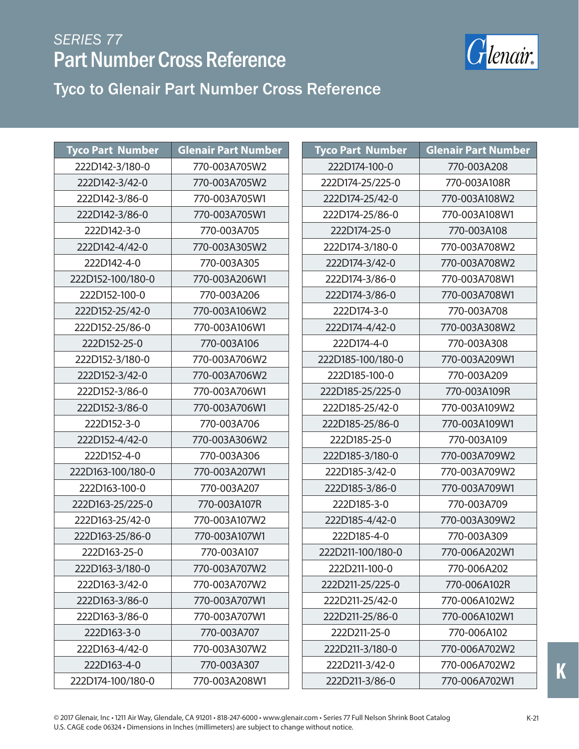SERIES 77

# Part Number Cross Reference

## Tyco to Glenair Part Number Cross Reference

| Tyco Part Number | Glenair Part Number |
|---|---|
| 222D142-3/180-0 | 770-003A705W2 |
| 222D142-3/42-0 | 770-003A705W2 |
| 222D142-3/86-0 | 770-003A705W1 |
| 222D142-3/86-0 | 770-003A705W1 |
| 222D142-3-0 | 770-003A705 |
| 222D142-4/42-0 | 770-003A305W2 |
| 222D142-4-0 | 770-003A305 |
| 222D152-100/180-0 | 770-003A206W1 |
| 222D152-100-0 | 770-003A206 |
| 222D152-25/42-0 | 770-003A106W2 |
| 222D152-25/86-0 | 770-003A106W1 |
| 222D152-25-0 | 770-003A106 |
| 222D152-3/180-0 | 770-003A706W2 |
| 222D152-3/42-0 | 770-003A706W2 |
| 222D152-3/86-0 | 770-003A706W1 |
| 222D152-3/86-0 | 770-003A706W1 |
| 222D152-3-0 | 770-003A706 |
| 222D152-4/42-0 | 770-003A306W2 |
| 222D152-4-0 | 770-003A306 |
| 222D163-100/180-0 | 770-003A207W1 |
| 222D163-100-0 | 770-003A207 |
| 222D163-25/225-0 | 770-003A107R |
| 222D163-25/42-0 | 770-003A107W2 |
| 222D163-25/86-0 | 770-003A107W1 |
| 222D163-25-0 | 770-003A107 |
| 222D163-3/180-0 | 770-003A707W2 |
| 222D163-3/42-0 | 770-003A707W2 |
| 222D163-3/86-0 | 770-003A707W1 |
| 222D163-3/86-0 | 770-003A707W1 |
| 222D163-3-0 | 770-003A707 |
| 222D163-4/42-0 | 770-003A307W2 |
| 222D163-4-0 | 770-003A307 |
| 222D174-100/180-0 | 770-003A208W1 |
| 222D174-100-0 | 770-003A208 |
| 222D174-25/225-0 | 770-003A108R |
| 222D174-25/42-0 | 770-003A108W2 |
| 222D174-25/86-0 | 770-003A108W1 |
| 222D174-25-0 | 770-003A108 |
| 222D174-3/180-0 | 770-003A708W2 |
| 222D174-3/42-0 | 770-003A708W2 |
| 222D174-3/86-0 | 770-003A708W1 |
| 222D174-3/86-0 | 770-003A708W1 |
| 222D174-3-0 | 770-003A708 |
| 222D174-4/42-0 | 770-003A308W2 |
| 222D174-4-0 | 770-003A308 |
| 222D185-100/180-0 | 770-003A209W1 |
| 222D185-100-0 | 770-003A209 |
| 222D185-25/225-0 | 770-003A109R |
| 222D185-25/42-0 | 770-003A109W2 |
| 222D185-25/86-0 | 770-003A109W1 |
| 222D185-25-0 | 770-003A109 |
| 222D185-3/180-0 | 770-003A709W2 |
| 222D185-3/42-0 | 770-003A709W2 |
| 222D185-3/86-0 | 770-003A709W1 |
| 222D185-3-0 | 770-003A709 |
| 222D185-4/42-0 | 770-003A309W2 |
| 222D185-4-0 | 770-003A309 |
| 222D211-100/180-0 | 770-006A202W1 |
| 222D211-100-0 | 770-006A202 |
| 222D211-25/225-0 | 770-006A102R |
| 222D211-25/42-0 | 770-006A102W2 |
| 222D211-25/86-0 | 770-006A102W1 |
| 222D211-25-0 | 770-006A102 |
| 222D211-3/180-0 | 770-006A702W2 |
| 222D211-3/42-0 | 770-006A702W2 |
| 222D211-3/86-0 | 770-006A702W1 |

© 2017 Glenair, Inc • 1211 Air Way, Glendale, CA 91201 • 818-247-6000 • www.glenair.com • Series 77 Full Nelson Shrink Boot Catalog
U.S. CAGE code 06324 • Dimensions in Inches (millimeters) are subject to change without notice.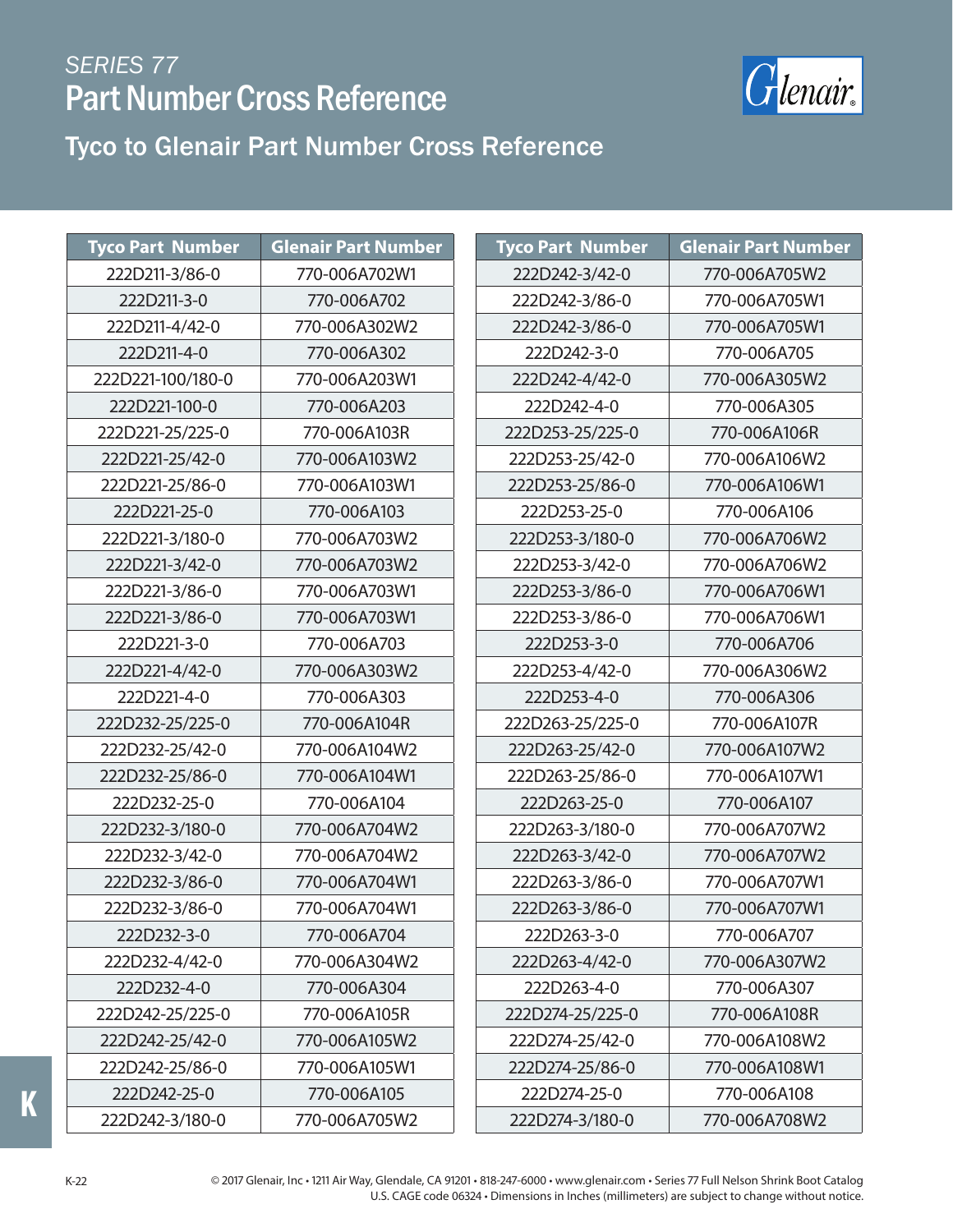# SERIES 77

## Part Number Cross Reference

### Tyco to Glenair Part Number Cross Reference

| Tyco Part Number | Glenair Part Number |
|---|---|
| 222D211-3/86-0 | 770-006A702W1 |
| 222D211-3-0 | 770-006A702 |
| 222D211-4/42-0 | 770-006A302W2 |
| 222D211-4-0 | 770-006A302 |
| 222D221-100/180-0 | 770-006A203W1 |
| 222D221-100-0 | 770-006A203 |
| 222D221-25/225-0 | 770-006A103R |
| 222D221-25/42-0 | 770-006A103W2 |
| 222D221-25/86-0 | 770-006A103W1 |
| 222D221-25-0 | 770-006A103 |
| 222D221-3/180-0 | 770-006A703W2 |
| 222D221-3/42-0 | 770-006A703W2 |
| 222D221-3/86-0 | 770-006A703W1 |
| 222D221-3/86-0 | 770-006A703W1 |
| 222D221-3-0 | 770-006A703 |
| 222D221-4/42-0 | 770-006A303W2 |
| 222D221-4-0 | 770-006A303 |
| 222D232-25/225-0 | 770-006A104R |
| 222D232-25/42-0 | 770-006A104W2 |
| 222D232-25/86-0 | 770-006A104W1 |
| 222D232-25-0 | 770-006A104 |
| 222D232-3/180-0 | 770-006A704W2 |
| 222D232-3/42-0 | 770-006A704W2 |
| 222D232-3/86-0 | 770-006A704W1 |
| 222D232-3/86-0 | 770-006A704W1 |
| 222D232-3-0 | 770-006A704 |
| 222D232-4/42-0 | 770-006A304W2 |
| 222D232-4-0 | 770-006A304 |
| 222D242-25/225-0 | 770-006A105R |
| 222D242-25/42-0 | 770-006A105W2 |
| 222D242-25/86-0 | 770-006A105W1 |
| 222D242-25-0 | 770-006A105 |
| 222D242-3/180-0 | 770-006A705W2 |
| 222D242-3/42-0 | 770-006A705W2 |
| 222D242-3/86-0 | 770-006A705W1 |
| 222D242-3/86-0 | 770-006A705W1 |
| 222D242-3-0 | 770-006A705 |
| 222D242-4/42-0 | 770-006A305W2 |
| 222D242-4-0 | 770-006A305 |
| 222D253-25/225-0 | 770-006A106R |
| 222D253-25/42-0 | 770-006A106W2 |
| 222D253-25/86-0 | 770-006A106W1 |
| 222D253-25-0 | 770-006A106 |
| 222D253-3/180-0 | 770-006A706W2 |
| 222D253-3/42-0 | 770-006A706W2 |
| 222D253-3/86-0 | 770-006A706W1 |
| 222D253-3/86-0 | 770-006A706W1 |
| 222D253-3-0 | 770-006A706 |
| 222D253-4/42-0 | 770-006A306W2 |
| 222D253-4-0 | 770-006A306 |
| 222D263-25/225-0 | 770-006A107R |
| 222D263-25/42-0 | 770-006A107W2 |
| 222D263-25/86-0 | 770-006A107W1 |
| 222D263-25-0 | 770-006A107 |
| 222D263-3/180-0 | 770-006A707W2 |
| 222D263-3/42-0 | 770-006A707W2 |
| 222D263-3/86-0 | 770-006A707W1 |
| 222D263-3/86-0 | 770-006A707W1 |
| 222D263-3-0 | 770-006A707 |
| 222D263-4/42-0 | 770-006A307W2 |
| 222D263-4-0 | 770-006A307 |
| 222D274-25/225-0 | 770-006A108R |
| 222D274-25/42-0 | 770-006A108W2 |
| 222D274-25/86-0 | 770-006A108W1 |
| 222D274-25-0 | 770-006A108 |
| 222D274-3/180-0 | 770-006A708W2 |

© 2017 Glenair, Inc • 1211 Air Way, Glendale, CA 91201 • 818-247-6000 • www.glenair.com • Series 77 Full Nelson Shrink Boot Catalog
U.S. CAGE code 06324 • Dimensions in Inches (millimeters) are subject to change without notice.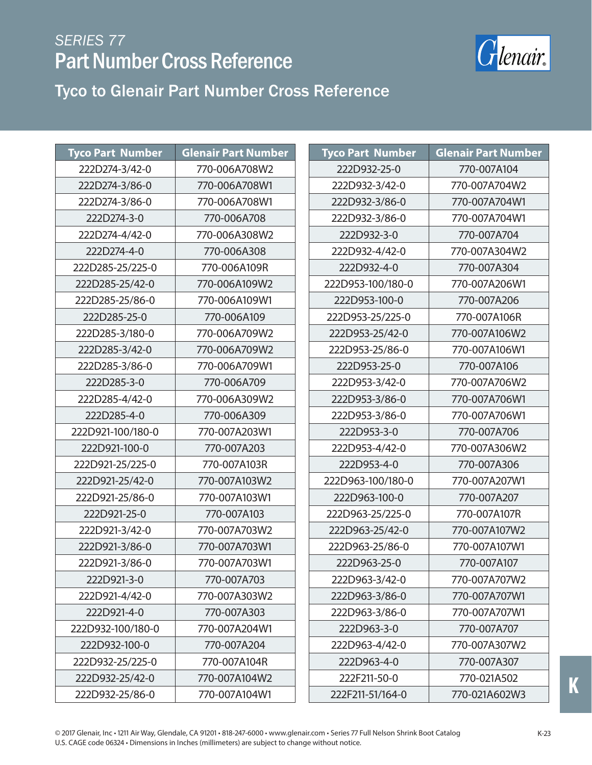# SERIES 77

# Part Number Cross Reference

## Tyco to Glenair Part Number Cross Reference

| Tyco Part Number | Glenair Part Number |
|---|---|
| 222D274-3/42-0 | 770-006A708W2 |
| 222D274-3/86-0 | 770-006A708W1 |
| 222D274-3/86-0 | 770-006A708W1 |
| 222D274-3-0 | 770-006A708 |
| 222D274-4/42-0 | 770-006A308W2 |
| 222D274-4-0 | 770-006A308 |
| 222D285-25/225-0 | 770-006A109R |
| 222D285-25/42-0 | 770-006A109W2 |
| 222D285-25/86-0 | 770-006A109W1 |
| 222D285-25-0 | 770-006A109 |
| 222D285-3/180-0 | 770-006A709W2 |
| 222D285-3/42-0 | 770-006A709W2 |
| 222D285-3/86-0 | 770-006A709W1 |
| 222D285-3-0 | 770-006A709 |
| 222D285-4/42-0 | 770-006A309W2 |
| 222D285-4-0 | 770-006A309 |
| 222D921-100/180-0 | 770-007A203W1 |
| 222D921-100-0 | 770-007A203 |
| 222D921-25/225-0 | 770-007A103R |
| 222D921-25/42-0 | 770-007A103W2 |
| 222D921-25/86-0 | 770-007A103W1 |
| 222D921-25-0 | 770-007A103 |
| 222D921-3/42-0 | 770-007A703W2 |
| 222D921-3/86-0 | 770-007A703W1 |
| 222D921-3/86-0 | 770-007A703W1 |
| 222D921-3-0 | 770-007A703 |
| 222D921-4/42-0 | 770-007A303W2 |
| 222D921-4-0 | 770-007A303 |
| 222D932-100/180-0 | 770-007A204W1 |
| 222D932-100-0 | 770-007A204 |
| 222D932-25/225-0 | 770-007A104R |
| 222D932-25/42-0 | 770-007A104W2 |
| 222D932-25/86-0 | 770-007A104W1 |
| 222D932-25-0 | 770-007A104 |
| 222D932-3/42-0 | 770-007A704W2 |
| 222D932-3/86-0 | 770-007A704W1 |
| 222D932-3/86-0 | 770-007A704W1 |
| 222D932-3-0 | 770-007A704 |
| 222D932-4/42-0 | 770-007A304W2 |
| 222D932-4-0 | 770-007A304 |
| 222D953-100/180-0 | 770-007A206W1 |
| 222D953-100-0 | 770-007A206 |
| 222D953-25/225-0 | 770-007A106R |
| 222D953-25/42-0 | 770-007A106W2 |
| 222D953-25/86-0 | 770-007A106W1 |
| 222D953-25-0 | 770-007A106 |
| 222D953-3/42-0 | 770-007A706W2 |
| 222D953-3/86-0 | 770-007A706W1 |
| 222D953-3/86-0 | 770-007A706W1 |
| 222D953-3-0 | 770-007A706 |
| 222D953-4/42-0 | 770-007A306W2 |
| 222D953-4-0 | 770-007A306 |
| 222D963-100/180-0 | 770-007A207W1 |
| 222D963-100-0 | 770-007A207 |
| 222D963-25/225-0 | 770-007A107R |
| 222D963-25/42-0 | 770-007A107W2 |
| 222D963-25/86-0 | 770-007A107W1 |
| 222D963-25-0 | 770-007A107 |
| 222D963-3/42-0 | 770-007A707W2 |
| 222D963-3/86-0 | 770-007A707W1 |
| 222D963-3/86-0 | 770-007A707W1 |
| 222D963-3-0 | 770-007A707 |
| 222D963-4/42-0 | 770-007A307W2 |
| 222D963-4-0 | 770-007A307 |
| 222F211-50-0 | 770-021A502 |
| 222F211-51/164-0 | 770-021A602W3 |

© 2017 Glenair, Inc • 1211 Air Way, Glendale, CA 91201 • 818-247-6000 • www.glenair.com • Series 77 Full Nelson Shrink Boot Catalog
U.S. CAGE code 06324 • Dimensions in Inches (millimeters) are subject to change without notice.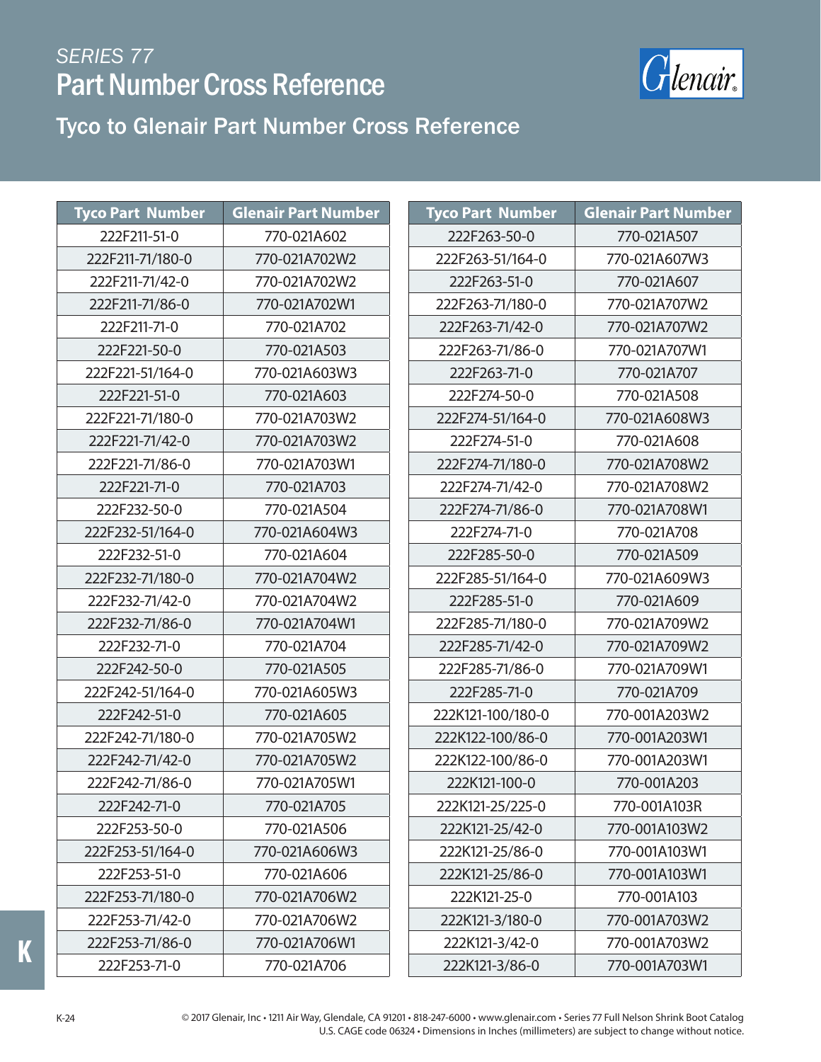# SERIES 77

# Part Number Cross Reference

## Tyco to Glenair Part Number Cross Reference

| Tyco Part Number | Glenair Part Number |
|---|---|
| 222F211-51-0 | 770-021A602 |
| 222F211-71/180-0 | 770-021A702W2 |
| 222F211-71/42-0 | 770-021A702W2 |
| 222F211-71/86-0 | 770-021A702W1 |
| 222F211-71-0 | 770-021A702 |
| 222F221-50-0 | 770-021A503 |
| 222F221-51/164-0 | 770-021A603W3 |
| 222F221-51-0 | 770-021A603 |
| 222F221-71/180-0 | 770-021A703W2 |
| 222F221-71/42-0 | 770-021A703W2 |
| 222F221-71/86-0 | 770-021A703W1 |
| 222F221-71-0 | 770-021A703 |
| 222F232-50-0 | 770-021A504 |
| 222F232-51/164-0 | 770-021A604W3 |
| 222F232-51-0 | 770-021A604 |
| 222F232-71/180-0 | 770-021A704W2 |
| 222F232-71/42-0 | 770-021A704W2 |
| 222F232-71/86-0 | 770-021A704W1 |
| 222F232-71-0 | 770-021A704 |
| 222F242-50-0 | 770-021A505 |
| 222F242-51/164-0 | 770-021A605W3 |
| 222F242-51-0 | 770-021A605 |
| 222F242-71/180-0 | 770-021A705W2 |
| 222F242-71/42-0 | 770-021A705W2 |
| 222F242-71/86-0 | 770-021A705W1 |
| 222F242-71-0 | 770-021A705 |
| 222F253-50-0 | 770-021A506 |
| 222F253-51/164-0 | 770-021A606W3 |
| 222F253-51-0 | 770-021A606 |
| 222F253-71/180-0 | 770-021A706W2 |
| 222F253-71/42-0 | 770-021A706W2 |
| 222F253-71/86-0 | 770-021A706W1 |
| 222F253-71-0 | 770-021A706 |
| 222F263-50-0 | 770-021A507 |
| 222F263-51/164-0 | 770-021A607W3 |
| 222F263-51-0 | 770-021A607 |
| 222F263-71/180-0 | 770-021A707W2 |
| 222F263-71/42-0 | 770-021A707W2 |
| 222F263-71/86-0 | 770-021A707W1 |
| 222F263-71-0 | 770-021A707 |
| 222F274-50-0 | 770-021A508 |
| 222F274-51/164-0 | 770-021A608W3 |
| 222F274-51-0 | 770-021A608 |
| 222F274-71/180-0 | 770-021A708W2 |
| 222F274-71/42-0 | 770-021A708W2 |
| 222F274-71/86-0 | 770-021A708W1 |
| 222F274-71-0 | 770-021A708 |
| 222F285-50-0 | 770-021A509 |
| 222F285-51/164-0 | 770-021A609W3 |
| 222F285-51-0 | 770-021A609 |
| 222F285-71/180-0 | 770-021A709W2 |
| 222F285-71/42-0 | 770-021A709W2 |
| 222F285-71/86-0 | 770-021A709W1 |
| 222F285-71-0 | 770-021A709 |
| 222K121-100/180-0 | 770-001A203W2 |
| 222K122-100/86-0 | 770-001A203W1 |
| 222K122-100/86-0 | 770-001A203W1 |
| 222K121-100-0 | 770-001A203 |
| 222K121-25/225-0 | 770-001A103R |
| 222K121-25/42-0 | 770-001A103W2 |
| 222K121-25/86-0 | 770-001A103W1 |
| 222K121-25/86-0 | 770-001A103W1 |
| 222K121-25-0 | 770-001A103 |
| 222K121-3/180-0 | 770-001A703W2 |
| 222K121-3/42-0 | 770-001A703W2 |
| 222K121-3/86-0 | 770-001A703W1 |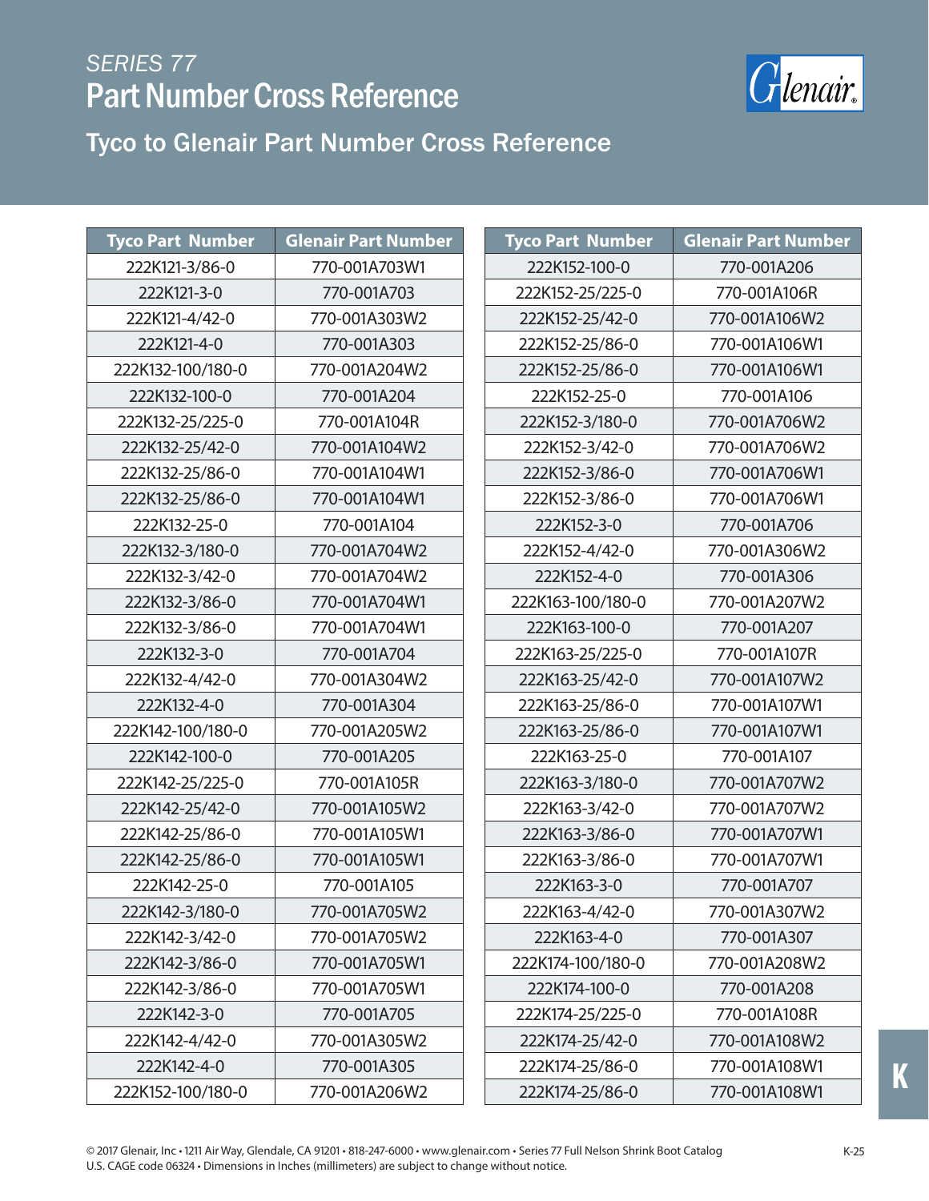SERIES 77

# Part Number Cross Reference

## Tyco to Glenair Part Number Cross Reference

| Tyco Part Number | Glenair Part Number |
|---|---|
| 222K121-3/86-0 | 770-001A703W1 |
| 222K121-3-0 | 770-001A703 |
| 222K121-4/42-0 | 770-001A303W2 |
| 222K121-4-0 | 770-001A303 |
| 222K132-100/180-0 | 770-001A204W2 |
| 222K132-100-0 | 770-001A204 |
| 222K132-25/225-0 | 770-001A104R |
| 222K132-25/42-0 | 770-001A104W2 |
| 222K132-25/86-0 | 770-001A104W1 |
| 222K132-25/86-0 | 770-001A104W1 |
| 222K132-25-0 | 770-001A104 |
| 222K132-3/180-0 | 770-001A704W2 |
| 222K132-3/42-0 | 770-001A704W2 |
| 222K132-3/86-0 | 770-001A704W1 |
| 222K132-3/86-0 | 770-001A704W1 |
| 222K132-3-0 | 770-001A704 |
| 222K132-4/42-0 | 770-001A304W2 |
| 222K132-4-0 | 770-001A304 |
| 222K142-100/180-0 | 770-001A205W2 |
| 222K142-100-0 | 770-001A205 |
| 222K142-25/225-0 | 770-001A105R |
| 222K142-25/42-0 | 770-001A105W2 |
| 222K142-25/86-0 | 770-001A105W1 |
| 222K142-25/86-0 | 770-001A105W1 |
| 222K142-25-0 | 770-001A105 |
| 222K142-3/180-0 | 770-001A705W2 |
| 222K142-3/42-0 | 770-001A705W2 |
| 222K142-3/86-0 | 770-001A705W1 |
| 222K142-3/86-0 | 770-001A705W1 |
| 222K142-3-0 | 770-001A705 |
| 222K142-4/42-0 | 770-001A305W2 |
| 222K142-4-0 | 770-001A305 |
| 222K152-100/180-0 | 770-001A206W2 |
| 222K152-100-0 | 770-001A206 |
| 222K152-25/225-0 | 770-001A106R |
| 222K152-25/42-0 | 770-001A106W2 |
| 222K152-25/86-0 | 770-001A106W1 |
| 222K152-25/86-0 | 770-001A106W1 |
| 222K152-25-0 | 770-001A106 |
| 222K152-3/180-0 | 770-001A706W2 |
| 222K152-3/42-0 | 770-001A706W2 |
| 222K152-3/86-0 | 770-001A706W1 |
| 222K152-3/86-0 | 770-001A706W1 |
| 222K152-3-0 | 770-001A706 |
| 222K152-4/42-0 | 770-001A306W2 |
| 222K152-4-0 | 770-001A306 |
| 222K163-100/180-0 | 770-001A207W2 |
| 222K163-100-0 | 770-001A207 |
| 222K163-25/225-0 | 770-001A107R |
| 222K163-25/42-0 | 770-001A107W2 |
| 222K163-25/86-0 | 770-001A107W1 |
| 222K163-25/86-0 | 770-001A107W1 |
| 222K163-25-0 | 770-001A107 |
| 222K163-3/180-0 | 770-001A707W2 |
| 222K163-3/42-0 | 770-001A707W2 |
| 222K163-3/86-0 | 770-001A707W1 |
| 222K163-3/86-0 | 770-001A707W1 |
| 222K163-3-0 | 770-001A707 |
| 222K163-4/42-0 | 770-001A307W2 |
| 222K163-4-0 | 770-001A307 |
| 222K174-100/180-0 | 770-001A208W2 |
| 222K174-100-0 | 770-001A208 |
| 222K174-25/225-0 | 770-001A108R |
| 222K174-25/42-0 | 770-001A108W2 |
| 222K174-25/86-0 | 770-001A108W1 |
| 222K174-25/86-0 | 770-001A108W1 |

© 2017 Glenair, Inc • 1211 Air Way, Glendale, CA 91201 • 818-247-6000 • www.glenair.com • Series 77 Full Nelson Shrink Boot Catalog
U.S. CAGE code 06324 • Dimensions in Inches (millimeters) are subject to change without notice.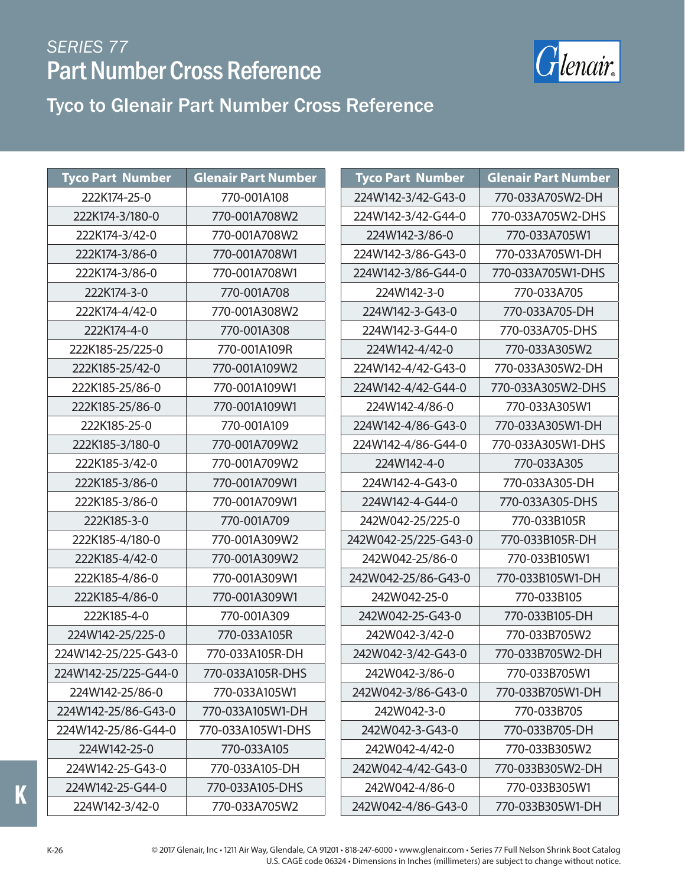SERIES 77

# Part Number Cross Reference

## Tyco to Glenair Part Number Cross Reference

| Tyco Part Number | Glenair Part Number |
|---|---|
| 222K174-25-0 | 770-001A108 |
| 222K174-3/180-0 | 770-001A708W2 |
| 222K174-3/42-0 | 770-001A708W2 |
| 222K174-3/86-0 | 770-001A708W1 |
| 222K174-3/86-0 | 770-001A708W1 |
| 222K174-3-0 | 770-001A708 |
| 222K174-4/42-0 | 770-001A308W2 |
| 222K174-4-0 | 770-001A308 |
| 222K185-25/225-0 | 770-001A109R |
| 222K185-25/42-0 | 770-001A109W2 |
| 222K185-25/86-0 | 770-001A109W1 |
| 222K185-25/86-0 | 770-001A109W1 |
| 222K185-25-0 | 770-001A109 |
| 222K185-3/180-0 | 770-001A709W2 |
| 222K185-3/42-0 | 770-001A709W2 |
| 222K185-3/86-0 | 770-001A709W1 |
| 222K185-3/86-0 | 770-001A709W1 |
| 222K185-3-0 | 770-001A709 |
| 222K185-4/180-0 | 770-001A309W2 |
| 222K185-4/42-0 | 770-001A309W2 |
| 222K185-4/86-0 | 770-001A309W1 |
| 222K185-4/86-0 | 770-001A309W1 |
| 222K185-4-0 | 770-001A309 |
| 224W142-25/225-0 | 770-033A105R |
| 224W142-25/225-G43-0 | 770-033A105R-DH |
| 224W142-25/225-G44-0 | 770-033A105R-DHS |
| 224W142-25/86-0 | 770-033A105W1 |
| 224W142-25/86-G43-0 | 770-033A105W1-DH |
| 224W142-25/86-G44-0 | 770-033A105W1-DHS |
| 224W142-25-0 | 770-033A105 |
| 224W142-25-G43-0 | 770-033A105-DH |
| 224W142-25-G44-0 | 770-033A105-DHS |
| 224W142-3/42-0 | 770-033A705W2 |
| 224W142-3/42-G43-0 | 770-033A705W2-DH |
| 224W142-3/42-G44-0 | 770-033A705W2-DHS |
| 224W142-3/86-0 | 770-033A705W1 |
| 224W142-3/86-G43-0 | 770-033A705W1-DH |
| 224W142-3/86-G44-0 | 770-033A705W1-DHS |
| 224W142-3-0 | 770-033A705 |
| 224W142-3-G43-0 | 770-033A705-DH |
| 224W142-3-G44-0 | 770-033A705-DHS |
| 224W142-4/42-0 | 770-033A305W2 |
| 224W142-4/42-G43-0 | 770-033A305W2-DH |
| 224W142-4/42-G44-0 | 770-033A305W2-DHS |
| 224W142-4/86-0 | 770-033A305W1 |
| 224W142-4/86-G43-0 | 770-033A305W1-DH |
| 224W142-4/86-G44-0 | 770-033A305W1-DHS |
| 224W142-4-0 | 770-033A305 |
| 224W142-4-G43-0 | 770-033A305-DH |
| 224W142-4-G44-0 | 770-033A305-DHS |
| 242W042-25/225-0 | 770-033B105R |
| 242W042-25/225-G43-0 | 770-033B105R-DH |
| 242W042-25/86-0 | 770-033B105W1 |
| 242W042-25/86-G43-0 | 770-033B105W1-DH |
| 242W042-25-0 | 770-033B105 |
| 242W042-25-G43-0 | 770-033B105-DH |
| 242W042-3/42-0 | 770-033B705W2 |
| 242W042-3/42-G43-0 | 770-033B705W2-DH |
| 242W042-3/86-0 | 770-033B705W1 |
| 242W042-3/86-G43-0 | 770-033B705W1-DH |
| 242W042-3-0 | 770-033B705 |
| 242W042-3-G43-0 | 770-033B705-DH |
| 242W042-4/42-0 | 770-033B305W2 |
| 242W042-4/42-G43-0 | 770-033B305W2-DH |
| 242W042-4/86-0 | 770-033B305W1 |
| 242W042-4/86-G43-0 | 770-033B305W1-DH |

© 2017 Glenair, Inc • 1211 Air Way, Glendale, CA 91201 • 818-247-6000 • www.glenair.com • Series 77 Full Nelson Shrink Boot Catalog
U.S. CAGE code 06324 • Dimensions in Inches (millimeters) are subject to change without notice.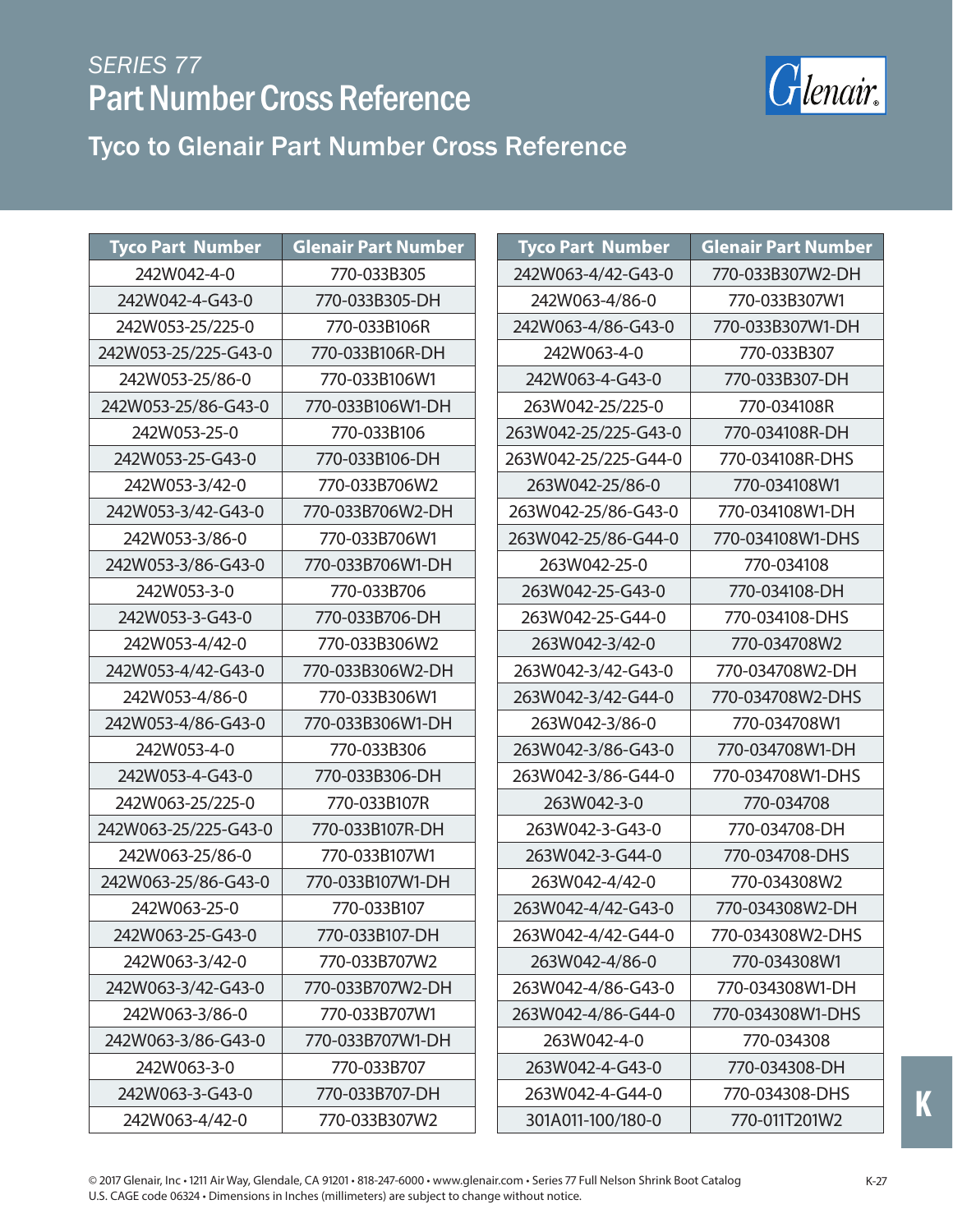SERIES 77

# Part Number Cross Reference

## Tyco to Glenair Part Number Cross Reference

| Tyco Part Number | Glenair Part Number |
|---|---|
| 242W042-4-0 | 770-033B305 |
| 242W042-4-G43-0 | 770-033B305-DH |
| 242W053-25/225-0 | 770-033B106R |
| 242W053-25/225-G43-0 | 770-033B106R-DH |
| 242W053-25/86-0 | 770-033B106W1 |
| 242W053-25/86-G43-0 | 770-033B106W1-DH |
| 242W053-25-0 | 770-033B106 |
| 242W053-25-G43-0 | 770-033B106-DH |
| 242W053-3/42-0 | 770-033B706W2 |
| 242W053-3/42-G43-0 | 770-033B706W2-DH |
| 242W053-3/86-0 | 770-033B706W1 |
| 242W053-3/86-G43-0 | 770-033B706W1-DH |
| 242W053-3-0 | 770-033B706 |
| 242W053-3-G43-0 | 770-033B706-DH |
| 242W053-4/42-0 | 770-033B306W2 |
| 242W053-4/42-G43-0 | 770-033B306W2-DH |
| 242W053-4/86-0 | 770-033B306W1 |
| 242W053-4/86-G43-0 | 770-033B306W1-DH |
| 242W053-4-0 | 770-033B306 |
| 242W053-4-G43-0 | 770-033B306-DH |
| 242W063-25/225-0 | 770-033B107R |
| 242W063-25/225-G43-0 | 770-033B107R-DH |
| 242W063-25/86-0 | 770-033B107W1 |
| 242W063-25/86-G43-0 | 770-033B107W1-DH |
| 242W063-25-0 | 770-033B107 |
| 242W063-25-G43-0 | 770-033B107-DH |
| 242W063-3/42-0 | 770-033B707W2 |
| 242W063-3/42-G43-0 | 770-033B707W2-DH |
| 242W063-3/86-0 | 770-033B707W1 |
| 242W063-3/86-G43-0 | 770-033B707W1-DH |
| 242W063-3-0 | 770-033B707 |
| 242W063-3-G43-0 | 770-033B707-DH |
| 242W063-4/42-0 | 770-033B307W2 |
| 242W063-4/42-G43-0 | 770-033B307W2-DH |
| 242W063-4/86-0 | 770-033B307W1 |
| 242W063-4/86-G43-0 | 770-033B307W1-DH |
| 242W063-4-0 | 770-033B307 |
| 242W063-4-G43-0 | 770-033B307-DH |
| 263W042-25/225-0 | 770-034108R |
| 263W042-25/225-G43-0 | 770-034108R-DH |
| 263W042-25/225-G44-0 | 770-034108R-DHS |
| 263W042-25/86-0 | 770-034108W1 |
| 263W042-25/86-G43-0 | 770-034108W1-DH |
| 263W042-25/86-G44-0 | 770-034108W1-DHS |
| 263W042-25-0 | 770-034108 |
| 263W042-25-G43-0 | 770-034108-DH |
| 263W042-25-G44-0 | 770-034108-DHS |
| 263W042-3/42-0 | 770-034708W2 |
| 263W042-3/42-G43-0 | 770-034708W2-DH |
| 263W042-3/42-G44-0 | 770-034708W2-DHS |
| 263W042-3/86-0 | 770-034708W1 |
| 263W042-3/86-G43-0 | 770-034708W1-DH |
| 263W042-3/86-G44-0 | 770-034708W1-DHS |
| 263W042-3-0 | 770-034708 |
| 263W042-3-G43-0 | 770-034708-DH |
| 263W042-3-G44-0 | 770-034708-DHS |
| 263W042-4/42-0 | 770-034308W2 |
| 263W042-4/42-G43-0 | 770-034308W2-DH |
| 263W042-4/42-G44-0 | 770-034308W2-DHS |
| 263W042-4/86-0 | 770-034308W1 |
| 263W042-4/86-G43-0 | 770-034308W1-DH |
| 263W042-4/86-G44-0 | 770-034308W1-DHS |
| 263W042-4-0 | 770-034308 |
| 263W042-4-G43-0 | 770-034308-DH |
| 263W042-4-G44-0 | 770-034308-DHS |
| 301A011-100/180-0 | 770-011T201W2 |

© 2017 Glenair, Inc • 1211 Air Way, Glendale, CA 91201 • 818-247-6000 • www.glenair.com • Series 77 Full Nelson Shrink Boot Catalog
U.S. CAGE code 06324 • Dimensions in Inches (millimeters) are subject to change without notice.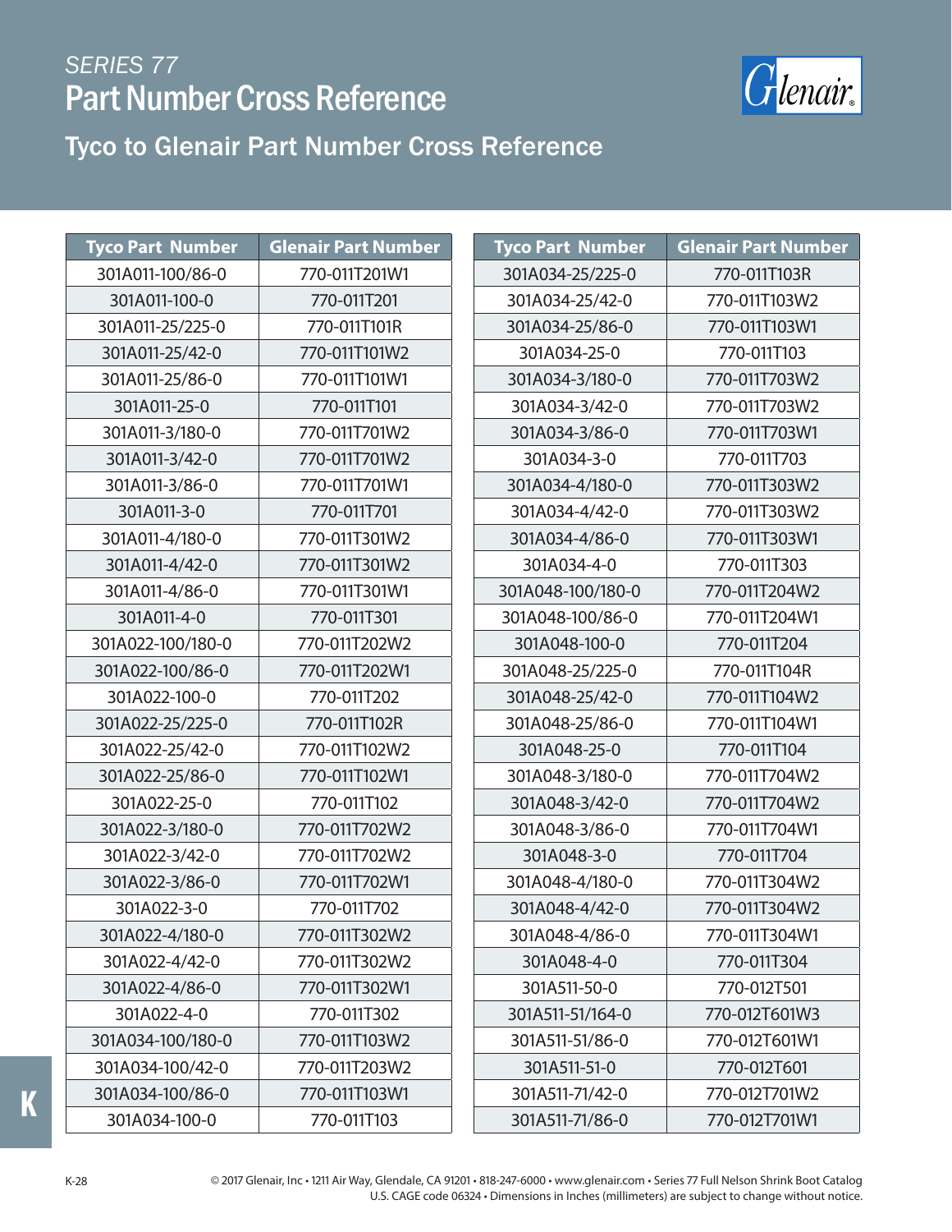# SERIES 77

# Part Number Cross Reference

## Tyco to Glenair Part Number Cross Reference

| Tyco Part Number | Glenair Part Number |
|---|---|
| 301A011-100/86-0 | 770-011T201W1 |
| 301A011-100-0 | 770-011T201 |
| 301A011-25/225-0 | 770-011T101R |
| 301A011-25/42-0 | 770-011T101W2 |
| 301A011-25/86-0 | 770-011T101W1 |
| 301A011-25-0 | 770-011T101 |
| 301A011-3/180-0 | 770-011T701W2 |
| 301A011-3/42-0 | 770-011T701W2 |
| 301A011-3/86-0 | 770-011T701W1 |
| 301A011-3-0 | 770-011T701 |
| 301A011-4/180-0 | 770-011T301W2 |
| 301A011-4/42-0 | 770-011T301W2 |
| 301A011-4/86-0 | 770-011T301W1 |
| 301A011-4-0 | 770-011T301 |
| 301A022-100/180-0 | 770-011T202W2 |
| 301A022-100/86-0 | 770-011T202W1 |
| 301A022-100-0 | 770-011T202 |
| 301A022-25/225-0 | 770-011T102R |
| 301A022-25/42-0 | 770-011T102W2 |
| 301A022-25/86-0 | 770-011T102W1 |
| 301A022-25-0 | 770-011T102 |
| 301A022-3/180-0 | 770-011T702W2 |
| 301A022-3/42-0 | 770-011T702W2 |
| 301A022-3/86-0 | 770-011T702W1 |
| 301A022-3-0 | 770-011T702 |
| 301A022-4/180-0 | 770-011T302W2 |
| 301A022-4/42-0 | 770-011T302W2 |
| 301A022-4/86-0 | 770-011T302W1 |
| 301A022-4-0 | 770-011T302 |
| 301A034-100/180-0 | 770-011T103W2 |
| 301A034-100/42-0 | 770-011T203W2 |
| 301A034-100/86-0 | 770-011T103W1 |
| 301A034-100-0 | 770-011T103 |
| 301A034-25/225-0 | 770-011T103R |
| 301A034-25/42-0 | 770-011T103W2 |
| 301A034-25/86-0 | 770-011T103W1 |
| 301A034-25-0 | 770-011T103 |
| 301A034-3/180-0 | 770-011T703W2 |
| 301A034-3/42-0 | 770-011T703W2 |
| 301A034-3/86-0 | 770-011T703W1 |
| 301A034-3-0 | 770-011T703 |
| 301A034-4/180-0 | 770-011T303W2 |
| 301A034-4/42-0 | 770-011T303W2 |
| 301A034-4/86-0 | 770-011T303W1 |
| 301A034-4-0 | 770-011T303 |
| 301A048-100/180-0 | 770-011T204W2 |
| 301A048-100/86-0 | 770-011T204W1 |
| 301A048-100-0 | 770-011T204 |
| 301A048-25/225-0 | 770-011T104R |
| 301A048-25/42-0 | 770-011T104W2 |
| 301A048-25/86-0 | 770-011T104W1 |
| 301A048-25-0 | 770-011T104 |
| 301A048-3/180-0 | 770-011T704W2 |
| 301A048-3/42-0 | 770-011T704W2 |
| 301A048-3/86-0 | 770-011T704W1 |
| 301A048-3-0 | 770-011T704 |
| 301A048-4/180-0 | 770-011T304W2 |
| 301A048-4/42-0 | 770-011T304W2 |
| 301A048-4/86-0 | 770-011T304W1 |
| 301A048-4-0 | 770-011T304 |
| 301A511-50-0 | 770-012T501 |
| 301A511-51/164-0 | 770-012T601W3 |
| 301A511-51/86-0 | 770-012T601W1 |
| 301A511-51-0 | 770-012T601 |
| 301A511-71/42-0 | 770-012T701W2 |
| 301A511-71/86-0 | 770-012T701W1 |

© 2017 Glenair, Inc • 1211 Air Way, Glendale, CA 91201 • 818-247-6000 • www.glenair.com • Series 77 Full Nelson Shrink Boot Catalog
U.S. CAGE code 06324 • Dimensions in Inches (millimeters) are subject to change without notice.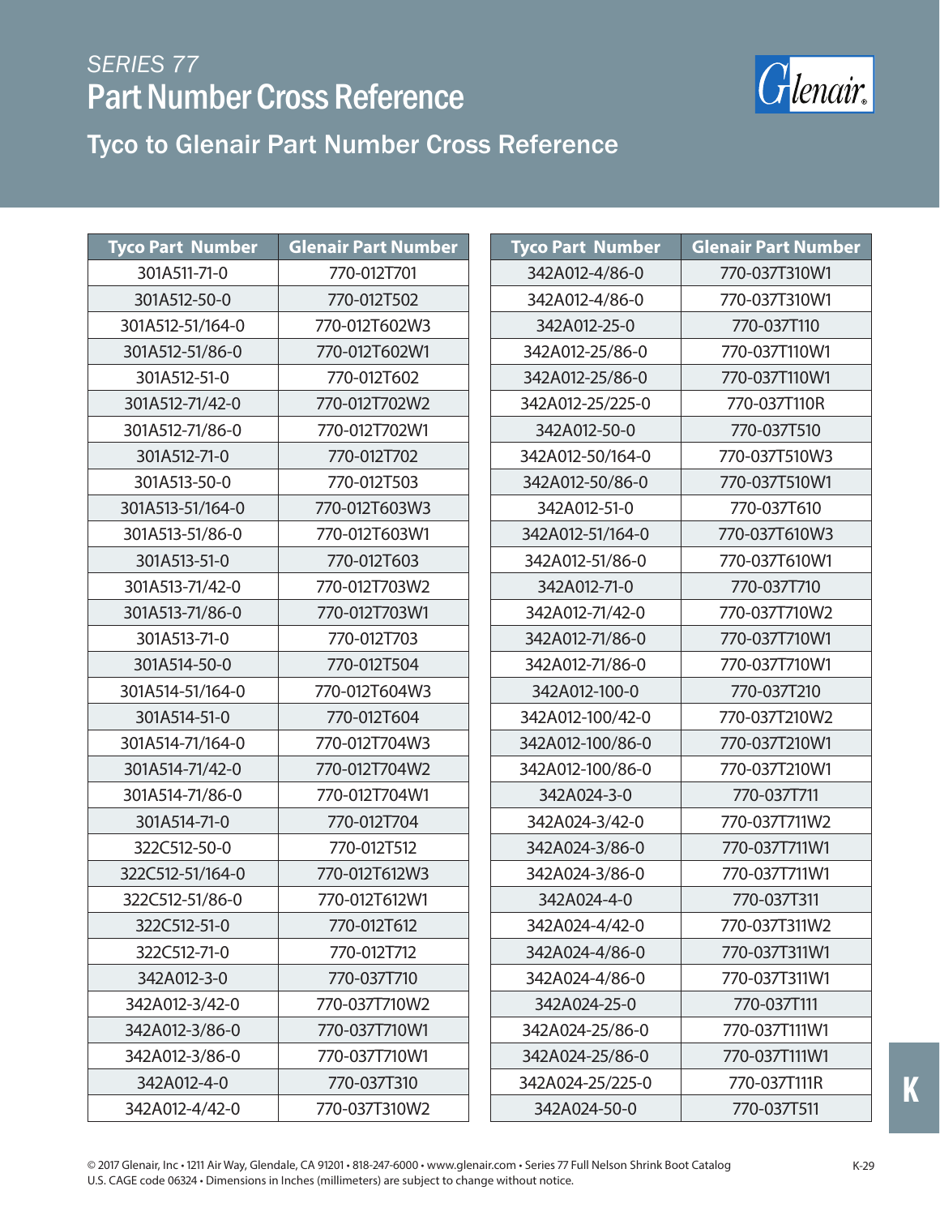## SERIES 77

# Part Number Cross Reference

## Tyco to Glenair Part Number Cross Reference

| Tyco Part Number | Glenair Part Number |
|---|---|
| 301A511-71-0 | 770-012T701 |
| 301A512-50-0 | 770-012T502 |
| 301A512-51/164-0 | 770-012T602W3 |
| 301A512-51/86-0 | 770-012T602W1 |
| 301A512-51-0 | 770-012T602 |
| 301A512-71/42-0 | 770-012T702W2 |
| 301A512-71/86-0 | 770-012T702W1 |
| 301A512-71-0 | 770-012T702 |
| 301A513-50-0 | 770-012T503 |
| 301A513-51/164-0 | 770-012T603W3 |
| 301A513-51/86-0 | 770-012T603W1 |
| 301A513-51-0 | 770-012T603 |
| 301A513-71/42-0 | 770-012T703W2 |
| 301A513-71/86-0 | 770-012T703W1 |
| 301A513-71-0 | 770-012T703 |
| 301A514-50-0 | 770-012T504 |
| 301A514-51/164-0 | 770-012T604W3 |
| 301A514-51-0 | 770-012T604 |
| 301A514-71/164-0 | 770-012T704W3 |
| 301A514-71/42-0 | 770-012T704W2 |
| 301A514-71/86-0 | 770-012T704W1 |
| 301A514-71-0 | 770-012T704 |
| 322C512-50-0 | 770-012T512 |
| 322C512-51/164-0 | 770-012T612W3 |
| 322C512-51/86-0 | 770-012T612W1 |
| 322C512-51-0 | 770-012T612 |
| 322C512-71-0 | 770-012T712 |
| 342A012-3-0 | 770-037T710 |
| 342A012-3/42-0 | 770-037T710W2 |
| 342A012-3/86-0 | 770-037T710W1 |
| 342A012-3/86-0 | 770-037T710W1 |
| 342A012-4-0 | 770-037T310 |
| 342A012-4/42-0 | 770-037T310W2 |
| 342A012-4/86-0 | 770-037T310W1 |
| 342A012-4/86-0 | 770-037T310W1 |
| 342A012-25-0 | 770-037T110 |
| 342A012-25/86-0 | 770-037T110W1 |
| 342A012-25/86-0 | 770-037T110W1 |
| 342A012-25/225-0 | 770-037T110R |
| 342A012-50-0 | 770-037T510 |
| 342A012-50/164-0 | 770-037T510W3 |
| 342A012-50/86-0 | 770-037T510W1 |
| 342A012-51-0 | 770-037T610 |
| 342A012-51/164-0 | 770-037T610W3 |
| 342A012-51/86-0 | 770-037T610W1 |
| 342A012-71-0 | 770-037T710 |
| 342A012-71/42-0 | 770-037T710W2 |
| 342A012-71/86-0 | 770-037T710W1 |
| 342A012-71/86-0 | 770-037T710W1 |
| 342A012-100-0 | 770-037T210 |
| 342A012-100/42-0 | 770-037T210W2 |
| 342A012-100/86-0 | 770-037T210W1 |
| 342A012-100/86-0 | 770-037T210W1 |
| 342A024-3-0 | 770-037T711 |
| 342A024-3/42-0 | 770-037T711W2 |
| 342A024-3/86-0 | 770-037T711W1 |
| 342A024-3/86-0 | 770-037T711W1 |
| 342A024-4-0 | 770-037T311 |
| 342A024-4/42-0 | 770-037T311W2 |
| 342A024-4/86-0 | 770-037T311W1 |
| 342A024-4/86-0 | 770-037T311W1 |
| 342A024-25-0 | 770-037T111 |
| 342A024-25/86-0 | 770-037T111W1 |
| 342A024-25/86-0 | 770-037T111W1 |
| 342A024-25/225-0 | 770-037T111R |
| 342A024-50-0 | 770-037T511 |

© 2017 Glenair, Inc • 1211 Air Way, Glendale, CA 91201 • 818-247-6000 • www.glenair.com • Series 77 Full Nelson Shrink Boot Catalog
U.S. CAGE code 06324 • Dimensions in Inches (millimeters) are subject to change without notice.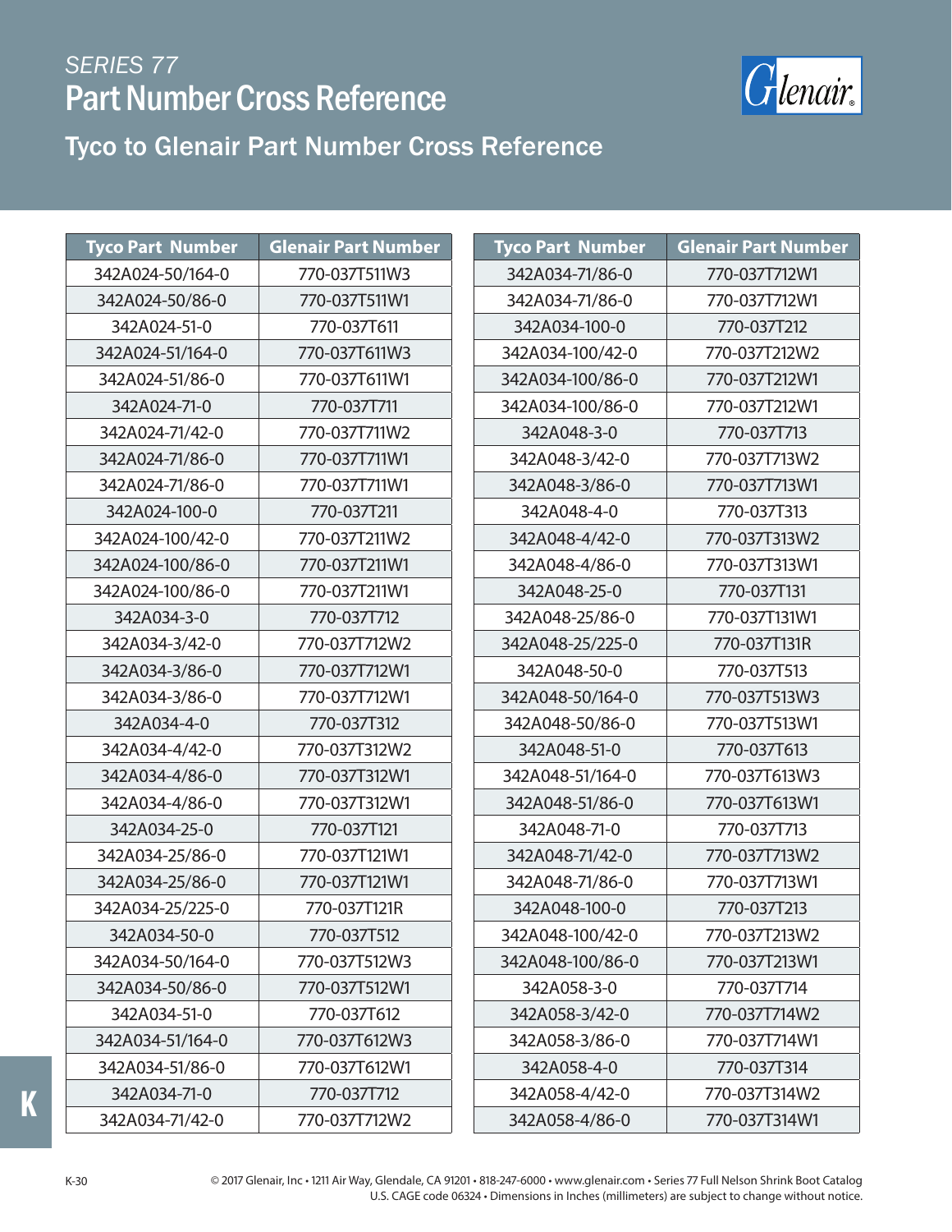SERIES 77

# Part Number Cross Reference

## Tyco to Glenair Part Number Cross Reference

| Tyco Part Number | Glenair Part Number |
|---|---|
| 342A024-50/164-0 | 770-037T511W3 |
| 342A024-50/86-0 | 770-037T511W1 |
| 342A024-51-0 | 770-037T611 |
| 342A024-51/164-0 | 770-037T611W3 |
| 342A024-51/86-0 | 770-037T611W1 |
| 342A024-71-0 | 770-037T711 |
| 342A024-71/42-0 | 770-037T711W2 |
| 342A024-71/86-0 | 770-037T711W1 |
| 342A024-71/86-0 | 770-037T711W1 |
| 342A024-100-0 | 770-037T211 |
| 342A024-100/42-0 | 770-037T211W2 |
| 342A024-100/86-0 | 770-037T211W1 |
| 342A024-100/86-0 | 770-037T211W1 |
| 342A034-3-0 | 770-037T712 |
| 342A034-3/42-0 | 770-037T712W2 |
| 342A034-3/86-0 | 770-037T712W1 |
| 342A034-3/86-0 | 770-037T712W1 |
| 342A034-4-0 | 770-037T312 |
| 342A034-4/42-0 | 770-037T312W2 |
| 342A034-4/86-0 | 770-037T312W1 |
| 342A034-4/86-0 | 770-037T312W1 |
| 342A034-25-0 | 770-037T121 |
| 342A034-25/86-0 | 770-037T121W1 |
| 342A034-25/86-0 | 770-037T121W1 |
| 342A034-25/225-0 | 770-037T121R |
| 342A034-50-0 | 770-037T512 |
| 342A034-50/164-0 | 770-037T512W3 |
| 342A034-50/86-0 | 770-037T512W1 |
| 342A034-51-0 | 770-037T612 |
| 342A034-51/164-0 | 770-037T612W3 |
| 342A034-51/86-0 | 770-037T612W1 |
| 342A034-71-0 | 770-037T712 |
| 342A034-71/42-0 | 770-037T712W2 |
| 342A034-71/86-0 | 770-037T712W1 |
| 342A034-71/86-0 | 770-037T712W1 |
| 342A034-100-0 | 770-037T212 |
| 342A034-100/42-0 | 770-037T212W2 |
| 342A034-100/86-0 | 770-037T212W1 |
| 342A034-100/86-0 | 770-037T212W1 |
| 342A048-3-0 | 770-037T713 |
| 342A048-3/42-0 | 770-037T713W2 |
| 342A048-3/86-0 | 770-037T713W1 |
| 342A048-4-0 | 770-037T313 |
| 342A048-4/42-0 | 770-037T313W2 |
| 342A048-4/86-0 | 770-037T313W1 |
| 342A048-25-0 | 770-037T131 |
| 342A048-25/86-0 | 770-037T131W1 |
| 342A048-25/225-0 | 770-037T131R |
| 342A048-50-0 | 770-037T513 |
| 342A048-50/164-0 | 770-037T513W3 |
| 342A048-50/86-0 | 770-037T513W1 |
| 342A048-51-0 | 770-037T613 |
| 342A048-51/164-0 | 770-037T613W3 |
| 342A048-51/86-0 | 770-037T613W1 |
| 342A048-71-0 | 770-037T713 |
| 342A048-71/42-0 | 770-037T713W2 |
| 342A048-71/86-0 | 770-037T713W1 |
| 342A048-100-0 | 770-037T213 |
| 342A048-100/42-0 | 770-037T213W2 |
| 342A048-100/86-0 | 770-037T213W1 |
| 342A058-3-0 | 770-037T714 |
| 342A058-3/42-0 | 770-037T714W2 |
| 342A058-3/86-0 | 770-037T714W1 |
| 342A058-4-0 | 770-037T314 |
| 342A058-4/42-0 | 770-037T314W2 |
| 342A058-4/86-0 | 770-037T314W1 |

© 2017 Glenair, Inc • 1211 Air Way, Glendale, CA 91201 • 818-247-6000 • www.glenair.com • Series 77 Full Nelson Shrink Boot Catalog
U.S. CAGE code 06324 • Dimensions in Inches (millimeters) are subject to change without notice.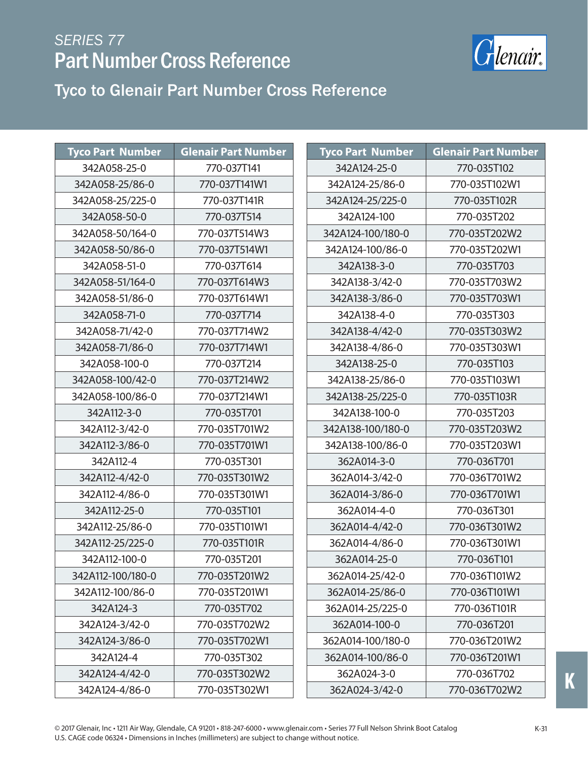# SERIES 77

# Part Number Cross Reference

## Tyco to Glenair Part Number Cross Reference

| Tyco Part Number | Glenair Part Number |
|---|---|
| 342A058-25-0 | 770-037T141 |
| 342A058-25/86-0 | 770-037T141W1 |
| 342A058-25/225-0 | 770-037T141R |
| 342A058-50-0 | 770-037T514 |
| 342A058-50/164-0 | 770-037T514W3 |
| 342A058-50/86-0 | 770-037T514W1 |
| 342A058-51-0 | 770-037T614 |
| 342A058-51/164-0 | 770-037T614W3 |
| 342A058-51/86-0 | 770-037T614W1 |
| 342A058-71-0 | 770-037T714 |
| 342A058-71/42-0 | 770-037T714W2 |
| 342A058-71/86-0 | 770-037T714W1 |
| 342A058-100-0 | 770-037T214 |
| 342A058-100/42-0 | 770-037T214W2 |
| 342A058-100/86-0 | 770-037T214W1 |
| 342A112-3-0 | 770-035T701 |
| 342A112-3/42-0 | 770-035T701W2 |
| 342A112-3/86-0 | 770-035T701W1 |
| 342A112-4 | 770-035T301 |
| 342A112-4/42-0 | 770-035T301W2 |
| 342A112-4/86-0 | 770-035T301W1 |
| 342A112-25-0 | 770-035T101 |
| 342A112-25/86-0 | 770-035T101W1 |
| 342A112-25/225-0 | 770-035T101R |
| 342A112-100-0 | 770-035T201 |
| 342A112-100/180-0 | 770-035T201W2 |
| 342A112-100/86-0 | 770-035T201W1 |
| 342A124-3 | 770-035T702 |
| 342A124-3/42-0 | 770-035T702W2 |
| 342A124-3/86-0 | 770-035T702W1 |
| 342A124-4 | 770-035T302 |
| 342A124-4/42-0 | 770-035T302W2 |
| 342A124-4/86-0 | 770-035T302W1 |
| 342A124-25-0 | 770-035T102 |
| 342A124-25/86-0 | 770-035T102W1 |
| 342A124-25/225-0 | 770-035T102R |
| 342A124-100 | 770-035T202 |
| 342A124-100/180-0 | 770-035T202W2 |
| 342A124-100/86-0 | 770-035T202W1 |
| 342A138-3-0 | 770-035T703 |
| 342A138-3/42-0 | 770-035T703W2 |
| 342A138-3/86-0 | 770-035T703W1 |
| 342A138-4-0 | 770-035T303 |
| 342A138-4/42-0 | 770-035T303W2 |
| 342A138-4/86-0 | 770-035T303W1 |
| 342A138-25-0 | 770-035T103 |
| 342A138-25/86-0 | 770-035T103W1 |
| 342A138-25/225-0 | 770-035T103R |
| 342A138-100-0 | 770-035T203 |
| 342A138-100/180-0 | 770-035T203W2 |
| 342A138-100/86-0 | 770-035T203W1 |
| 362A014-3-0 | 770-036T701 |
| 362A014-3/42-0 | 770-036T701W2 |
| 362A014-3/86-0 | 770-036T701W1 |
| 362A014-4-0 | 770-036T301 |
| 362A014-4/42-0 | 770-036T301W2 |
| 362A014-4/86-0 | 770-036T301W1 |
| 362A014-25-0 | 770-036T101 |
| 362A014-25/42-0 | 770-036T101W2 |
| 362A014-25/86-0 | 770-036T101W1 |
| 362A014-25/225-0 | 770-036T101R |
| 362A014-100-0 | 770-036T201 |
| 362A014-100/180-0 | 770-036T201W2 |
| 362A014-100/86-0 | 770-036T201W1 |
| 362A024-3-0 | 770-036T702 |
| 362A024-3/42-0 | 770-036T702W2 |

© 2017 Glenair, Inc • 1211 Air Way, Glendale, CA 91201 • 818-247-6000 • www.glenair.com • Series 77 Full Nelson Shrink Boot Catalog
U.S. CAGE code 06324 • Dimensions in Inches (millimeters) are subject to change without notice.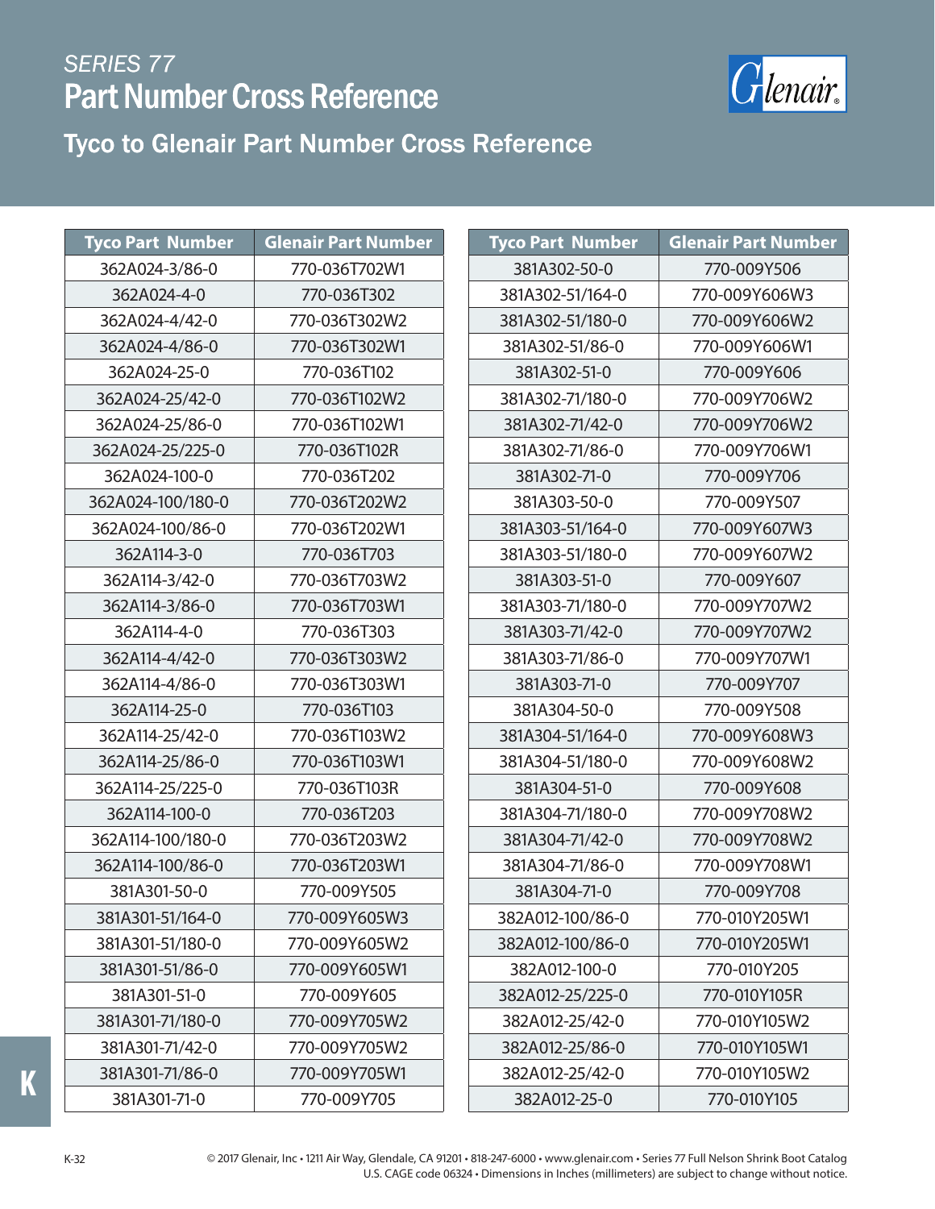# SERIES 77
# Part Number Cross Reference

## Tyco to Glenair Part Number Cross Reference

| Tyco Part Number | Glenair Part Number |
|---|---|
| 362A024-3/86-0 | 770-036T702W1 |
| 362A024-4-0 | 770-036T302 |
| 362A024-4/42-0 | 770-036T302W2 |
| 362A024-4/86-0 | 770-036T302W1 |
| 362A024-25-0 | 770-036T102 |
| 362A024-25/42-0 | 770-036T102W2 |
| 362A024-25/86-0 | 770-036T102W1 |
| 362A024-25/225-0 | 770-036T102R |
| 362A024-100-0 | 770-036T202 |
| 362A024-100/180-0 | 770-036T202W2 |
| 362A024-100/86-0 | 770-036T202W1 |
| 362A114-3-0 | 770-036T703 |
| 362A114-3/42-0 | 770-036T703W2 |
| 362A114-3/86-0 | 770-036T703W1 |
| 362A114-4-0 | 770-036T303 |
| 362A114-4/42-0 | 770-036T303W2 |
| 362A114-4/86-0 | 770-036T303W1 |
| 362A114-25-0 | 770-036T103 |
| 362A114-25/42-0 | 770-036T103W2 |
| 362A114-25/86-0 | 770-036T103W1 |
| 362A114-25/225-0 | 770-036T103R |
| 362A114-100-0 | 770-036T203 |
| 362A114-100/180-0 | 770-036T203W2 |
| 362A114-100/86-0 | 770-036T203W1 |
| 381A301-50-0 | 770-009Y505 |
| 381A301-51/164-0 | 770-009Y605W3 |
| 381A301-51/180-0 | 770-009Y605W2 |
| 381A301-51/86-0 | 770-009Y605W1 |
| 381A301-51-0 | 770-009Y605 |
| 381A301-71/180-0 | 770-009Y705W2 |
| 381A301-71/42-0 | 770-009Y705W2 |
| 381A301-71/86-0 | 770-009Y705W1 |
| 381A301-71-0 | 770-009Y705 |
| 381A302-50-0 | 770-009Y506 |
| 381A302-51/164-0 | 770-009Y606W3 |
| 381A302-51/180-0 | 770-009Y606W2 |
| 381A302-51/86-0 | 770-009Y606W1 |
| 381A302-51-0 | 770-009Y606 |
| 381A302-71/180-0 | 770-009Y706W2 |
| 381A302-71/42-0 | 770-009Y706W2 |
| 381A302-71/86-0 | 770-009Y706W1 |
| 381A302-71-0 | 770-009Y706 |
| 381A303-50-0 | 770-009Y507 |
| 381A303-51/164-0 | 770-009Y607W3 |
| 381A303-51/180-0 | 770-009Y607W2 |
| 381A303-51-0 | 770-009Y607 |
| 381A303-71/180-0 | 770-009Y707W2 |
| 381A303-71/42-0 | 770-009Y707W2 |
| 381A303-71/86-0 | 770-009Y707W1 |
| 381A303-71-0 | 770-009Y707 |
| 381A304-50-0 | 770-009Y508 |
| 381A304-51/164-0 | 770-009Y608W3 |
| 381A304-51/180-0 | 770-009Y608W2 |
| 381A304-51-0 | 770-009Y608 |
| 381A304-71/180-0 | 770-009Y708W2 |
| 381A304-71/42-0 | 770-009Y708W2 |
| 381A304-71/86-0 | 770-009Y708W1 |
| 381A304-71-0 | 770-009Y708 |
| 382A012-100/86-0 | 770-010Y205W1 |
| 382A012-100/86-0 | 770-010Y205W1 |
| 382A012-100-0 | 770-010Y205 |
| 382A012-25/225-0 | 770-010Y105R |
| 382A012-25/42-0 | 770-010Y105W2 |
| 382A012-25/86-0 | 770-010Y105W1 |
| 382A012-25/42-0 | 770-010Y105W2 |
| 382A012-25-0 | 770-010Y105 |

© 2017 Glenair, Inc • 1211 Air Way, Glendale, CA 91201 • 818-247-6000 • www.glenair.com • Series 77 Full Nelson Shrink Boot Catalog
U.S. CAGE code 06324 • Dimensions in Inches (millimeters) are subject to change without notice.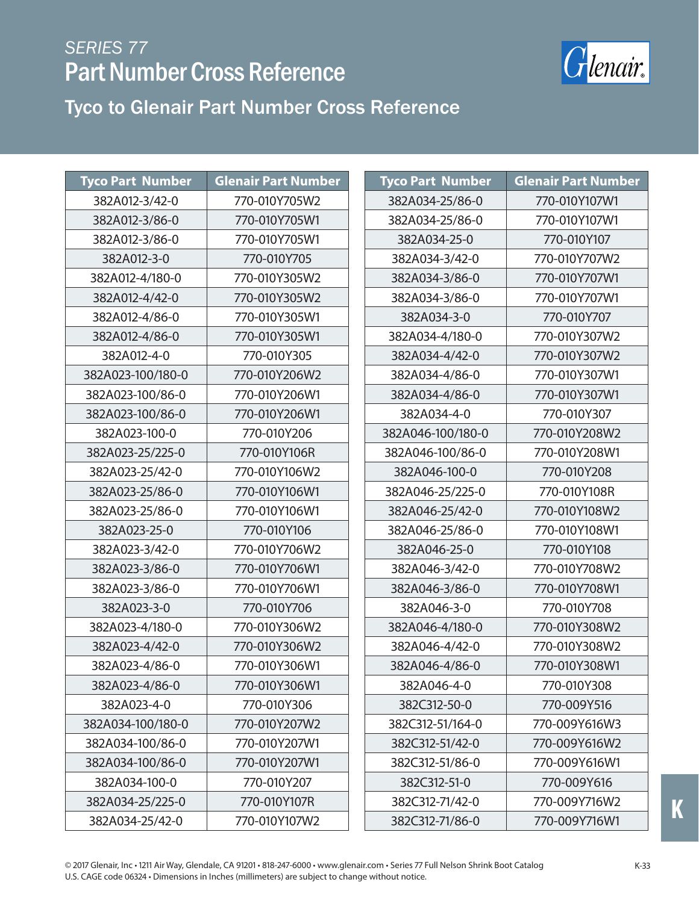## SERIES 77

# Part Number Cross Reference

## Tyco to Glenair Part Number Cross Reference

| Tyco Part Number | Glenair Part Number |
|---|---|
| 382A012-3/42-0 | 770-010Y705W2 |
| 382A012-3/86-0 | 770-010Y705W1 |
| 382A012-3/86-0 | 770-010Y705W1 |
| 382A012-3-0 | 770-010Y705 |
| 382A012-4/180-0 | 770-010Y305W2 |
| 382A012-4/42-0 | 770-010Y305W2 |
| 382A012-4/86-0 | 770-010Y305W1 |
| 382A012-4/86-0 | 770-010Y305W1 |
| 382A012-4-0 | 770-010Y305 |
| 382A023-100/180-0 | 770-010Y206W2 |
| 382A023-100/86-0 | 770-010Y206W1 |
| 382A023-100/86-0 | 770-010Y206W1 |
| 382A023-100-0 | 770-010Y206 |
| 382A023-25/225-0 | 770-010Y106R |
| 382A023-25/42-0 | 770-010Y106W2 |
| 382A023-25/86-0 | 770-010Y106W1 |
| 382A023-25/86-0 | 770-010Y106W1 |
| 382A023-25-0 | 770-010Y106 |
| 382A023-3/42-0 | 770-010Y706W2 |
| 382A023-3/86-0 | 770-010Y706W1 |
| 382A023-3/86-0 | 770-010Y706W1 |
| 382A023-3-0 | 770-010Y706 |
| 382A023-4/180-0 | 770-010Y306W2 |
| 382A023-4/42-0 | 770-010Y306W2 |
| 382A023-4/86-0 | 770-010Y306W1 |
| 382A023-4/86-0 | 770-010Y306W1 |
| 382A023-4-0 | 770-010Y306 |
| 382A034-100/180-0 | 770-010Y207W2 |
| 382A034-100/86-0 | 770-010Y207W1 |
| 382A034-100/86-0 | 770-010Y207W1 |
| 382A034-100-0 | 770-010Y207 |
| 382A034-25/225-0 | 770-010Y107R |
| 382A034-25/42-0 | 770-010Y107W2 |

| Tyco Part Number | Glenair Part Number |
|---|---|
| 382A034-25/86-0 | 770-010Y107W1 |
| 382A034-25/86-0 | 770-010Y107W1 |
| 382A034-25-0 | 770-010Y107 |
| 382A034-3/42-0 | 770-010Y707W2 |
| 382A034-3/86-0 | 770-010Y707W1 |
| 382A034-3/86-0 | 770-010Y707W1 |
| 382A034-3-0 | 770-010Y707 |
| 382A034-4/180-0 | 770-010Y307W2 |
| 382A034-4/42-0 | 770-010Y307W2 |
| 382A034-4/86-0 | 770-010Y307W1 |
| 382A034-4/86-0 | 770-010Y307W1 |
| 382A034-4-0 | 770-010Y307 |
| 382A046-100/180-0 | 770-010Y208W2 |
| 382A046-100/86-0 | 770-010Y208W1 |
| 382A046-100-0 | 770-010Y208 |
| 382A046-25/225-0 | 770-010Y108R |
| 382A046-25/42-0 | 770-010Y108W2 |
| 382A046-25/86-0 | 770-010Y108W1 |
| 382A046-25-0 | 770-010Y108 |
| 382A046-3/42-0 | 770-010Y708W2 |
| 382A046-3/86-0 | 770-010Y708W1 |
| 382A046-3-0 | 770-010Y708 |
| 382A046-4/180-0 | 770-010Y308W2 |
| 382A046-4/42-0 | 770-010Y308W2 |
| 382A046-4/86-0 | 770-010Y308W1 |
| 382A046-4-0 | 770-010Y308 |
| 382C312-50-0 | 770-009Y516 |
| 382C312-51/164-0 | 770-009Y616W3 |
| 382C312-51/42-0 | 770-009Y616W2 |
| 382C312-51/86-0 | 770-009Y616W1 |
| 382C312-51-0 | 770-009Y616 |
| 382C312-71/42-0 | 770-009Y716W2 |
| 382C312-71/86-0 | 770-009Y716W1 |

© 2017 Glenair, Inc • 1211 Air Way, Glendale, CA 91201 • 818-247-6000 • www.glenair.com • Series 77 Full Nelson Shrink Boot Catalog
U.S. CAGE code 06324 • Dimensions in Inches (millimeters) are subject to change without notice.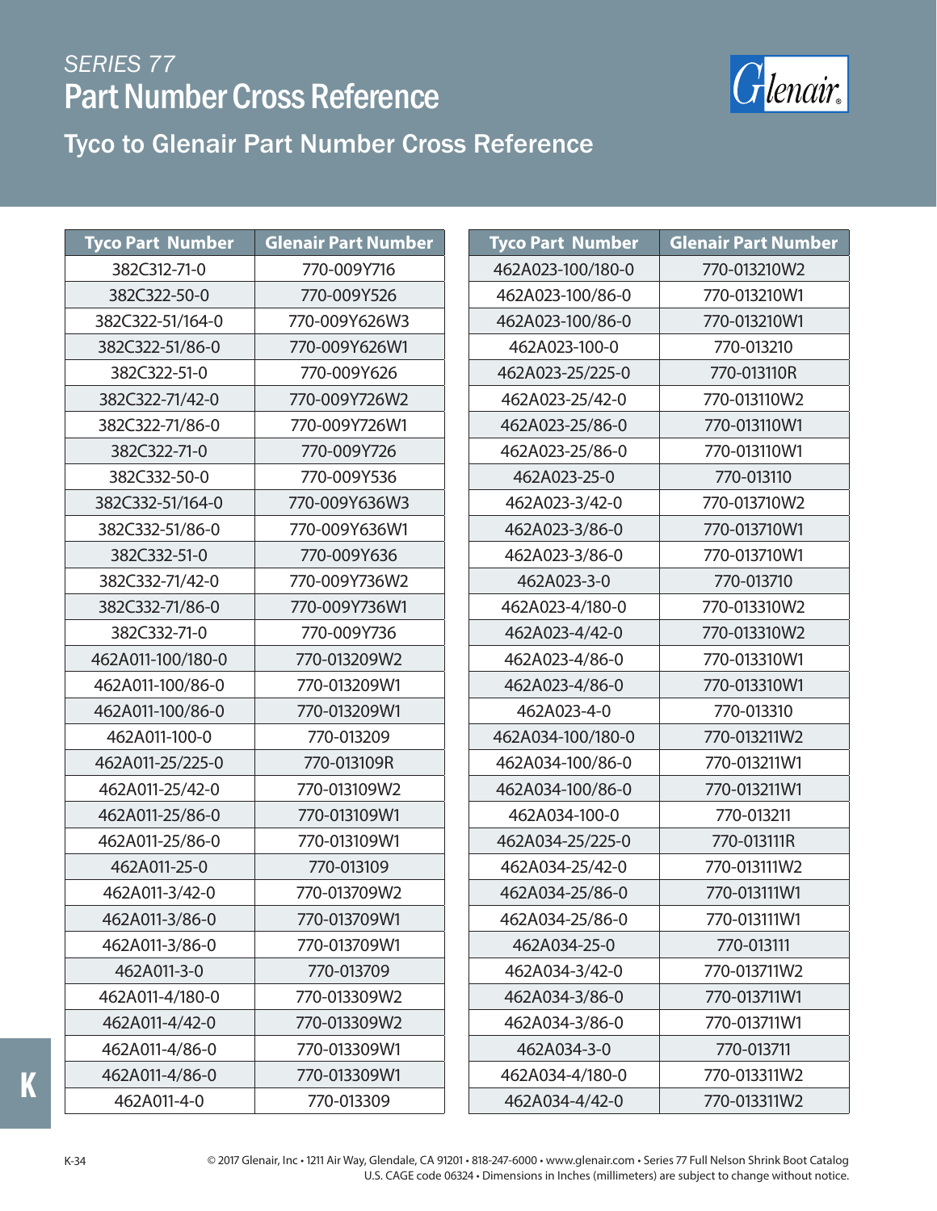*SERIES 77*

# Part Number Cross Reference

## Tyco to Glenair Part Number Cross Reference

| Tyco Part Number | Glenair Part Number |
|---|---|
| 382C312-71-0 | 770-009Y716 |
| 382C322-50-0 | 770-009Y526 |
| 382C322-51/164-0 | 770-009Y626W3 |
| 382C322-51/86-0 | 770-009Y626W1 |
| 382C322-51-0 | 770-009Y626 |
| 382C322-71/42-0 | 770-009Y726W2 |
| 382C322-71/86-0 | 770-009Y726W1 |
| 382C322-71-0 | 770-009Y726 |
| 382C332-50-0 | 770-009Y536 |
| 382C332-51/164-0 | 770-009Y636W3 |
| 382C332-51/86-0 | 770-009Y636W1 |
| 382C332-51-0 | 770-009Y636 |
| 382C332-71/42-0 | 770-009Y736W2 |
| 382C332-71/86-0 | 770-009Y736W1 |
| 382C332-71-0 | 770-009Y736 |
| 462A011-100/180-0 | 770-013209W2 |
| 462A011-100/86-0 | 770-013209W1 |
| 462A011-100/86-0 | 770-013209W1 |
| 462A011-100-0 | 770-013209 |
| 462A011-25/225-0 | 770-013109R |
| 462A011-25/42-0 | 770-013109W2 |
| 462A011-25/86-0 | 770-013109W1 |
| 462A011-25/86-0 | 770-013109W1 |
| 462A011-25-0 | 770-013109 |
| 462A011-3/42-0 | 770-013709W2 |
| 462A011-3/86-0 | 770-013709W1 |
| 462A011-3/86-0 | 770-013709W1 |
| 462A011-3-0 | 770-013709 |
| 462A011-4/180-0 | 770-013309W2 |
| 462A011-4/42-0 | 770-013309W2 |
| 462A011-4/86-0 | 770-013309W1 |
| 462A011-4/86-0 | 770-013309W1 |
| 462A011-4-0 | 770-013309 |
| 462A023-100/180-0 | 770-013210W2 |
| 462A023-100/86-0 | 770-013210W1 |
| 462A023-100/86-0 | 770-013210W1 |
| 462A023-100-0 | 770-013210 |
| 462A023-25/225-0 | 770-013110R |
| 462A023-25/42-0 | 770-013110W2 |
| 462A023-25/86-0 | 770-013110W1 |
| 462A023-25/86-0 | 770-013110W1 |
| 462A023-25-0 | 770-013110 |
| 462A023-3/42-0 | 770-013710W2 |
| 462A023-3/86-0 | 770-013710W1 |
| 462A023-3/86-0 | 770-013710W1 |
| 462A023-3-0 | 770-013710 |
| 462A023-4/180-0 | 770-013310W2 |
| 462A023-4/42-0 | 770-013310W2 |
| 462A023-4/86-0 | 770-013310W1 |
| 462A023-4/86-0 | 770-013310W1 |
| 462A023-4-0 | 770-013310 |
| 462A034-100/180-0 | 770-013211W2 |
| 462A034-100/86-0 | 770-013211W1 |
| 462A034-100/86-0 | 770-013211W1 |
| 462A034-100-0 | 770-013211 |
| 462A034-25/225-0 | 770-013111R |
| 462A034-25/42-0 | 770-013111W2 |
| 462A034-25/86-0 | 770-013111W1 |
| 462A034-25/86-0 | 770-013111W1 |
| 462A034-25-0 | 770-013111 |
| 462A034-3/42-0 | 770-013711W2 |
| 462A034-3/86-0 | 770-013711W1 |
| 462A034-3/86-0 | 770-013711W1 |
| 462A034-3-0 | 770-013711 |
| 462A034-4/180-0 | 770-013311W2 |
| 462A034-4/42-0 | 770-013311W2 |

© 2017 Glenair, Inc • 1211 Air Way, Glendale, CA 91201 • 818-247-6000 • www.glenair.com • Series 77 Full Nelson Shrink Boot Catalog
U.S. CAGE code 06324 • Dimensions in Inches (millimeters) are subject to change without notice.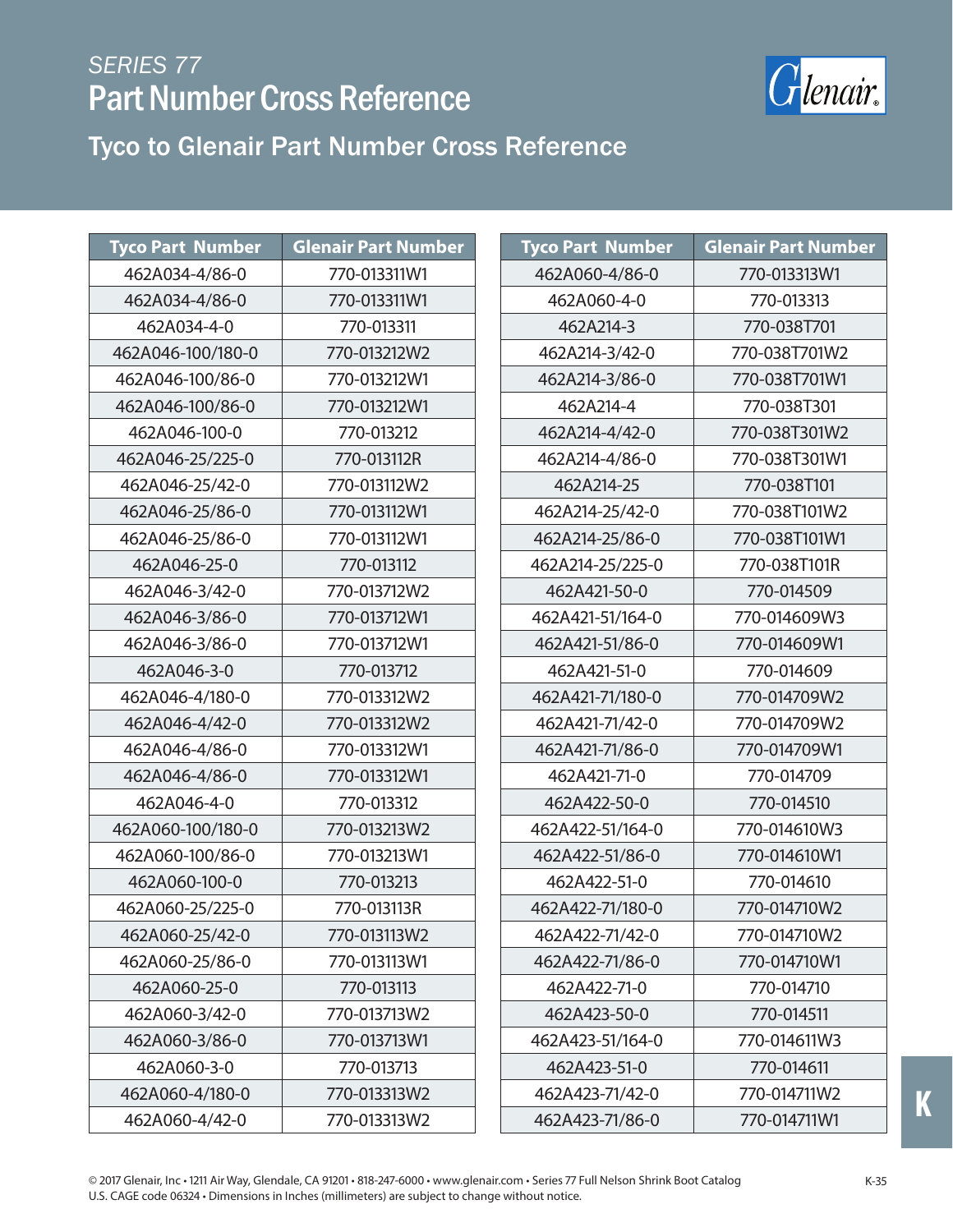# SERIES 77
## Part Number Cross Reference

### Tyco to Glenair Part Number Cross Reference

| Tyco Part Number | Glenair Part Number |
|---|---|
| 462A034-4/86-0 | 770-013311W1 |
| 462A034-4/86-0 | 770-013311W1 |
| 462A034-4-0 | 770-013311 |
| 462A046-100/180-0 | 770-013212W2 |
| 462A046-100/86-0 | 770-013212W1 |
| 462A046-100/86-0 | 770-013212W1 |
| 462A046-100-0 | 770-013212 |
| 462A046-25/225-0 | 770-013112R |
| 462A046-25/42-0 | 770-013112W2 |
| 462A046-25/86-0 | 770-013112W1 |
| 462A046-25/86-0 | 770-013112W1 |
| 462A046-25-0 | 770-013112 |
| 462A046-3/42-0 | 770-013712W2 |
| 462A046-3/86-0 | 770-013712W1 |
| 462A046-3/86-0 | 770-013712W1 |
| 462A046-3-0 | 770-013712 |
| 462A046-4/180-0 | 770-013312W2 |
| 462A046-4/42-0 | 770-013312W2 |
| 462A046-4/86-0 | 770-013312W1 |
| 462A046-4/86-0 | 770-013312W1 |
| 462A046-4-0 | 770-013312 |
| 462A060-100/180-0 | 770-013213W2 |
| 462A060-100/86-0 | 770-013213W1 |
| 462A060-100-0 | 770-013213 |
| 462A060-25/225-0 | 770-013113R |
| 462A060-25/42-0 | 770-013113W2 |
| 462A060-25/86-0 | 770-013113W1 |
| 462A060-25-0 | 770-013113 |
| 462A060-3/42-0 | 770-013713W2 |
| 462A060-3/86-0 | 770-013713W1 |
| 462A060-3-0 | 770-013713 |
| 462A060-4/180-0 | 770-013313W2 |
| 462A060-4/42-0 | 770-013313W2 |

| Tyco Part Number | Glenair Part Number |
|---|---|
| 462A060-4/86-0 | 770-013313W1 |
| 462A060-4-0 | 770-013313 |
| 462A214-3 | 770-038T701 |
| 462A214-3/42-0 | 770-038T701W2 |
| 462A214-3/86-0 | 770-038T701W1 |
| 462A214-4 | 770-038T301 |
| 462A214-4/42-0 | 770-038T301W2 |
| 462A214-4/86-0 | 770-038T301W1 |
| 462A214-25 | 770-038T101 |
| 462A214-25/42-0 | 770-038T101W2 |
| 462A214-25/86-0 | 770-038T101W1 |
| 462A214-25/225-0 | 770-038T101R |
| 462A421-50-0 | 770-014509 |
| 462A421-51/164-0 | 770-014609W3 |
| 462A421-51/86-0 | 770-014609W1 |
| 462A421-51-0 | 770-014609 |
| 462A421-71/180-0 | 770-014709W2 |
| 462A421-71/42-0 | 770-014709W2 |
| 462A421-71/86-0 | 770-014709W1 |
| 462A421-71-0 | 770-014709 |
| 462A422-50-0 | 770-014510 |
| 462A422-51/164-0 | 770-014610W3 |
| 462A422-51/86-0 | 770-014610W1 |
| 462A422-51-0 | 770-014610 |
| 462A422-71/180-0 | 770-014710W2 |
| 462A422-71/42-0 | 770-014710W2 |
| 462A422-71/86-0 | 770-014710W1 |
| 462A422-71-0 | 770-014710 |
| 462A423-50-0 | 770-014511 |
| 462A423-51/164-0 | 770-014611W3 |
| 462A423-51-0 | 770-014611 |
| 462A423-71/42-0 | 770-014711W2 |
| 462A423-71/86-0 | 770-014711W1 |

© 2017 Glenair, Inc • 1211 Air Way, Glendale, CA 91201 • 818-247-6000 • www.glenair.com • Series 77 Full Nelson Shrink Boot Catalog
U.S. CAGE code 06324 • Dimensions in Inches (millimeters) are subject to change without notice.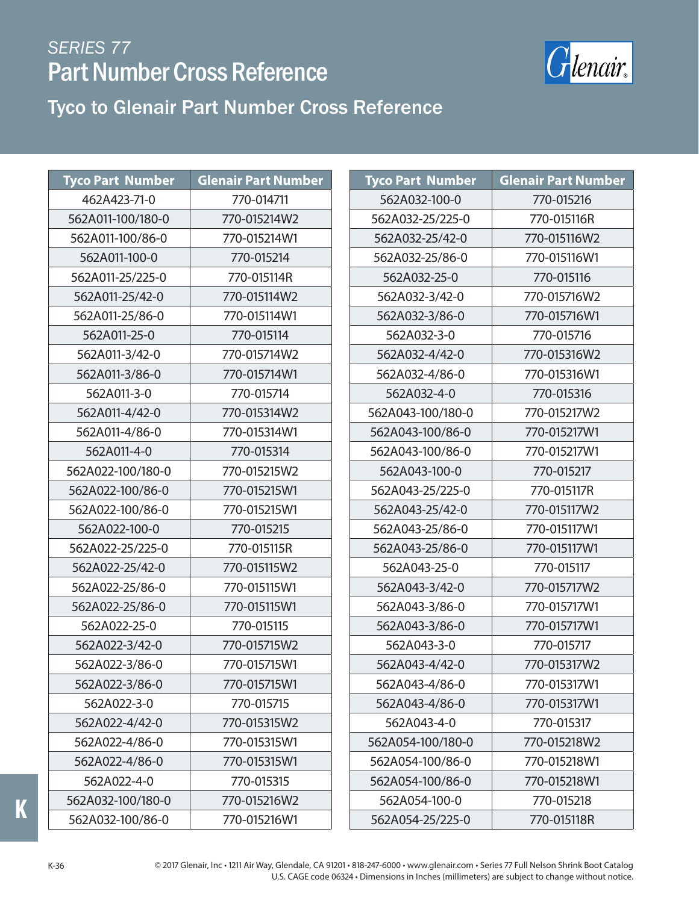# SERIES 77

## Part Number Cross Reference

### Tyco to Glenair Part Number Cross Reference

| Tyco Part Number | Glenair Part Number |
|---|---|
| 462A423-71-0 | 770-014711 |
| 562A011-100/180-0 | 770-015214W2 |
| 562A011-100/86-0 | 770-015214W1 |
| 562A011-100-0 | 770-015214 |
| 562A011-25/225-0 | 770-015114R |
| 562A011-25/42-0 | 770-015114W2 |
| 562A011-25/86-0 | 770-015114W1 |
| 562A011-25-0 | 770-015114 |
| 562A011-3/42-0 | 770-015714W2 |
| 562A011-3/86-0 | 770-015714W1 |
| 562A011-3-0 | 770-015714 |
| 562A011-4/42-0 | 770-015314W2 |
| 562A011-4/86-0 | 770-015314W1 |
| 562A011-4-0 | 770-015314 |
| 562A022-100/180-0 | 770-015215W2 |
| 562A022-100/86-0 | 770-015215W1 |
| 562A022-100/86-0 | 770-015215W1 |
| 562A022-100-0 | 770-015215 |
| 562A022-25/225-0 | 770-015115R |
| 562A022-25/42-0 | 770-015115W2 |
| 562A022-25/86-0 | 770-015115W1 |
| 562A022-25/86-0 | 770-015115W1 |
| 562A022-25-0 | 770-015115 |
| 562A022-3/42-0 | 770-015715W2 |
| 562A022-3/86-0 | 770-015715W1 |
| 562A022-3/86-0 | 770-015715W1 |
| 562A022-3-0 | 770-015715 |
| 562A022-4/42-0 | 770-015315W2 |
| 562A022-4/86-0 | 770-015315W1 |
| 562A022-4/86-0 | 770-015315W1 |
| 562A022-4-0 | 770-015315 |
| 562A032-100/180-0 | 770-015216W2 |
| 562A032-100/86-0 | 770-015216W1 |

| Tyco Part Number | Glenair Part Number |
|---|---|
| 562A032-100-0 | 770-015216 |
| 562A032-25/225-0 | 770-015116R |
| 562A032-25/42-0 | 770-015116W2 |
| 562A032-25/86-0 | 770-015116W1 |
| 562A032-25-0 | 770-015116 |
| 562A032-3/42-0 | 770-015716W2 |
| 562A032-3/86-0 | 770-015716W1 |
| 562A032-3-0 | 770-015716 |
| 562A032-4/42-0 | 770-015316W2 |
| 562A032-4/86-0 | 770-015316W1 |
| 562A032-4-0 | 770-015316 |
| 562A043-100/180-0 | 770-015217W2 |
| 562A043-100/86-0 | 770-015217W1 |
| 562A043-100/86-0 | 770-015217W1 |
| 562A043-100-0 | 770-015217 |
| 562A043-25/225-0 | 770-015117R |
| 562A043-25/42-0 | 770-015117W2 |
| 562A043-25/86-0 | 770-015117W1 |
| 562A043-25/86-0 | 770-015117W1 |
| 562A043-25-0 | 770-015117 |
| 562A043-3/42-0 | 770-015717W2 |
| 562A043-3/86-0 | 770-015717W1 |
| 562A043-3/86-0 | 770-015717W1 |
| 562A043-3-0 | 770-015717 |
| 562A043-4/42-0 | 770-015317W2 |
| 562A043-4/86-0 | 770-015317W1 |
| 562A043-4/86-0 | 770-015317W1 |
| 562A043-4-0 | 770-015317 |
| 562A054-100/180-0 | 770-015218W2 |
| 562A054-100/86-0 | 770-015218W1 |
| 562A054-100/86-0 | 770-015218W1 |
| 562A054-100-0 | 770-015218 |
| 562A054-25/225-0 | 770-015118R |

© 2017 Glenair, Inc • 1211 Air Way, Glendale, CA 91201 • 818-247-6000 • www.glenair.com • Series 77 Full Nelson Shrink Boot Catalog
U.S. CAGE code 06324 • Dimensions in Inches (millimeters) are subject to change without notice.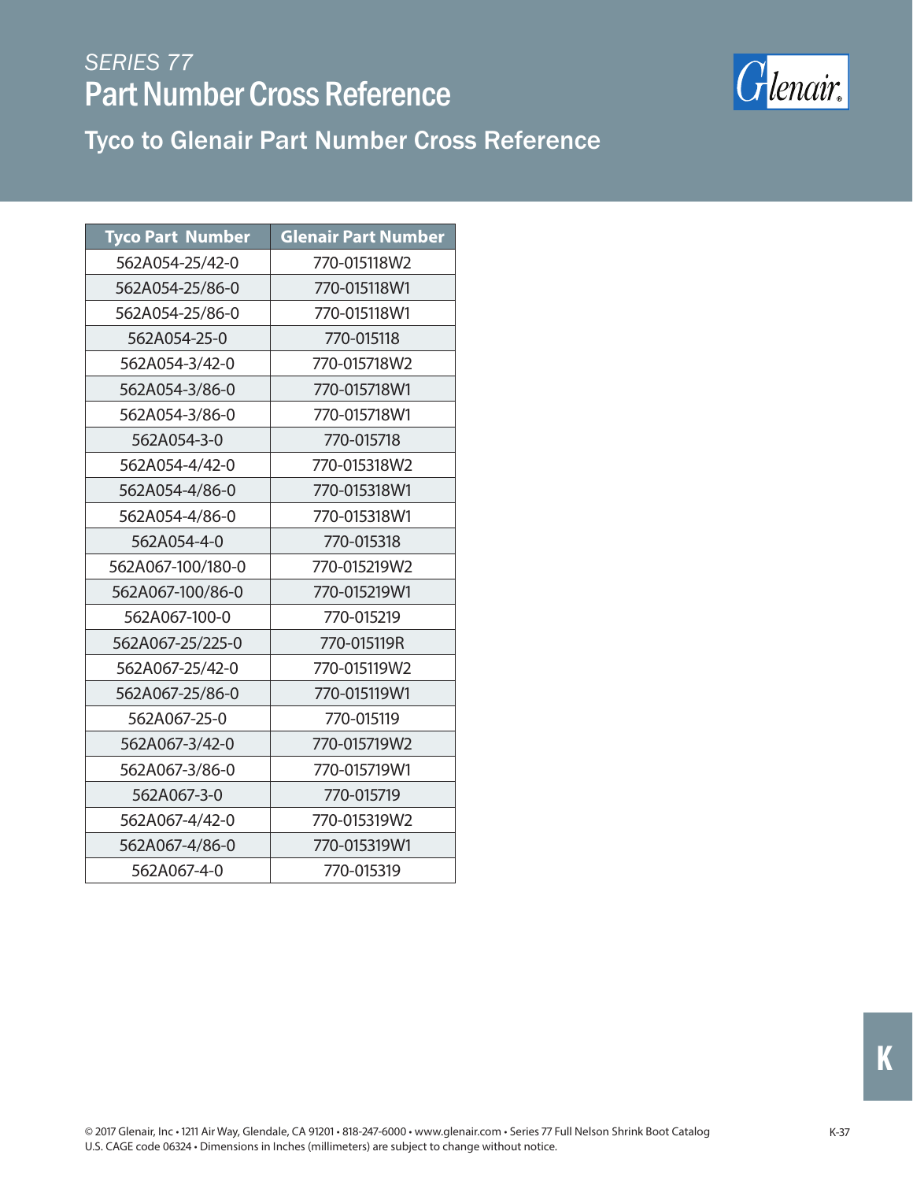SERIES 77

# Part Number Cross Reference

## Tyco to Glenair Part Number Cross Reference

| Tyco Part Number | Glenair Part Number |
|---|---|
| 562A054-25/42-0 | 770-015118W2 |
| 562A054-25/86-0 | 770-015118W1 |
| 562A054-25/86-0 | 770-015118W1 |
| 562A054-25-0 | 770-015118 |
| 562A054-3/42-0 | 770-015718W2 |
| 562A054-3/86-0 | 770-015718W1 |
| 562A054-3/86-0 | 770-015718W1 |
| 562A054-3-0 | 770-015718 |
| 562A054-4/42-0 | 770-015318W2 |
| 562A054-4/86-0 | 770-015318W1 |
| 562A054-4/86-0 | 770-015318W1 |
| 562A054-4-0 | 770-015318 |
| 562A067-100/180-0 | 770-015219W2 |
| 562A067-100/86-0 | 770-015219W1 |
| 562A067-100-0 | 770-015219 |
| 562A067-25/225-0 | 770-015119R |
| 562A067-25/42-0 | 770-015119W2 |
| 562A067-25/86-0 | 770-015119W1 |
| 562A067-25-0 | 770-015119 |
| 562A067-3/42-0 | 770-015719W2 |
| 562A067-3/86-0 | 770-015719W1 |
| 562A067-3-0 | 770-015719 |
| 562A067-4/42-0 | 770-015319W2 |
| 562A067-4/86-0 | 770-015319W1 |
| 562A067-4-0 | 770-015319 |

© 2017 Glenair, Inc • 1211 Air Way, Glendale, CA 91201 • 818-247-6000 • www.glenair.com • Series 77 Full Nelson Shrink Boot Catalog
U.S. CAGE code 06324 • Dimensions in Inches (millimeters) are subject to change without notice.